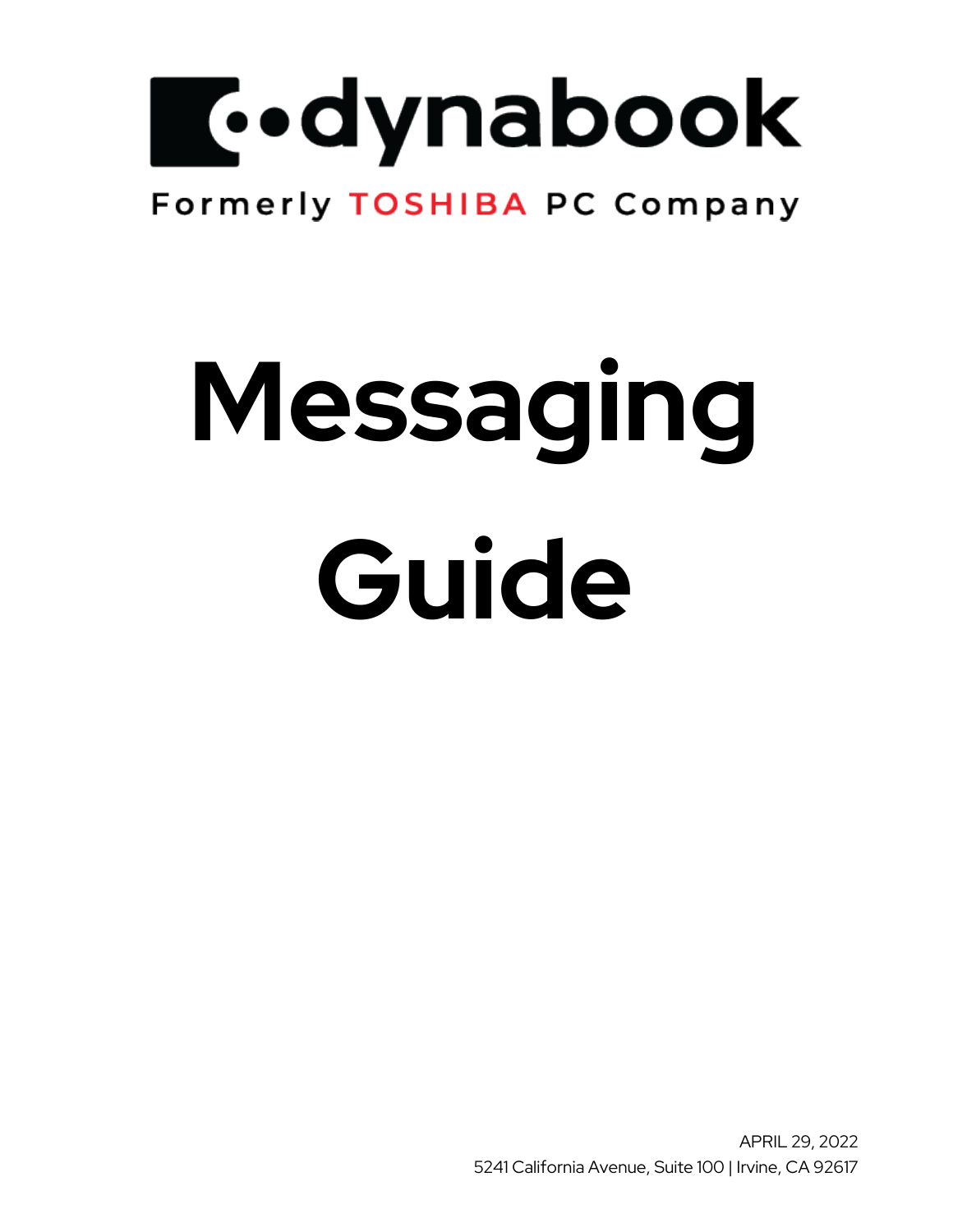dynabook

Formerly TOSHIBA PC Company

# Messaging Guide

APRIL 29, 2022

5241 California Avenue, Suite 100 | Irvine, CA 92617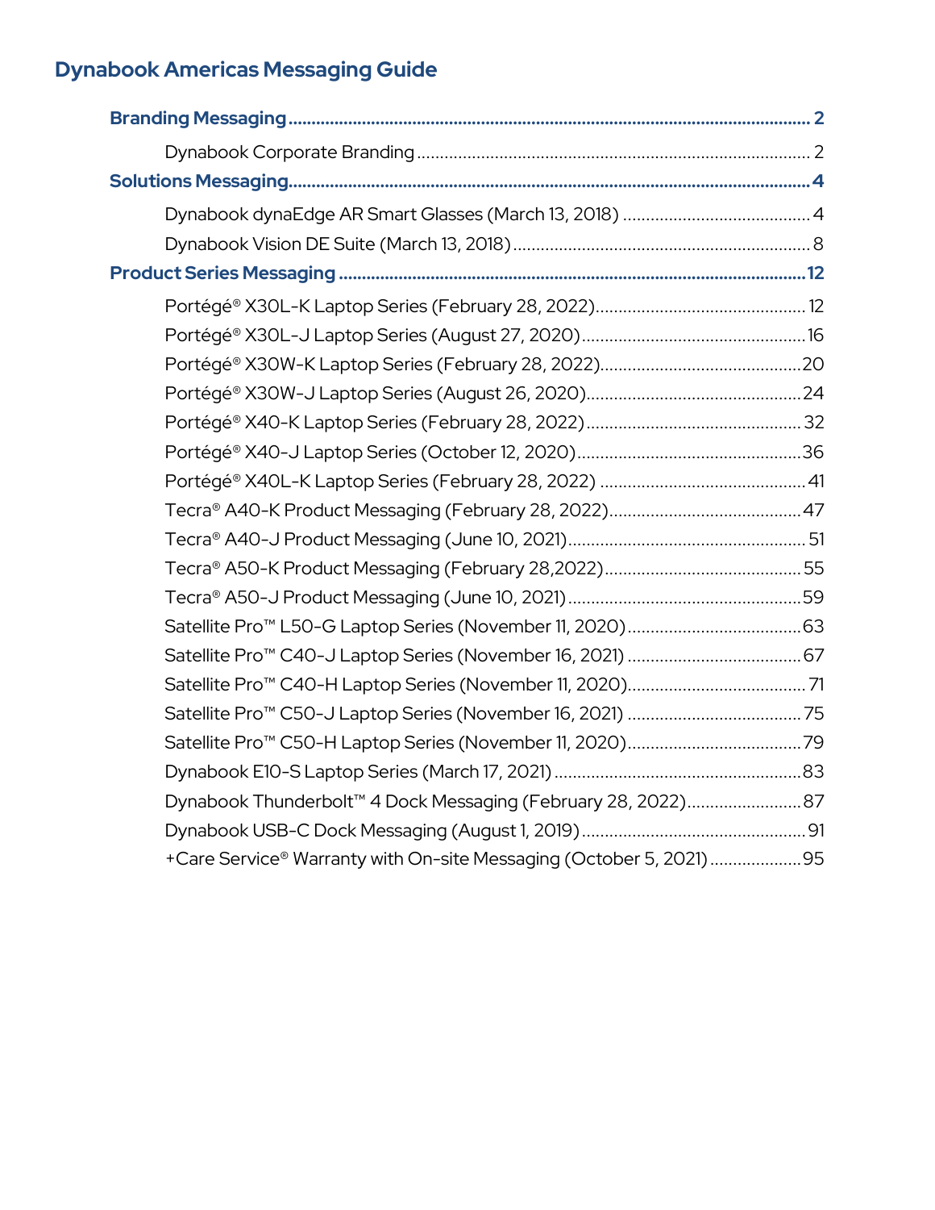# Dynabook Americas Messaging Guide

**Branding Messaging** ..... 2

- Dynabook Corporate Branding ..... 2

**Solutions Messaging** ..... 4

- Dynabook dynaEdge AR Smart Glasses (March 13, 2018) ..... 4
- Dynabook Vision DE Suite (March 13, 2018) ..... 8

**Product Series Messaging** ..... 12

- Portégé® X30L-K Laptop Series (February 28, 2022) ..... 12
- Portégé® X30L-J Laptop Series (August 27, 2020) ..... 16
- Portégé® X30W-K Laptop Series (February 28, 2022) ..... 20
- Portégé® X30W-J Laptop Series (August 26, 2020) ..... 24
- Portégé® X40-K Laptop Series (February 28, 2022) ..... 32
- Portégé® X40-J Laptop Series (October 12, 2020) ..... 36
- Portégé® X40L-K Laptop Series (February 28, 2022) ..... 41
- Tecra® A40-K Product Messaging (February 28, 2022) ..... 47
- Tecra® A40-J Product Messaging (June 10, 2021) ..... 51
- Tecra® A50-K Product Messaging (February 28,2022) ..... 55
- Tecra® A50-J Product Messaging (June 10, 2021) ..... 59
- Satellite Pro™ L50-G Laptop Series (November 11, 2020) ..... 63
- Satellite Pro™ C40-J Laptop Series (November 16, 2021) ..... 67
- Satellite Pro™ C40-H Laptop Series (November 11, 2020) ..... 71
- Satellite Pro™ C50-J Laptop Series (November 16, 2021) ..... 75
- Satellite Pro™ C50-H Laptop Series (November 11, 2020) ..... 79
- Dynabook E10-S Laptop Series (March 17, 2021) ..... 83
- Dynabook Thunderbolt™ 4 Dock Messaging (February 28, 2022) ..... 87
- Dynabook USB-C Dock Messaging (August 1, 2019) ..... 91
- +Care Service® Warranty with On-site Messaging (October 5, 2021) ..... 95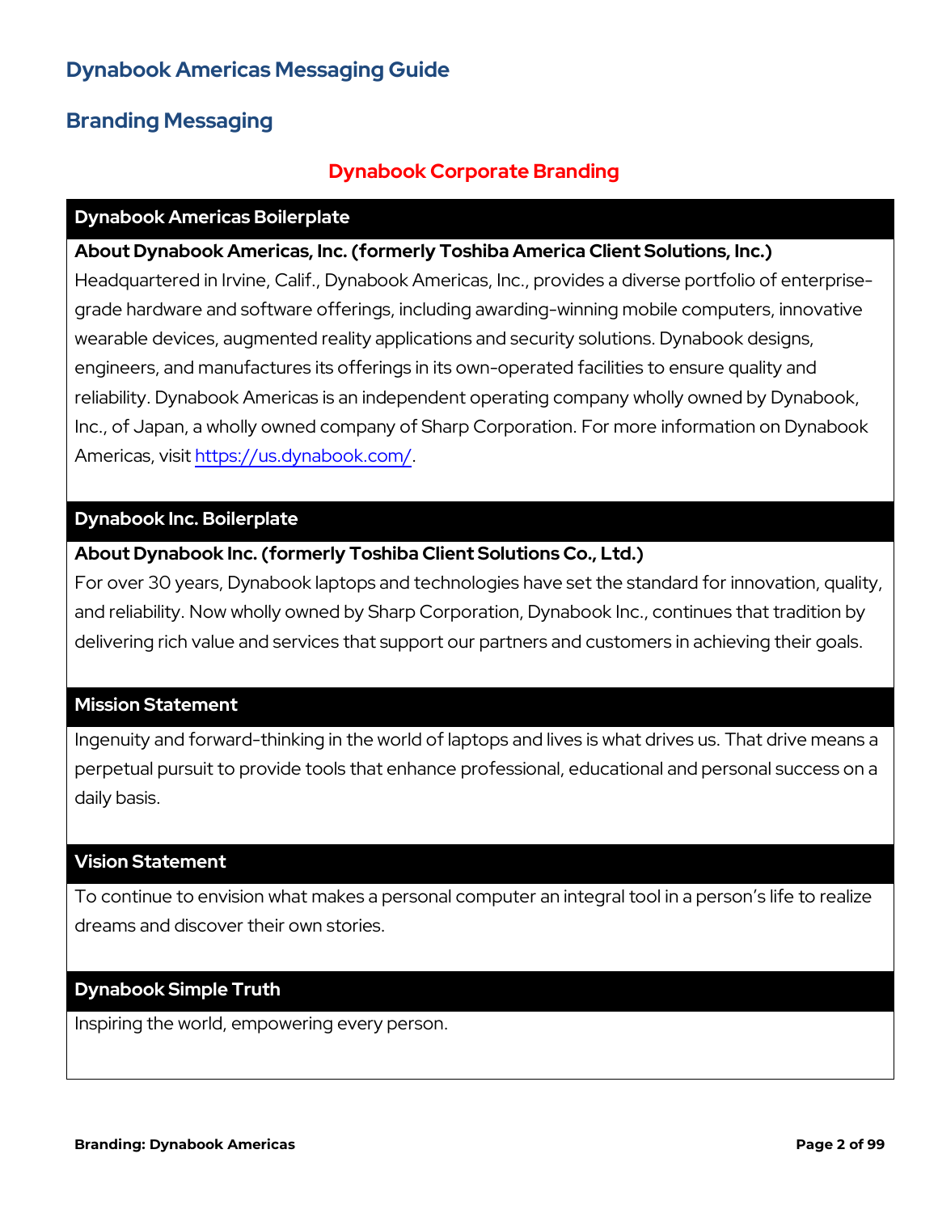# Dynabook Americas Messaging Guide

## Branding Messaging

### Dynabook Corporate Branding

#### Dynabook Americas Boilerplate

**About Dynabook Americas, Inc. (formerly Toshiba America Client Solutions, Inc.)**
Headquartered in Irvine, Calif., Dynabook Americas, Inc., provides a diverse portfolio of enterprise-grade hardware and software offerings, including awarding-winning mobile computers, innovative wearable devices, augmented reality applications and security solutions. Dynabook designs, engineers, and manufactures its offerings in its own-operated facilities to ensure quality and reliability. Dynabook Americas is an independent operating company wholly owned by Dynabook, Inc., of Japan, a wholly owned company of Sharp Corporation. For more information on Dynabook Americas, visit https://us.dynabook.com/.

#### Dynabook Inc. Boilerplate

**About Dynabook Inc. (formerly Toshiba Client Solutions Co., Ltd.)**
For over 30 years, Dynabook laptops and technologies have set the standard for innovation, quality, and reliability. Now wholly owned by Sharp Corporation, Dynabook Inc., continues that tradition by delivering rich value and services that support our partners and customers in achieving their goals.

#### Mission Statement

Ingenuity and forward-thinking in the world of laptops and lives is what drives us. That drive means a perpetual pursuit to provide tools that enhance professional, educational and personal success on a daily basis.

#### Vision Statement

To continue to envision what makes a personal computer an integral tool in a person's life to realize dreams and discover their own stories.

#### Dynabook Simple Truth

Inspiring the world, empowering every person.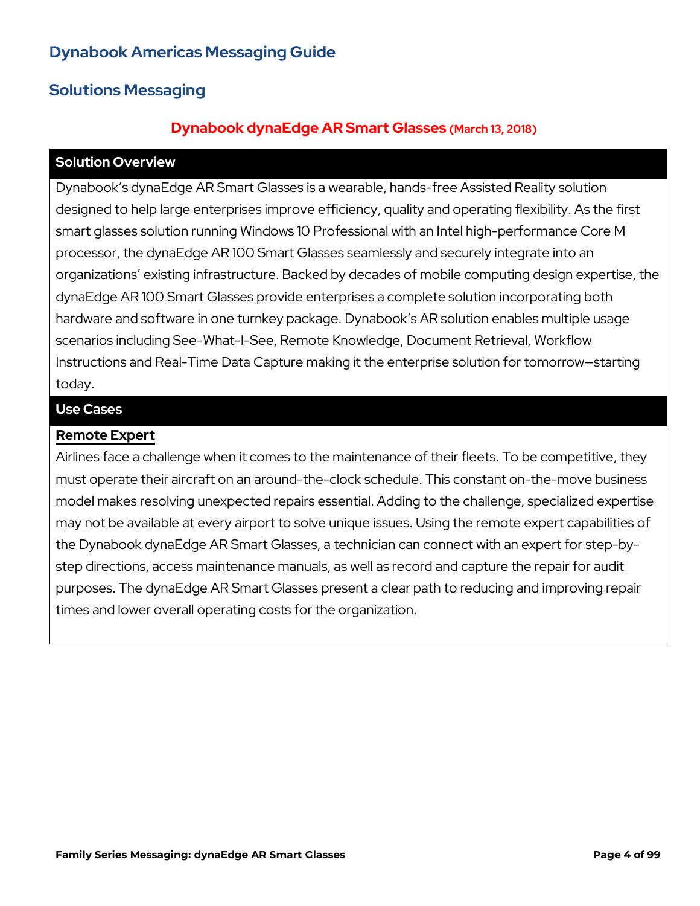# Dynabook Americas Messaging Guide

## Solutions Messaging

### Dynabook dynaEdge AR Smart Glasses (March 13, 2018)

| Solution Overview |
|---|
| Dynabook's dynaEdge AR Smart Glasses is a wearable, hands-free Assisted Reality solution designed to help large enterprises improve efficiency, quality and operating flexibility. As the first smart glasses solution running Windows 10 Professional with an Intel high-performance Core M processor, the dynaEdge AR 100 Smart Glasses seamlessly and securely integrate into an organizations' existing infrastructure. Backed by decades of mobile computing design expertise, the dynaEdge AR 100 Smart Glasses provide enterprises a complete solution incorporating both hardware and software in one turnkey package. Dynabook's AR solution enables multiple usage scenarios including See-What-I-See, Remote Knowledge, Document Retrieval, Workflow Instructions and Real-Time Data Capture making it the enterprise solution for tomorrow—starting today. |
| **Use Cases** |
| **Remote Expert**<br>Airlines face a challenge when it comes to the maintenance of their fleets. To be competitive, they must operate their aircraft on an around-the-clock schedule. This constant on-the-move business model makes resolving unexpected repairs essential. Adding to the challenge, specialized expertise may not be available at every airport to solve unique issues. Using the remote expert capabilities of the Dynabook dynaEdge AR Smart Glasses, a technician can connect with an expert for step-by-step directions, access maintenance manuals, as well as record and capture the repair for audit purposes. The dynaEdge AR Smart Glasses present a clear path to reducing and improving repair times and lower overall operating costs for the organization. |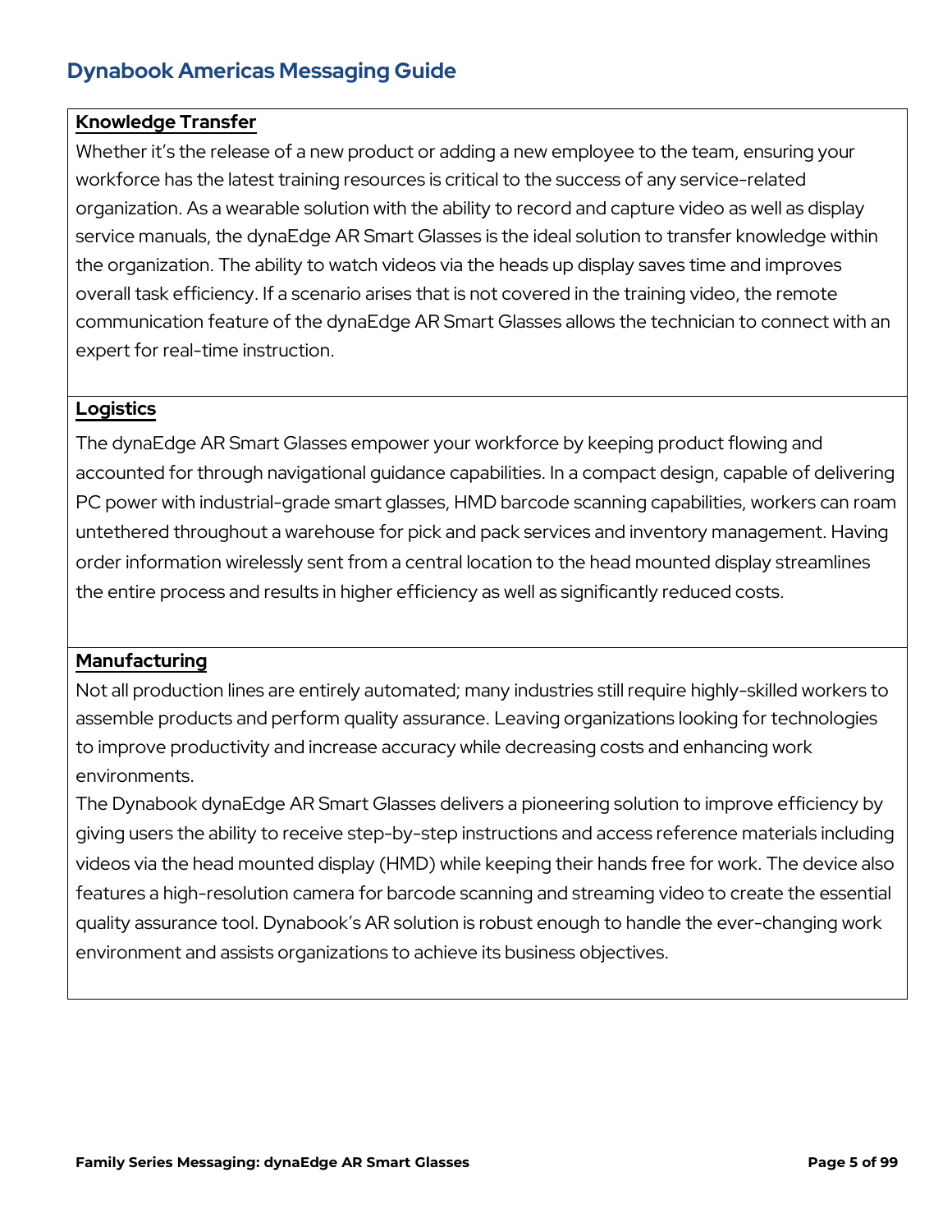## Dynabook Americas Messaging Guide

**Knowledge Transfer**

Whether it's the release of a new product or adding a new employee to the team, ensuring your workforce has the latest training resources is critical to the success of any service-related organization. As a wearable solution with the ability to record and capture video as well as display service manuals, the dynaEdge AR Smart Glasses is the ideal solution to transfer knowledge within the organization. The ability to watch videos via the heads up display saves time and improves overall task efficiency. If a scenario arises that is not covered in the training video, the remote communication feature of the dynaEdge AR Smart Glasses allows the technician to connect with an expert for real-time instruction.

**Logistics**

The dynaEdge AR Smart Glasses empower your workforce by keeping product flowing and accounted for through navigational guidance capabilities. In a compact design, capable of delivering PC power with industrial-grade smart glasses, HMD barcode scanning capabilities, workers can roam untethered throughout a warehouse for pick and pack services and inventory management. Having order information wirelessly sent from a central location to the head mounted display streamlines the entire process and results in higher efficiency as well as significantly reduced costs.

**Manufacturing**

Not all production lines are entirely automated; many industries still require highly-skilled workers to assemble products and perform quality assurance. Leaving organizations looking for technologies to improve productivity and increase accuracy while decreasing costs and enhancing work environments.

The Dynabook dynaEdge AR Smart Glasses delivers a pioneering solution to improve efficiency by giving users the ability to receive step-by-step instructions and access reference materials including videos via the head mounted display (HMD) while keeping their hands free for work. The device also features a high-resolution camera for barcode scanning and streaming video to create the essential quality assurance tool. Dynabook's AR solution is robust enough to handle the ever-changing work environment and assists organizations to achieve its business objectives.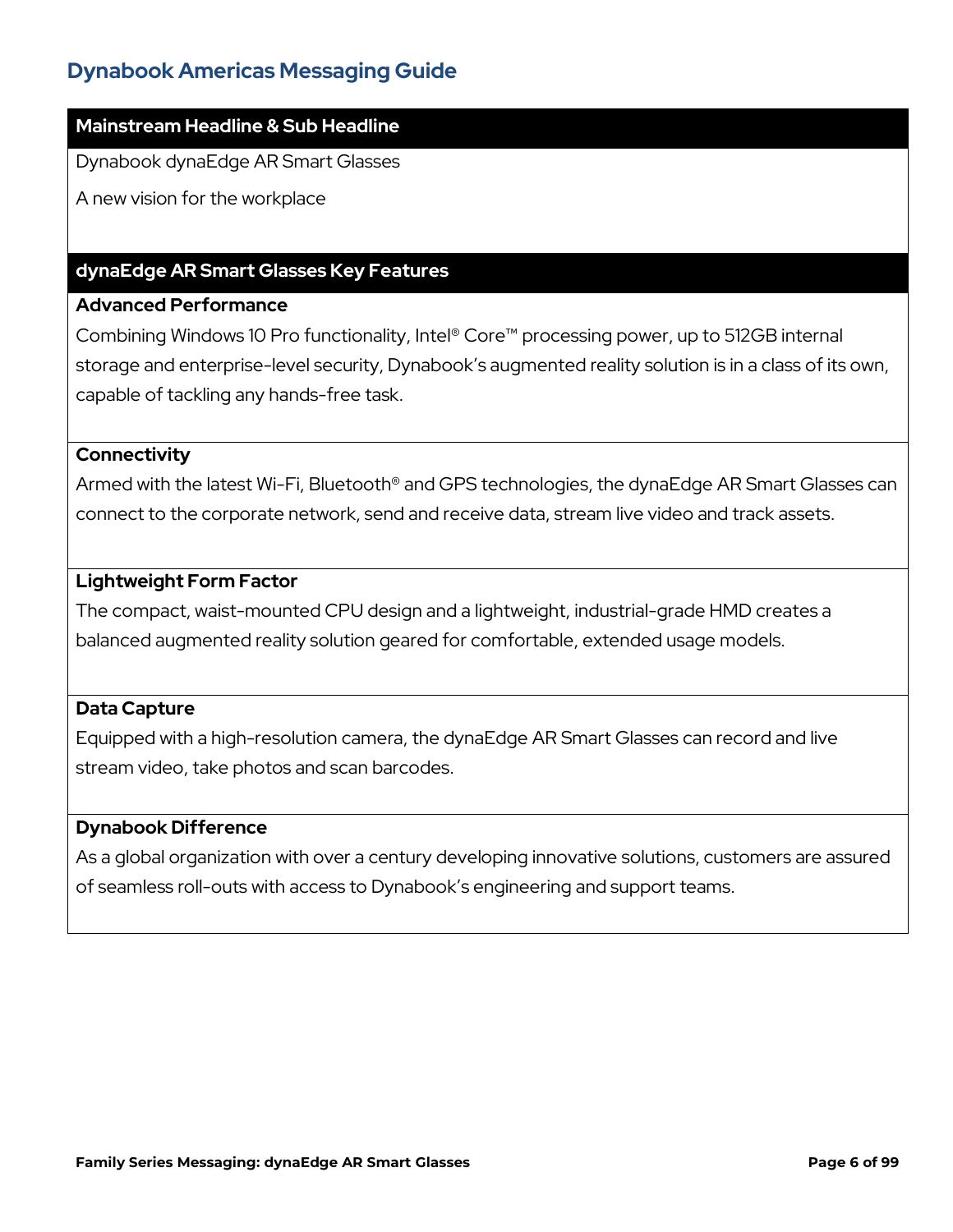## Dynabook Americas Messaging Guide

### Mainstream Headline & Sub Headline

Dynabook dynaEdge AR Smart Glasses

A new vision for the workplace

### dynaEdge AR Smart Glasses Key Features

**Advanced Performance**

Combining Windows 10 Pro functionality, Intel® Core™ processing power, up to 512GB internal storage and enterprise-level security, Dynabook's augmented reality solution is in a class of its own, capable of tackling any hands-free task.

**Connectivity**

Armed with the latest Wi-Fi, Bluetooth® and GPS technologies, the dynaEdge AR Smart Glasses can connect to the corporate network, send and receive data, stream live video and track assets.

**Lightweight Form Factor**

The compact, waist-mounted CPU design and a lightweight, industrial-grade HMD creates a balanced augmented reality solution geared for comfortable, extended usage models.

**Data Capture**

Equipped with a high-resolution camera, the dynaEdge AR Smart Glasses can record and live stream video, take photos and scan barcodes.

**Dynabook Difference**

As a global organization with over a century developing innovative solutions, customers are assured of seamless roll-outs with access to Dynabook's engineering and support teams.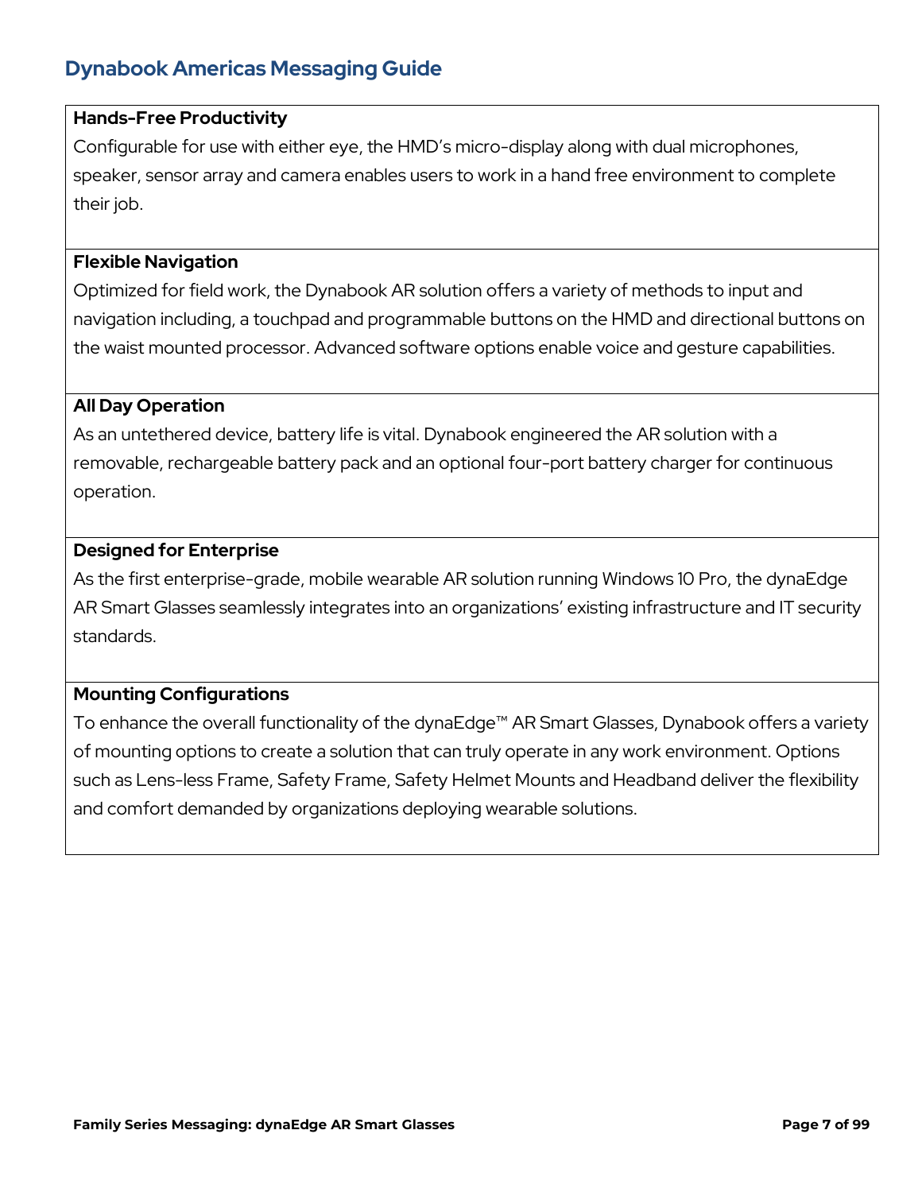**Hands-Free Productivity**

Configurable for use with either eye, the HMD's micro-display along with dual microphones, speaker, sensor array and camera enables users to work in a hand free environment to complete their job.

**Flexible Navigation**

Optimized for field work, the Dynabook AR solution offers a variety of methods to input and navigation including, a touchpad and programmable buttons on the HMD and directional buttons on the waist mounted processor. Advanced software options enable voice and gesture capabilities.

**All Day Operation**

As an untethered device, battery life is vital. Dynabook engineered the AR solution with a removable, rechargeable battery pack and an optional four-port battery charger for continuous operation.

**Designed for Enterprise**

As the first enterprise-grade, mobile wearable AR solution running Windows 10 Pro, the dynaEdge AR Smart Glasses seamlessly integrates into an organizations' existing infrastructure and IT security standards.

**Mounting Configurations**

To enhance the overall functionality of the dynaEdge™ AR Smart Glasses, Dynabook offers a variety of mounting options to create a solution that can truly operate in any work environment. Options such as Lens-less Frame, Safety Frame, Safety Helmet Mounts and Headband deliver the flexibility and comfort demanded by organizations deploying wearable solutions.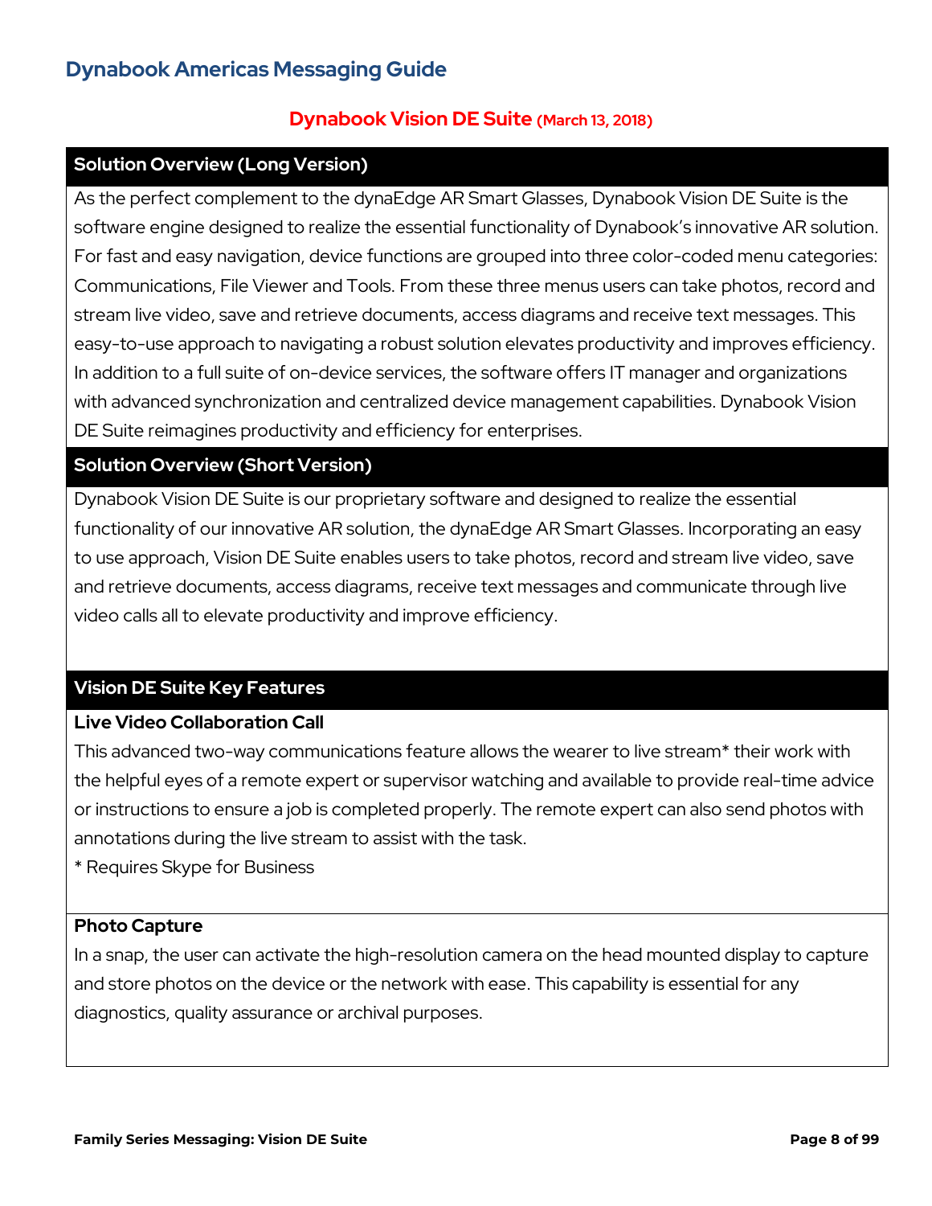## Dynabook Americas Messaging Guide

### Dynabook Vision DE Suite (March 13, 2018)

#### Solution Overview (Long Version)

As the perfect complement to the dynaEdge AR Smart Glasses, Dynabook Vision DE Suite is the software engine designed to realize the essential functionality of Dynabook's innovative AR solution. For fast and easy navigation, device functions are grouped into three color-coded menu categories: Communications, File Viewer and Tools. From these three menus users can take photos, record and stream live video, save and retrieve documents, access diagrams and receive text messages. This easy-to-use approach to navigating a robust solution elevates productivity and improves efficiency. In addition to a full suite of on-device services, the software offers IT manager and organizations with advanced synchronization and centralized device management capabilities. Dynabook Vision DE Suite reimagines productivity and efficiency for enterprises.

#### Solution Overview (Short Version)

Dynabook Vision DE Suite is our proprietary software and designed to realize the essential functionality of our innovative AR solution, the dynaEdge AR Smart Glasses. Incorporating an easy to use approach, Vision DE Suite enables users to take photos, record and stream live video, save and retrieve documents, access diagrams, receive text messages and communicate through live video calls all to elevate productivity and improve efficiency.

#### Vision DE Suite Key Features

**Live Video Collaboration Call**

This advanced two-way communications feature allows the wearer to live stream* their work with the helpful eyes of a remote expert or supervisor watching and available to provide real-time advice or instructions to ensure a job is completed properly. The remote expert can also send photos with annotations during the live stream to assist with the task.

* Requires Skype for Business

**Photo Capture**

In a snap, the user can activate the high-resolution camera on the head mounted display to capture and store photos on the device or the network with ease. This capability is essential for any diagnostics, quality assurance or archival purposes.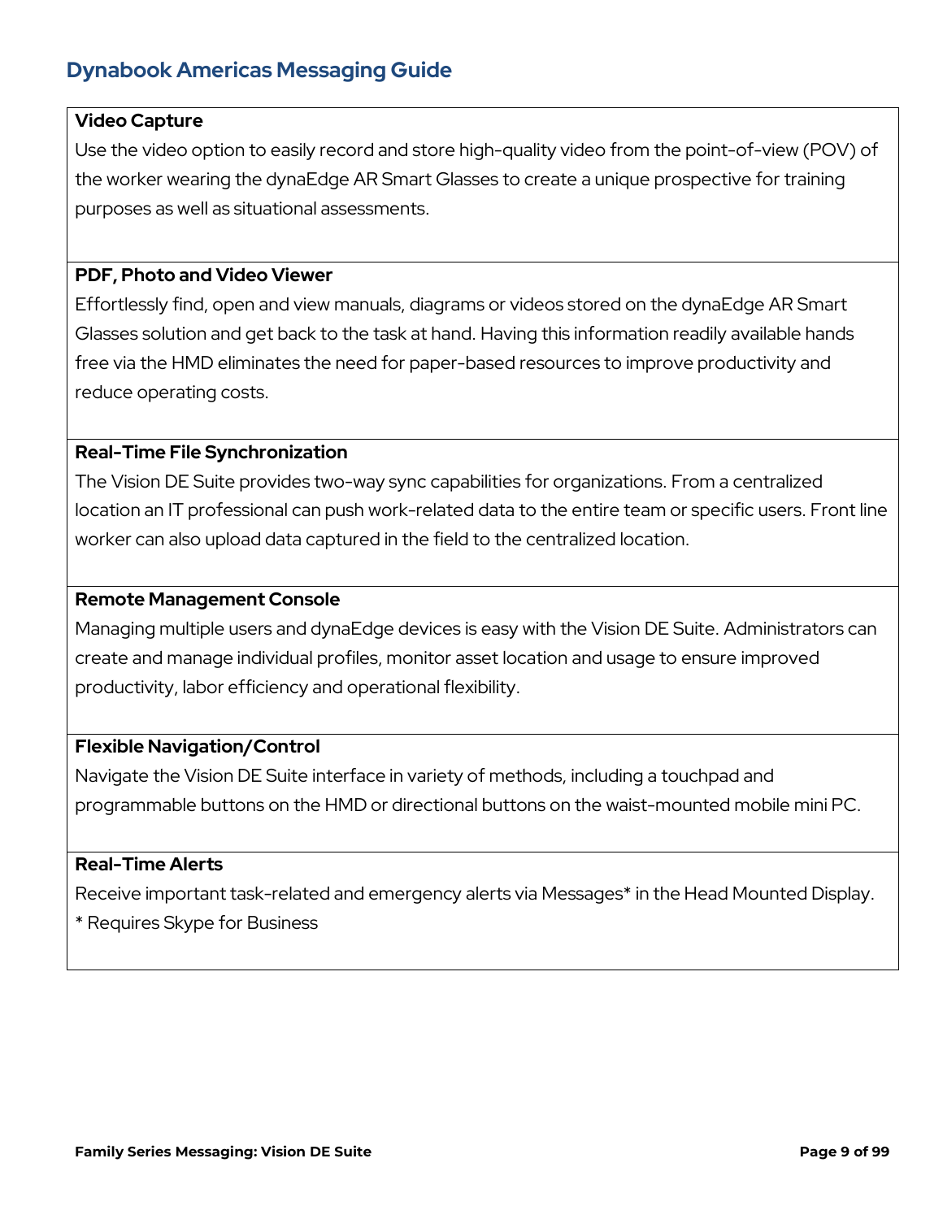### Video Capture

Use the video option to easily record and store high-quality video from the point-of-view (POV) of the worker wearing the dynaEdge AR Smart Glasses to create a unique prospective for training purposes as well as situational assessments.

### PDF, Photo and Video Viewer

Effortlessly find, open and view manuals, diagrams or videos stored on the dynaEdge AR Smart Glasses solution and get back to the task at hand. Having this information readily available hands free via the HMD eliminates the need for paper-based resources to improve productivity and reduce operating costs.

### Real-Time File Synchronization

The Vision DE Suite provides two-way sync capabilities for organizations. From a centralized location an IT professional can push work-related data to the entire team or specific users. Front line worker can also upload data captured in the field to the centralized location.

### Remote Management Console

Managing multiple users and dynaEdge devices is easy with the Vision DE Suite. Administrators can create and manage individual profiles, monitor asset location and usage to ensure improved productivity, labor efficiency and operational flexibility.

### Flexible Navigation/Control

Navigate the Vision DE Suite interface in variety of methods, including a touchpad and programmable buttons on the HMD or directional buttons on the waist-mounted mobile mini PC.

### Real-Time Alerts

Receive important task-related and emergency alerts via Messages* in the Head Mounted Display.

* Requires Skype for Business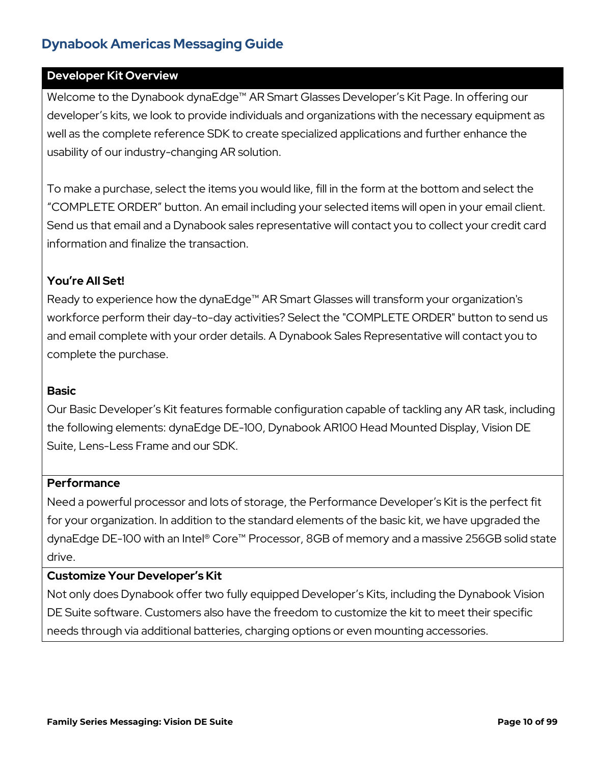## Dynabook Americas Messaging Guide

### Developer Kit Overview

Welcome to the Dynabook dynaEdge™ AR Smart Glasses Developer's Kit Page. In offering our developer's kits, we look to provide individuals and organizations with the necessary equipment as well as the complete reference SDK to create specialized applications and further enhance the usability of our industry-changing AR solution.

To make a purchase, select the items you would like, fill in the form at the bottom and select the "COMPLETE ORDER" button. An email including your selected items will open in your email client. Send us that email and a Dynabook sales representative will contact you to collect your credit card information and finalize the transaction.

**You're All Set!**

Ready to experience how the dynaEdge™ AR Smart Glasses will transform your organization's workforce perform their day-to-day activities? Select the "COMPLETE ORDER" button to send us and email complete with your order details. A Dynabook Sales Representative will contact you to complete the purchase.

**Basic**

Our Basic Developer's Kit features formable configuration capable of tackling any AR task, including the following elements: dynaEdge DE-100, Dynabook AR100 Head Mounted Display, Vision DE Suite, Lens-Less Frame and our SDK.

**Performance**

Need a powerful processor and lots of storage, the Performance Developer's Kit is the perfect fit for your organization. In addition to the standard elements of the basic kit, we have upgraded the dynaEdge DE-100 with an Intel® Core™ Processor, 8GB of memory and a massive 256GB solid state drive.

**Customize Your Developer's Kit**

Not only does Dynabook offer two fully equipped Developer's Kits, including the Dynabook Vision DE Suite software. Customers also have the freedom to customize the kit to meet their specific needs through via additional batteries, charging options or even mounting accessories.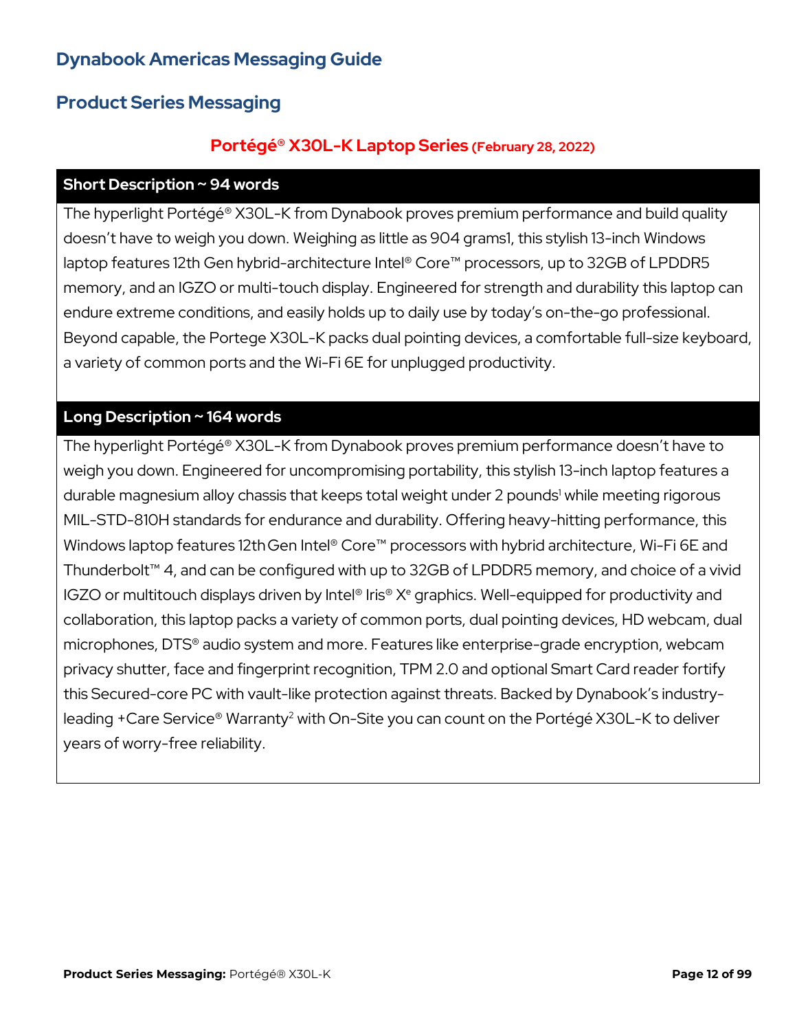# Dynabook Americas Messaging Guide

## Product Series Messaging

### Portégé® X30L-K Laptop Series (February 28, 2022)

| Short Description ~ 94 words |
| --- |
| The hyperlight Portégé® X30L-K from Dynabook proves premium performance and build quality doesn't have to weigh you down. Weighing as little as 904 grams1, this stylish 13-inch Windows laptop features 12th Gen hybrid-architecture Intel® Core™ processors, up to 32GB of LPDDR5 memory, and an IGZO or multi-touch display. Engineered for strength and durability this laptop can endure extreme conditions, and easily holds up to daily use by today's on-the-go professional. Beyond capable, the Portege X30L-K packs dual pointing devices, a comfortable full-size keyboard, a variety of common ports and the Wi-Fi 6E for unplugged productivity. |

| Long Description ~ 164 words |
| --- |
| The hyperlight Portégé® X30L-K from Dynabook proves premium performance doesn't have to weigh you down. Engineered for uncompromising portability, this stylish 13-inch laptop features a durable magnesium alloy chassis that keeps total weight under 2 pounds[1] while meeting rigorous MIL-STD-810H standards for endurance and durability. Offering heavy-hitting performance, this Windows laptop features 12th Gen Intel® Core™ processors with hybrid architecture, Wi-Fi 6E and Thunderbolt™ 4, and can be configured with up to 32GB of LPDDR5 memory, and choice of a vivid IGZO or multitouch displays driven by Intel® Iris® Xe graphics. Well-equipped for productivity and collaboration, this laptop packs a variety of common ports, dual pointing devices, HD webcam, dual microphones, DTS® audio system and more. Features like enterprise-grade encryption, webcam privacy shutter, face and fingerprint recognition, TPM 2.0 and optional Smart Card reader fortify this Secured-core PC with vault-like protection against threats. Backed by Dynabook's industry-leading +Care Service® Warranty[2] with On-Site you can count on the Portégé X30L-K to deliver years of worry-free reliability. |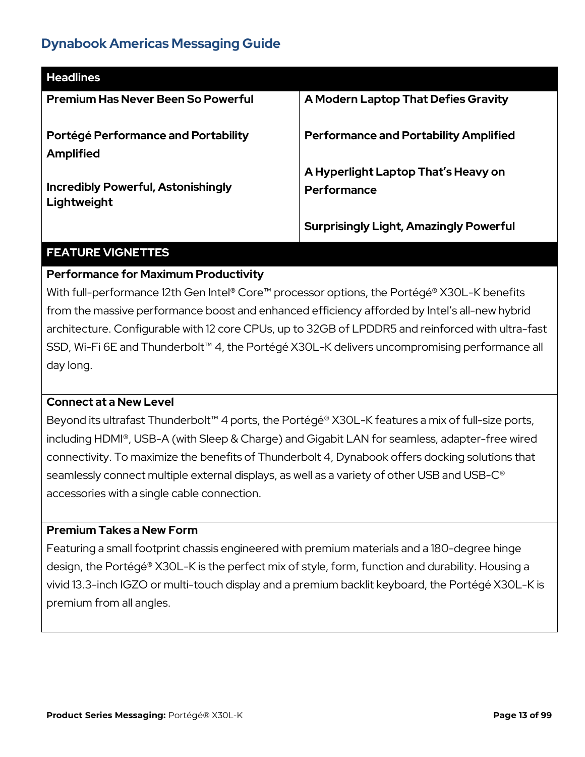## Dynabook Americas Messaging Guide

| Headlines | |
|---|---|
| **Premium Has Never Been So Powerful** | **A Modern Laptop That Defies Gravity** |
| **Portégé Performance and Portability Amplified** | **Performance and Portability Amplified** |
| **Incredibly Powerful, Astonishingly Lightweight** | **A Hyperlight Laptop That's Heavy on Performance** |
| | **Surprisingly Light, Amazingly Powerful** |

### FEATURE VIGNETTES

**Performance for Maximum Productivity**

With full-performance 12th Gen Intel® Core™ processor options, the Portégé® X30L-K benefits from the massive performance boost and enhanced efficiency afforded by Intel's all-new hybrid architecture. Configurable with 12 core CPUs, up to 32GB of LPDDR5 and reinforced with ultra-fast SSD, Wi-Fi 6E and Thunderbolt™ 4, the Portégé X30L-K delivers uncompromising performance all day long.

**Connect at a New Level**

Beyond its ultrafast Thunderbolt™ 4 ports, the Portégé® X30L-K features a mix of full-size ports, including HDMI®, USB-A (with Sleep & Charge) and Gigabit LAN for seamless, adapter-free wired connectivity. To maximize the benefits of Thunderbolt 4, Dynabook offers docking solutions that seamlessly connect multiple external displays, as well as a variety of other USB and USB-C® accessories with a single cable connection.

**Premium Takes a New Form**

Featuring a small footprint chassis engineered with premium materials and a 180-degree hinge design, the Portégé® X30L-K is the perfect mix of style, form, function and durability. Housing a vivid 13.3-inch IGZO or multi-touch display and a premium backlit keyboard, the Portégé X30L-K is premium from all angles.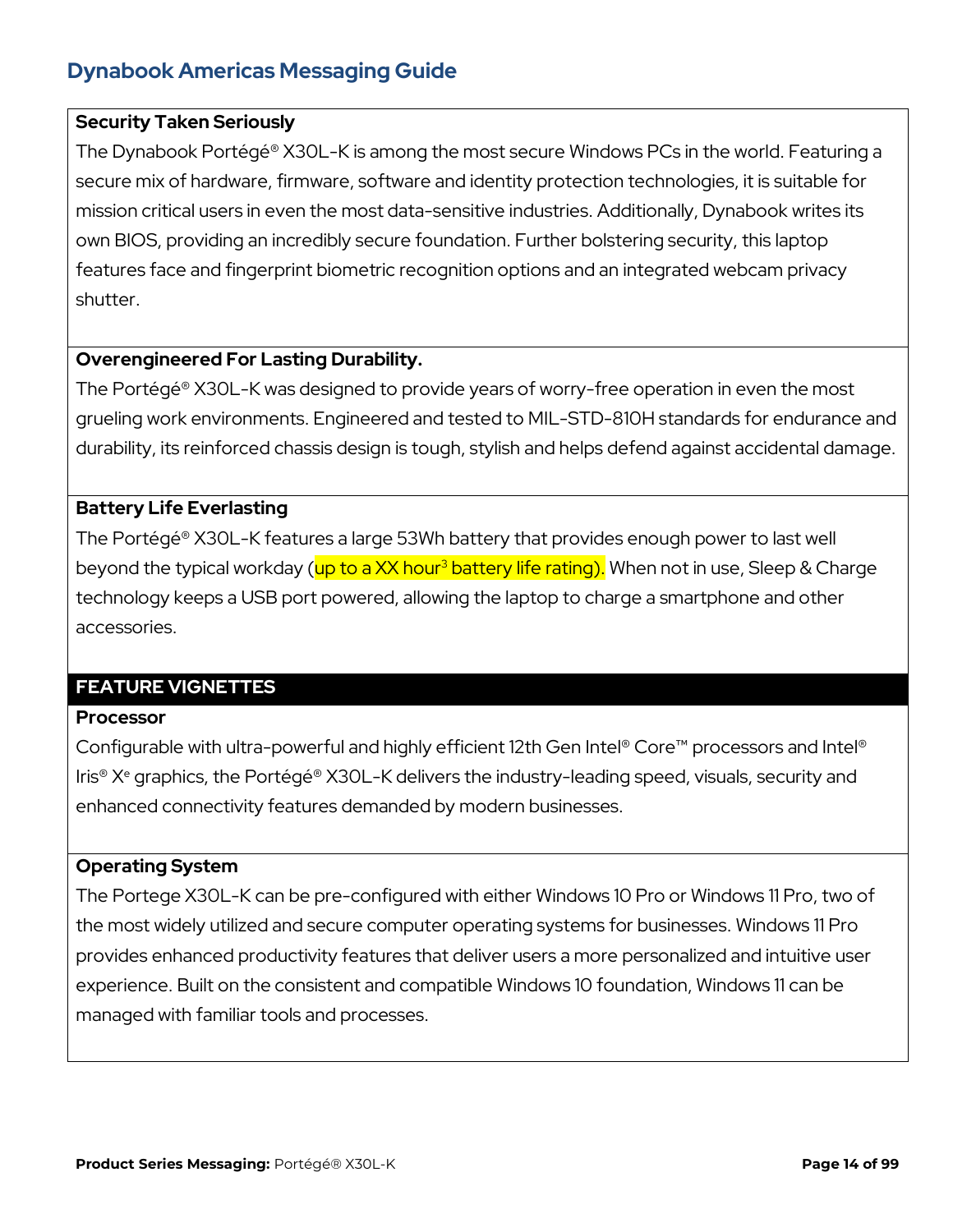**Security Taken Seriously**

The Dynabook Portégé® X30L-K is among the most secure Windows PCs in the world. Featuring a secure mix of hardware, firmware, software and identity protection technologies, it is suitable for mission critical users in even the most data-sensitive industries. Additionally, Dynabook writes its own BIOS, providing an incredibly secure foundation. Further bolstering security, this laptop features face and fingerprint biometric recognition options and an integrated webcam privacy shutter.

**Overengineered For Lasting Durability.**

The Portégé® X30L-K was designed to provide years of worry-free operation in even the most grueling work environments. Engineered and tested to MIL-STD-810H standards for endurance and durability, its reinforced chassis design is tough, stylish and helps defend against accidental damage.

**Battery Life Everlasting**

The Portégé® X30L-K features a large 53Wh battery that provides enough power to last well beyond the typical workday (up to a XX hour[3] battery life rating). When not in use, Sleep & Charge technology keeps a USB port powered, allowing the laptop to charge a smartphone and other accessories.

## FEATURE VIGNETTES

**Processor**

Configurable with ultra-powerful and highly efficient 12th Gen Intel® Core™ processors and Intel® Iris® Xᵉ graphics, the Portégé® X30L-K delivers the industry-leading speed, visuals, security and enhanced connectivity features demanded by modern businesses.

**Operating System**

The Portege X30L-K can be pre-configured with either Windows 10 Pro or Windows 11 Pro, two of the most widely utilized and secure computer operating systems for businesses. Windows 11 Pro provides enhanced productivity features that deliver users a more personalized and intuitive user experience. Built on the consistent and compatible Windows 10 foundation, Windows 11 can be managed with familiar tools and processes.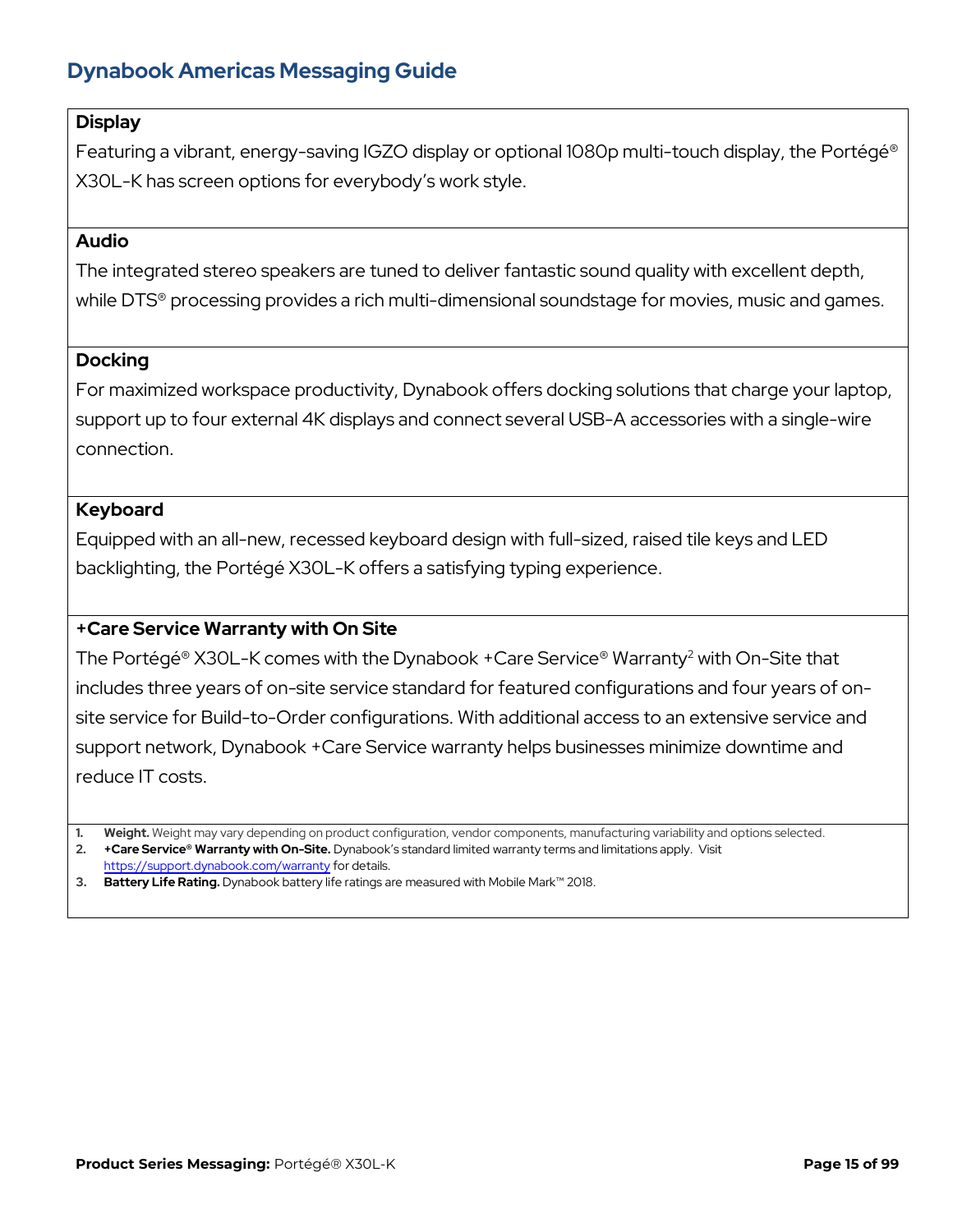## Display

Featuring a vibrant, energy-saving IGZO display or optional 1080p multi-touch display, the Portégé® X30L-K has screen options for everybody's work style.

## Audio

The integrated stereo speakers are tuned to deliver fantastic sound quality with excellent depth, while DTS® processing provides a rich multi-dimensional soundstage for movies, music and games.

## Docking

For maximized workspace productivity, Dynabook offers docking solutions that charge your laptop, support up to four external 4K displays and connect several USB-A accessories with a single-wire connection.

## Keyboard

Equipped with an all-new, recessed keyboard design with full-sized, raised tile keys and LED backlighting, the Portégé X30L-K offers a satisfying typing experience.

## +Care Service Warranty with On Site

The Portégé® X30L-K comes with the Dynabook +Care Service® Warranty[2] with On-Site that includes three years of on-site service standard for featured configurations and four years of on-site service for Build-to-Order configurations. With additional access to an extensive service and support network, Dynabook +Care Service warranty helps businesses minimize downtime and reduce IT costs.

1. **Weight.** Weight may vary depending on product configuration, vendor components, manufacturing variability and options selected.
2. **+Care Service® Warranty with On-Site.** Dynabook's standard limited warranty terms and limitations apply. Visit https://support.dynabook.com/warranty for details.
3. **Battery Life Rating.** Dynabook battery life ratings are measured with Mobile Mark™ 2018.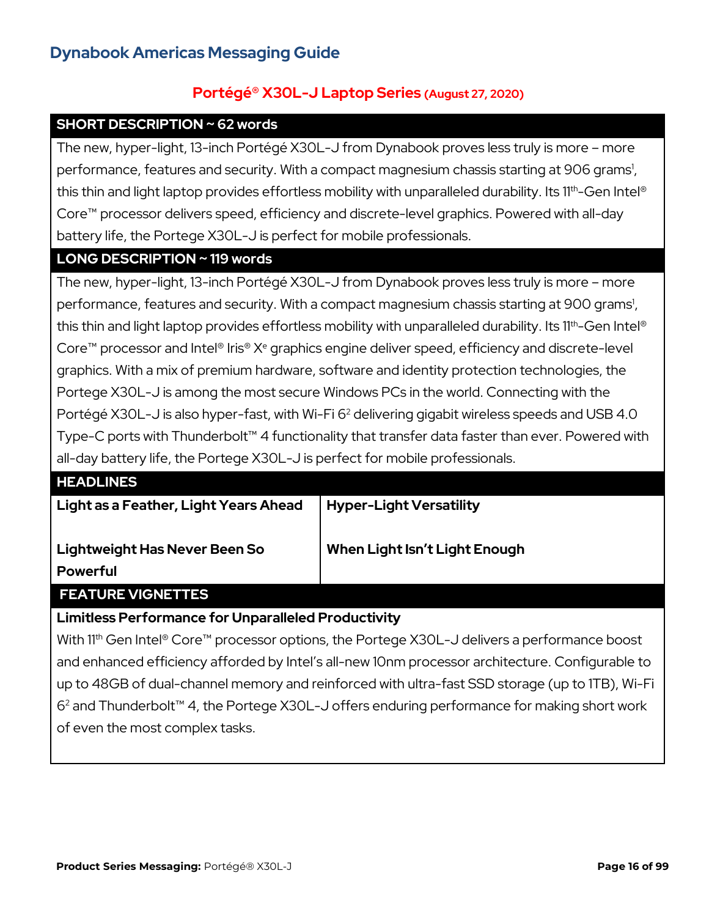# Dynabook Americas Messaging Guide

## Portégé® X30L-J Laptop Series (August 27, 2020)

### SHORT DESCRIPTION ~ 62 words

The new, hyper-light, 13-inch Portégé X30L-J from Dynabook proves less truly is more – more performance, features and security. With a compact magnesium chassis starting at 906 grams[1], this thin and light laptop provides effortless mobility with unparalleled durability. Its 11th-Gen Intel® Core™ processor delivers speed, efficiency and discrete-level graphics. Powered with all-day battery life, the Portege X30L-J is perfect for mobile professionals.

### LONG DESCRIPTION ~ 119 words

The new, hyper-light, 13-inch Portégé X30L-J from Dynabook proves less truly is more – more performance, features and security. With a compact magnesium chassis starting at 900 grams[1], this thin and light laptop provides effortless mobility with unparalleled durability. Its 11th-Gen Intel® Core™ processor and Intel® Iris® Xe graphics engine deliver speed, efficiency and discrete-level graphics. With a mix of premium hardware, software and identity protection technologies, the Portege X30L-J is among the most secure Windows PCs in the world. Connecting with the Portégé X30L-J is also hyper-fast, with Wi-Fi 6[2] delivering gigabit wireless speeds and USB 4.0 Type-C ports with Thunderbolt™ 4 functionality that transfer data faster than ever. Powered with all-day battery life, the Portege X30L-J is perfect for mobile professionals.

### HEADLINES

| | |
|---|---|
| **Light as a Feather, Light Years Ahead** | **Hyper-Light Versatility** |
| **Lightweight Has Never Been So Powerful** | **When Light Isn't Light Enough** |

### FEATURE VIGNETTES

**Limitless Performance for Unparalleled Productivity**

With 11th Gen Intel® Core™ processor options, the Portege X30L-J delivers a performance boost and enhanced efficiency afforded by Intel's all-new 10nm processor architecture. Configurable to up to 48GB of dual-channel memory and reinforced with ultra-fast SSD storage (up to 1TB), Wi-Fi 6[2] and Thunderbolt™ 4, the Portege X30L-J offers enduring performance for making short work of even the most complex tasks.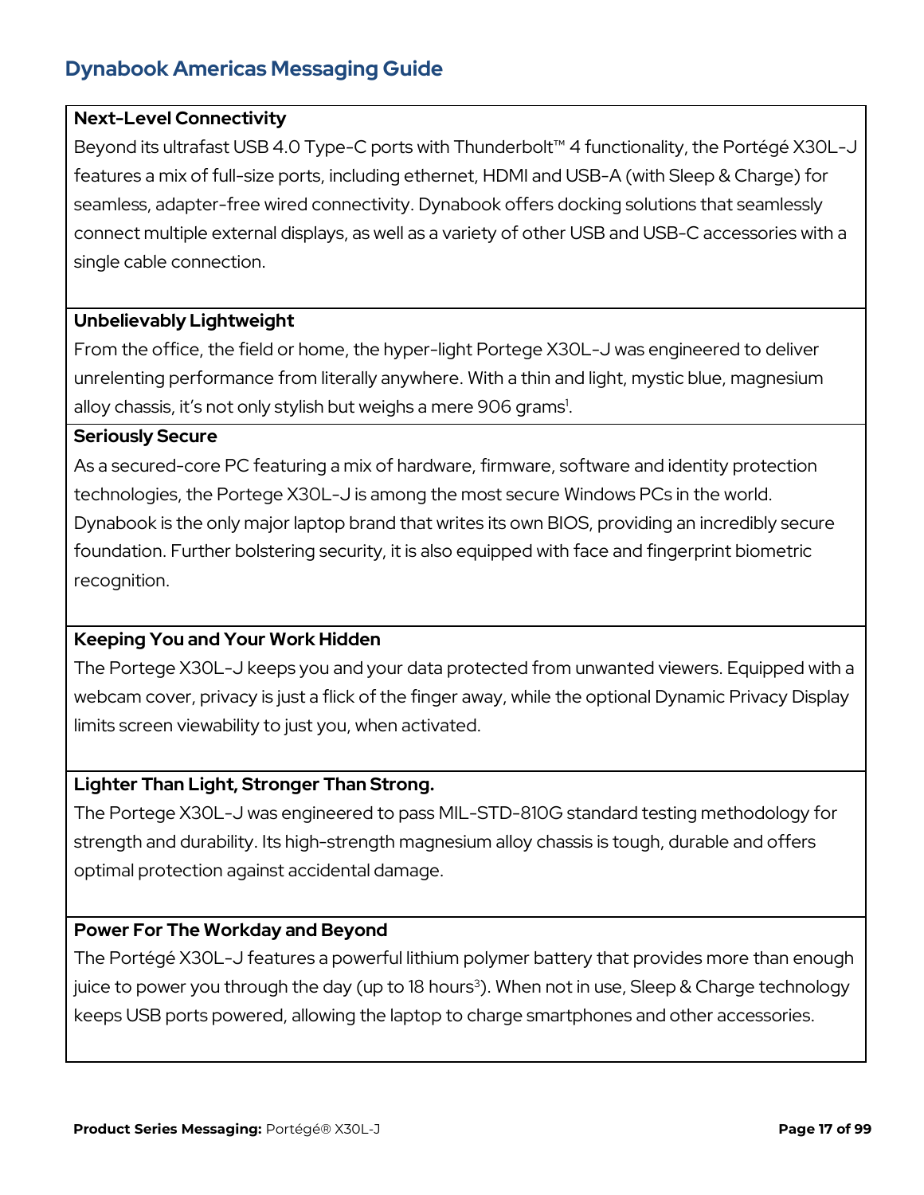## Dynabook Americas Messaging Guide

**Next-Level Connectivity**

Beyond its ultrafast USB 4.0 Type-C ports with Thunderbolt™ 4 functionality, the Portégé X30L-J features a mix of full-size ports, including ethernet, HDMI and USB-A (with Sleep & Charge) for seamless, adapter-free wired connectivity. Dynabook offers docking solutions that seamlessly connect multiple external displays, as well as a variety of other USB and USB-C accessories with a single cable connection.

**Unbelievably Lightweight**

From the office, the field or home, the hyper-light Portege X30L-J was engineered to deliver unrelenting performance from literally anywhere. With a thin and light, mystic blue, magnesium alloy chassis, it's not only stylish but weighs a mere 906 grams[1].

**Seriously Secure**

As a secured-core PC featuring a mix of hardware, firmware, software and identity protection technologies, the Portege X30L-J is among the most secure Windows PCs in the world. Dynabook is the only major laptop brand that writes its own BIOS, providing an incredibly secure foundation. Further bolstering security, it is also equipped with face and fingerprint biometric recognition.

**Keeping You and Your Work Hidden**

The Portege X30L-J keeps you and your data protected from unwanted viewers. Equipped with a webcam cover, privacy is just a flick of the finger away, while the optional Dynamic Privacy Display limits screen viewability to just you, when activated.

**Lighter Than Light, Stronger Than Strong.**

The Portege X30L-J was engineered to pass MIL-STD-810G standard testing methodology for strength and durability. Its high-strength magnesium alloy chassis is tough, durable and offers optimal protection against accidental damage.

**Power For The Workday and Beyond**

The Portégé X30L-J features a powerful lithium polymer battery that provides more than enough juice to power you through the day (up to 18 hours[3]). When not in use, Sleep & Charge technology keeps USB ports powered, allowing the laptop to charge smartphones and other accessories.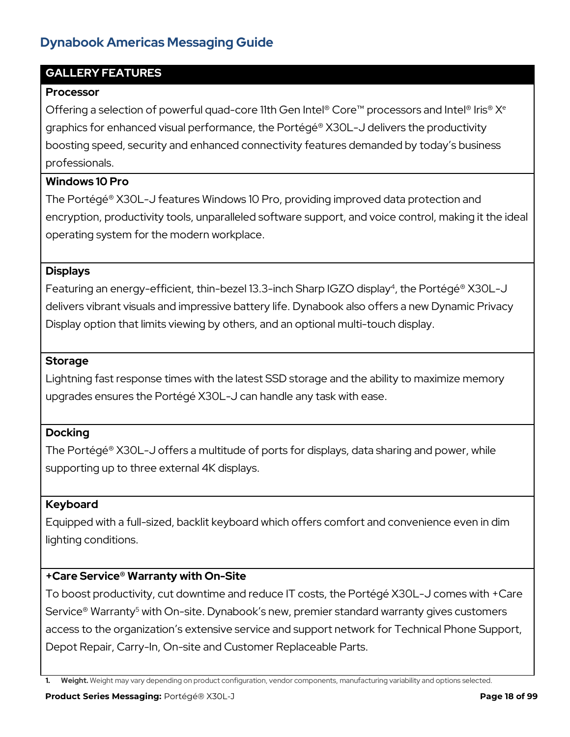## GALLERY FEATURES

### Processor

Offering a selection of powerful quad-core 11th Gen Intel® Core™ processors and Intel® Iris® Xe graphics for enhanced visual performance, the Portégé® X30L-J delivers the productivity boosting speed, security and enhanced connectivity features demanded by today's business professionals.

### Windows 10 Pro

The Portégé® X30L-J features Windows 10 Pro, providing improved data protection and encryption, productivity tools, unparalleled software support, and voice control, making it the ideal operating system for the modern workplace.

### Displays

Featuring an energy-efficient, thin-bezel 13.3-inch Sharp IGZO display[4], the Portégé® X30L-J delivers vibrant visuals and impressive battery life. Dynabook also offers a new Dynamic Privacy Display option that limits viewing by others, and an optional multi-touch display.

### Storage

Lightning fast response times with the latest SSD storage and the ability to maximize memory upgrades ensures the Portégé X30L-J can handle any task with ease.

### Docking

The Portégé® X30L-J offers a multitude of ports for displays, data sharing and power, while supporting up to three external 4K displays.

### Keyboard

Equipped with a full-sized, backlit keyboard which offers comfort and convenience even in dim lighting conditions.

### +Care Service® Warranty with On-Site

To boost productivity, cut downtime and reduce IT costs, the Portégé X30L-J comes with +Care Service® Warranty[5] with On-site. Dynabook's new, premier standard warranty gives customers access to the organization's extensive service and support network for Technical Phone Support, Depot Repair, Carry-In, On-site and Customer Replaceable Parts.

1. **Weight.** Weight may vary depending on product configuration, vendor components, manufacturing variability and options selected.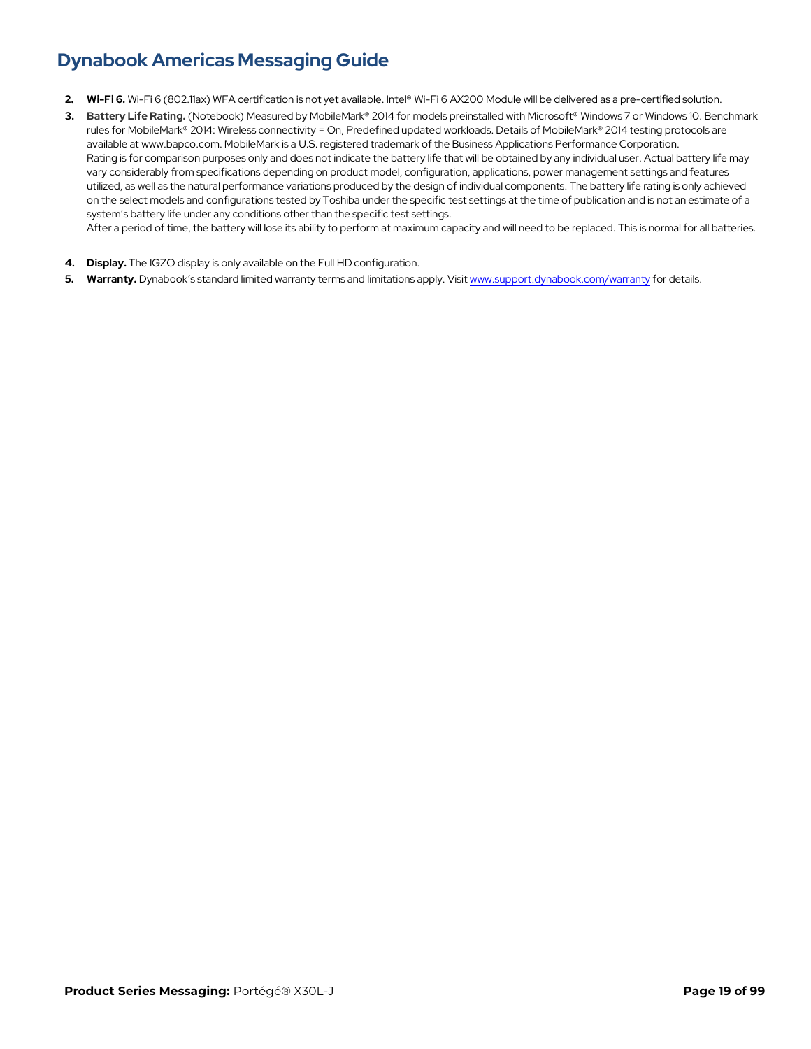2. **Wi-Fi 6.** Wi-Fi 6 (802.11ax) WFA certification is not yet available. Intel® Wi-Fi 6 AX200 Module will be delivered as a pre-certified solution.
3. **Battery Life Rating.** (Notebook) Measured by MobileMark® 2014 for models preinstalled with Microsoft® Windows 7 or Windows 10. Benchmark rules for MobileMark® 2014: Wireless connectivity = On, Predefined updated workloads. Details of MobileMark® 2014 testing protocols are available at www.bapco.com. MobileMark is a U.S. registered trademark of the Business Applications Performance Corporation.
   Rating is for comparison purposes only and does not indicate the battery life that will be obtained by any individual user. Actual battery life may vary considerably from specifications depending on product model, configuration, applications, power management settings and features utilized, as well as the natural performance variations produced by the design of individual components. The battery life rating is only achieved on the select models and configurations tested by Toshiba under the specific test settings at the time of publication and is not an estimate of a system's battery life under any conditions other than the specific test settings.
   After a period of time, the battery will lose its ability to perform at maximum capacity and will need to be replaced. This is normal for all batteries.
4. **Display.** The IGZO display is only available on the Full HD configuration.
5. **Warranty.** Dynabook's standard limited warranty terms and limitations apply. Visit www.support.dynabook.com/warranty for details.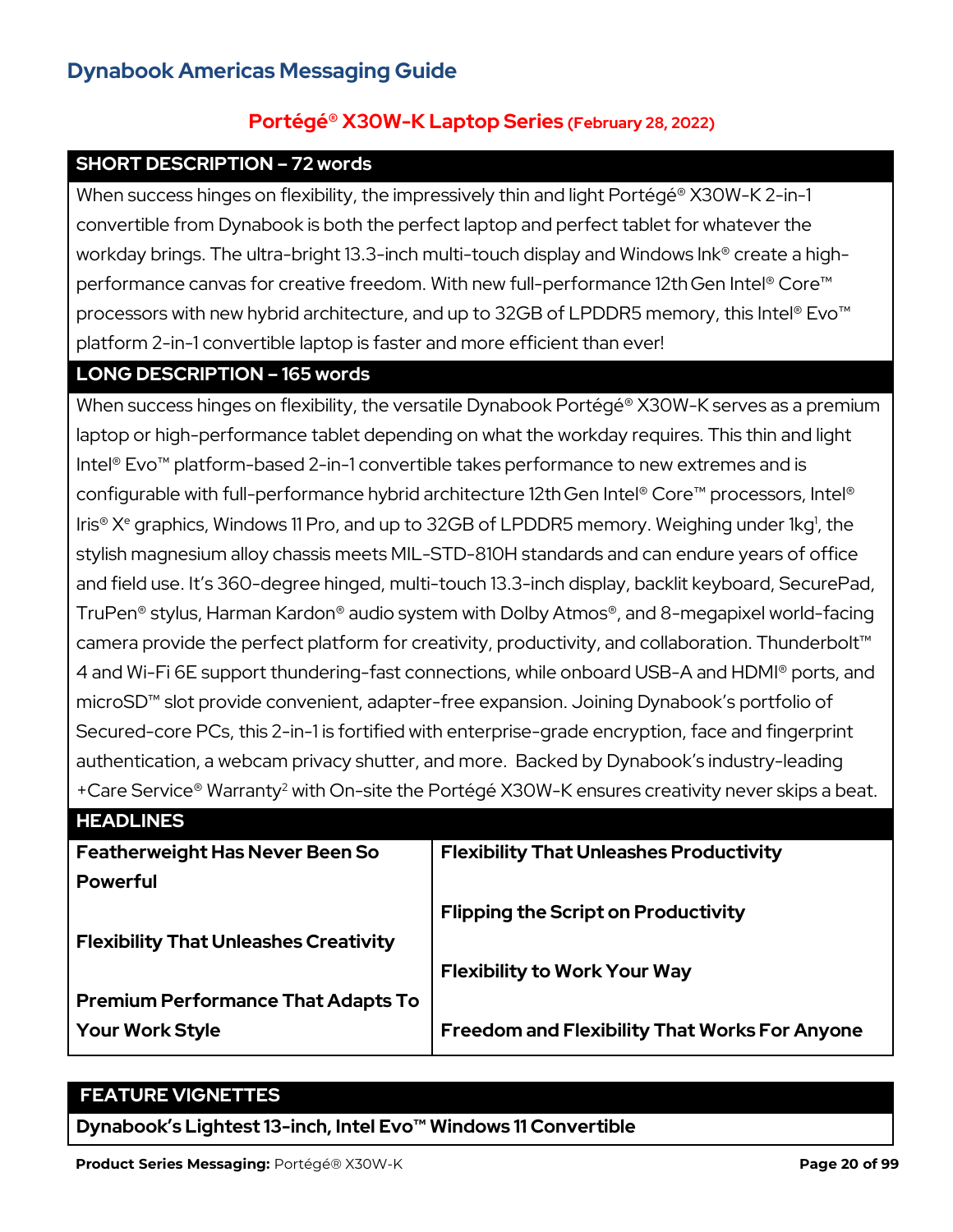## Dynabook Americas Messaging Guide

### Portégé® X30W-K Laptop Series (February 28, 2022)

**SHORT DESCRIPTION – 72 words**

When success hinges on flexibility, the impressively thin and light Portégé® X30W-K 2-in-1 convertible from Dynabook is both the perfect laptop and perfect tablet for whatever the workday brings. The ultra-bright 13.3-inch multi-touch display and Windows Ink® create a high-performance canvas for creative freedom. With new full-performance 12th Gen Intel® Core™ processors with new hybrid architecture, and up to 32GB of LPDDR5 memory, this Intel® Evo™ platform 2-in-1 convertible laptop is faster and more efficient than ever!

**LONG DESCRIPTION – 165 words**

When success hinges on flexibility, the versatile Dynabook Portégé® X30W-K serves as a premium laptop or high-performance tablet depending on what the workday requires. This thin and light Intel® Evo™ platform-based 2-in-1 convertible takes performance to new extremes and is configurable with full-performance hybrid architecture 12th Gen Intel® Core™ processors, Intel® Iris® Xe graphics, Windows 11 Pro, and up to 32GB of LPDDR5 memory. Weighing under 1kg[1], the stylish magnesium alloy chassis meets MIL-STD-810H standards and can endure years of office and field use. It's 360-degree hinged, multi-touch 13.3-inch display, backlit keyboard, SecurePad, TruPen® stylus, Harman Kardon® audio system with Dolby Atmos®, and 8-megapixel world-facing camera provide the perfect platform for creativity, productivity, and collaboration. Thunderbolt™ 4 and Wi-Fi 6E support thundering-fast connections, while onboard USB-A and HDMI® ports, and microSD™ slot provide convenient, adapter-free expansion. Joining Dynabook's portfolio of Secured-core PCs, this 2-in-1 is fortified with enterprise-grade encryption, face and fingerprint authentication, a webcam privacy shutter, and more. Backed by Dynabook's industry-leading +Care Service® Warranty[2] with On-site the Portégé X30W-K ensures creativity never skips a beat.

**HEADLINES**

| | |
|---|---|
| **Featherweight Has Never Been So Powerful** | **Flexibility That Unleashes Productivity** |
| **Flexibility That Unleashes Creativity** | **Flipping the Script on Productivity** |
| **Premium Performance That Adapts To Your Work Style** | **Flexibility to Work Your Way** |
| | **Freedom and Flexibility That Works For Anyone** |

**FEATURE VIGNETTES**

**Dynabook's Lightest 13-inch, Intel Evo™ Windows 11 Convertible**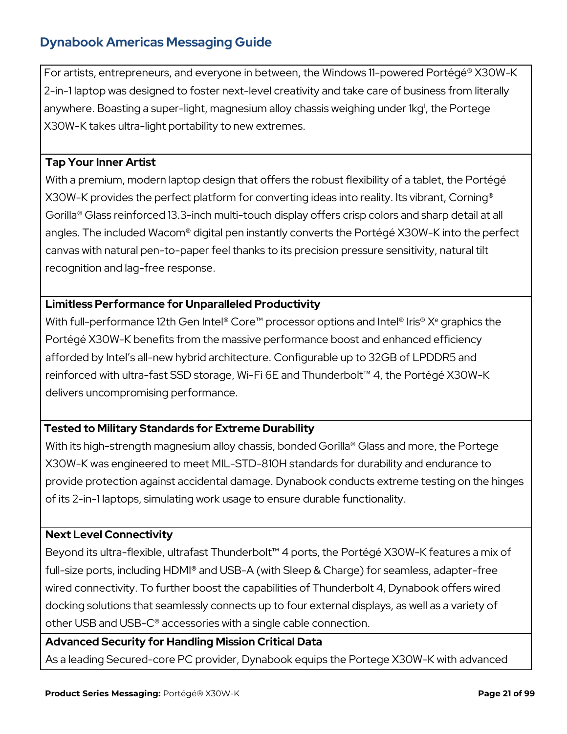## Dynabook Americas Messaging Guide

For artists, entrepreneurs, and everyone in between, the Windows 11-powered Portégé® X30W-K 2-in-1 laptop was designed to foster next-level creativity and take care of business from literally anywhere. Boasting a super-light, magnesium alloy chassis weighing under 1kg[1], the Portege X30W-K takes ultra-light portability to new extremes.

**Tap Your Inner Artist**

With a premium, modern laptop design that offers the robust flexibility of a tablet, the Portégé X30W-K provides the perfect platform for converting ideas into reality. Its vibrant, Corning® Gorilla® Glass reinforced 13.3-inch multi-touch display offers crisp colors and sharp detail at all angles. The included Wacom® digital pen instantly converts the Portégé X30W-K into the perfect canvas with natural pen-to-paper feel thanks to its precision pressure sensitivity, natural tilt recognition and lag-free response.

**Limitless Performance for Unparalleled Productivity**

With full-performance 12th Gen Intel® Core™ processor options and Intel® Iris® Xe graphics the Portégé X30W-K benefits from the massive performance boost and enhanced efficiency afforded by Intel's all-new hybrid architecture. Configurable up to 32GB of LPDDR5 and reinforced with ultra-fast SSD storage, Wi-Fi 6E and Thunderbolt™ 4, the Portégé X30W-K delivers uncompromising performance.

**Tested to Military Standards for Extreme Durability**

With its high-strength magnesium alloy chassis, bonded Gorilla® Glass and more, the Portege X30W-K was engineered to meet MIL-STD-810H standards for durability and endurance to provide protection against accidental damage. Dynabook conducts extreme testing on the hinges of its 2-in-1 laptops, simulating work usage to ensure durable functionality.

**Next Level Connectivity**

Beyond its ultra-flexible, ultrafast Thunderbolt™ 4 ports, the Portégé X30W-K features a mix of full-size ports, including HDMI® and USB-A (with Sleep & Charge) for seamless, adapter-free wired connectivity. To further boost the capabilities of Thunderbolt 4, Dynabook offers wired docking solutions that seamlessly connects up to four external displays, as well as a variety of other USB and USB-C® accessories with a single cable connection.

**Advanced Security for Handling Mission Critical Data**

As a leading Secured-core PC provider, Dynabook equips the Portege X30W-K with advanced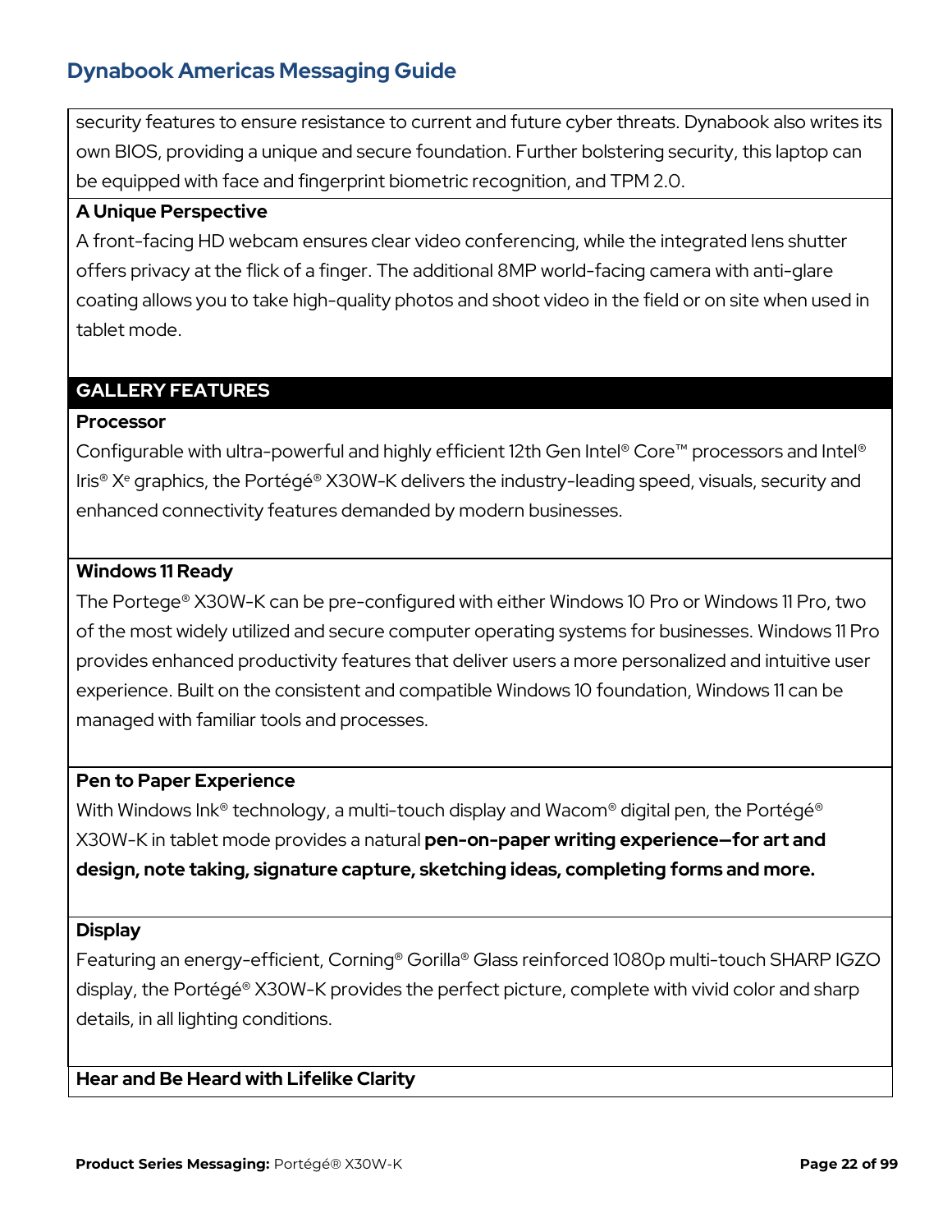security features to ensure resistance to current and future cyber threats. Dynabook also writes its own BIOS, providing a unique and secure foundation. Further bolstering security, this laptop can be equipped with face and fingerprint biometric recognition, and TPM 2.0.

**A Unique Perspective**

A front-facing HD webcam ensures clear video conferencing, while the integrated lens shutter offers privacy at the flick of a finger. The additional 8MP world-facing camera with anti-glare coating allows you to take high-quality photos and shoot video in the field or on site when used in tablet mode.

## GALLERY FEATURES

**Processor**

Configurable with ultra-powerful and highly efficient 12th Gen Intel® Core™ processors and Intel® Iris® Xᵉ graphics, the Portégé® X30W-K delivers the industry-leading speed, visuals, security and enhanced connectivity features demanded by modern businesses.

**Windows 11 Ready**

The Portege® X30W-K can be pre-configured with either Windows 10 Pro or Windows 11 Pro, two of the most widely utilized and secure computer operating systems for businesses. Windows 11 Pro provides enhanced productivity features that deliver users a more personalized and intuitive user experience. Built on the consistent and compatible Windows 10 foundation, Windows 11 can be managed with familiar tools and processes.

**Pen to Paper Experience**

With Windows Ink® technology, a multi-touch display and Wacom® digital pen, the Portégé® X30W-K in tablet mode provides a natural **pen-on-paper writing experience—for art and design, note taking, signature capture, sketching ideas, completing forms and more.**

**Display**

Featuring an energy-efficient, Corning® Gorilla® Glass reinforced 1080p multi-touch SHARP IGZO display, the Portégé® X30W-K provides the perfect picture, complete with vivid color and sharp details, in all lighting conditions.

**Hear and Be Heard with Lifelike Clarity**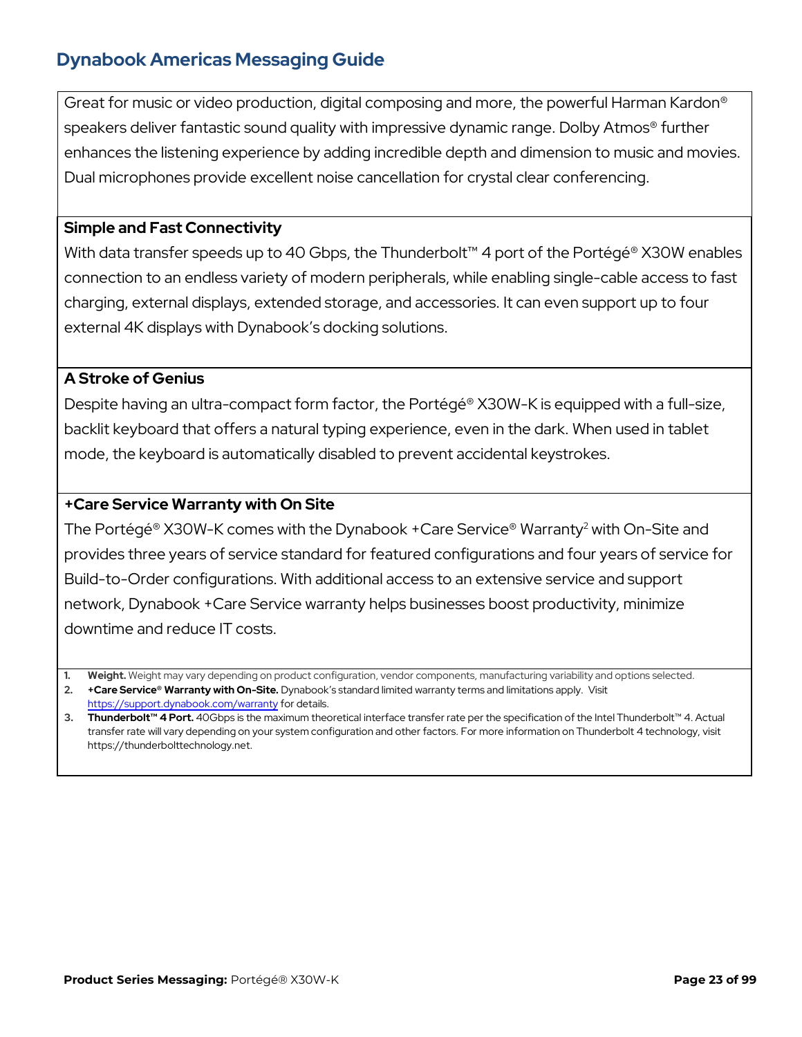Great for music or video production, digital composing and more, the powerful Harman Kardon® speakers deliver fantastic sound quality with impressive dynamic range. Dolby Atmos® further enhances the listening experience by adding incredible depth and dimension to music and movies. Dual microphones provide excellent noise cancellation for crystal clear conferencing.

**Simple and Fast Connectivity**

With data transfer speeds up to 40 Gbps, the Thunderbolt™ 4 port of the Portégé® X30W enables connection to an endless variety of modern peripherals, while enabling single-cable access to fast charging, external displays, extended storage, and accessories. It can even support up to four external 4K displays with Dynabook's docking solutions.

**A Stroke of Genius**

Despite having an ultra-compact form factor, the Portégé® X30W-K is equipped with a full-size, backlit keyboard that offers a natural typing experience, even in the dark. When used in tablet mode, the keyboard is automatically disabled to prevent accidental keystrokes.

**+Care Service Warranty with On Site**

The Portégé® X30W-K comes with the Dynabook +Care Service® Warranty[2] with On-Site and provides three years of service standard for featured configurations and four years of service for Build-to-Order configurations. With additional access to an extensive service and support network, Dynabook +Care Service warranty helps businesses boost productivity, minimize downtime and reduce IT costs.

1. **Weight.** Weight may vary depending on product configuration, vendor components, manufacturing variability and options selected.
2. **+Care Service® Warranty with On-Site.** Dynabook's standard limited warranty terms and limitations apply. Visit https://support.dynabook.com/warranty for details.
3. **Thunderbolt™ 4 Port.** 40Gbps is the maximum theoretical interface transfer rate per the specification of the Intel Thunderbolt™ 4. Actual transfer rate will vary depending on your system configuration and other factors. For more information on Thunderbolt 4 technology, visit https://thunderbolttechnology.net.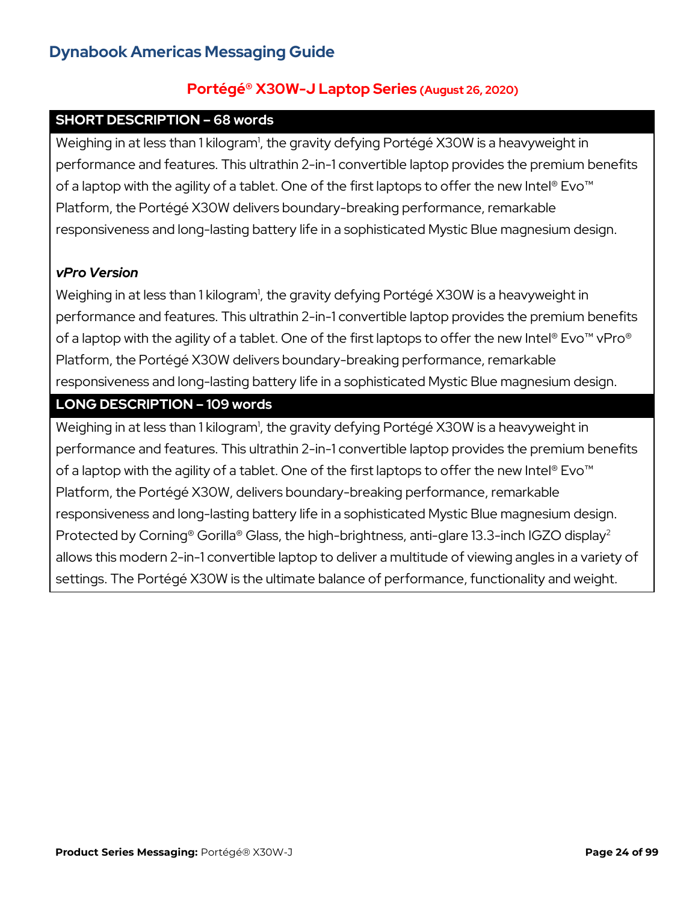## Dynabook Americas Messaging Guide

### Portégé® X30W-J Laptop Series (August 26, 2020)

**SHORT DESCRIPTION – 68 words**

Weighing in at less than 1 kilogram[1], the gravity defying Portégé X30W is a heavyweight in performance and features. This ultrathin 2-in-1 convertible laptop provides the premium benefits of a laptop with the agility of a tablet. One of the first laptops to offer the new Intel® Evo™ Platform, the Portégé X30W delivers boundary-breaking performance, remarkable responsiveness and long-lasting battery life in a sophisticated Mystic Blue magnesium design.

***vPro Version***

Weighing in at less than 1 kilogram[1], the gravity defying Portégé X30W is a heavyweight in performance and features. This ultrathin 2-in-1 convertible laptop provides the premium benefits of a laptop with the agility of a tablet. One of the first laptops to offer the new Intel® Evo™ vPro® Platform, the Portégé X30W delivers boundary-breaking performance, remarkable responsiveness and long-lasting battery life in a sophisticated Mystic Blue magnesium design.

**LONG DESCRIPTION – 109 words**

Weighing in at less than 1 kilogram[1], the gravity defying Portégé X30W is a heavyweight in performance and features. This ultrathin 2-in-1 convertible laptop provides the premium benefits of a laptop with the agility of a tablet. One of the first laptops to offer the new Intel® Evo™ Platform, the Portégé X30W, delivers boundary-breaking performance, remarkable responsiveness and long-lasting battery life in a sophisticated Mystic Blue magnesium design. Protected by Corning® Gorilla® Glass, the high-brightness, anti-glare 13.3-inch IGZO display[2] allows this modern 2-in-1 convertible laptop to deliver a multitude of viewing angles in a variety of settings. The Portégé X30W is the ultimate balance of performance, functionality and weight.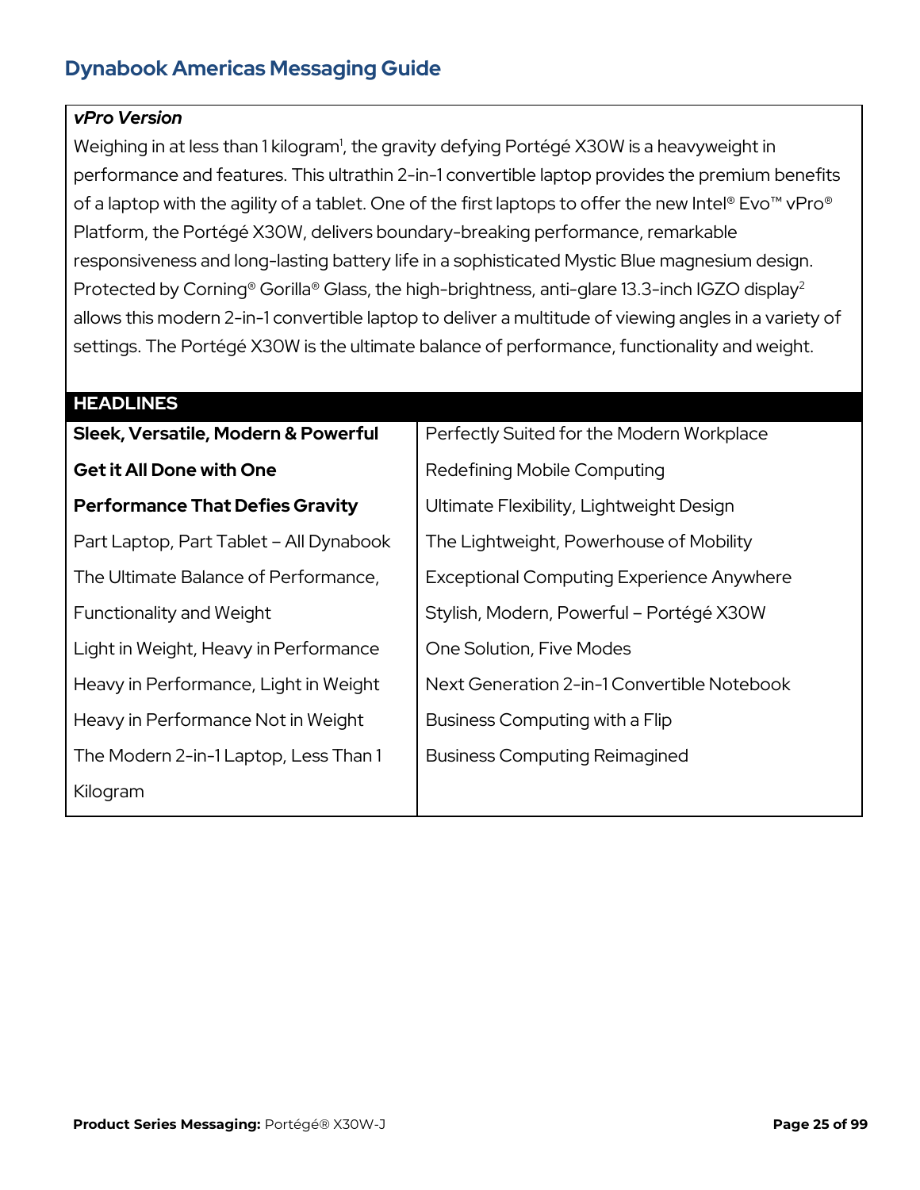*vPro Version*

Weighing in at less than 1 kilogram[1], the gravity defying Portégé X30W is a heavyweight in performance and features. This ultrathin 2-in-1 convertible laptop provides the premium benefits of a laptop with the agility of a tablet. One of the first laptops to offer the new Intel® Evo™ vPro® Platform, the Portégé X30W, delivers boundary-breaking performance, remarkable responsiveness and long-lasting battery life in a sophisticated Mystic Blue magnesium design. Protected by Corning® Gorilla® Glass, the high-brightness, anti-glare 13.3-inch IGZO display[2] allows this modern 2-in-1 convertible laptop to deliver a multitude of viewing angles in a variety of settings. The Portégé X30W is the ultimate balance of performance, functionality and weight.

| HEADLINES | |
|---|---|
| **Sleek, Versatile, Modern & Powerful** | Perfectly Suited for the Modern Workplace |
| **Get it All Done with One** | Redefining Mobile Computing |
| **Performance That Defies Gravity** | Ultimate Flexibility, Lightweight Design |
| Part Laptop, Part Tablet – All Dynabook | The Lightweight, Powerhouse of Mobility |
| The Ultimate Balance of Performance, Functionality and Weight | Exceptional Computing Experience Anywhere |
| Light in Weight, Heavy in Performance | Stylish, Modern, Powerful – Portégé X30W |
| Heavy in Performance, Light in Weight | One Solution, Five Modes |
| Heavy in Performance Not in Weight | Next Generation 2-in-1 Convertible Notebook |
| The Modern 2-in-1 Laptop, Less Than 1 Kilogram | Business Computing with a Flip |
| | Business Computing Reimagined |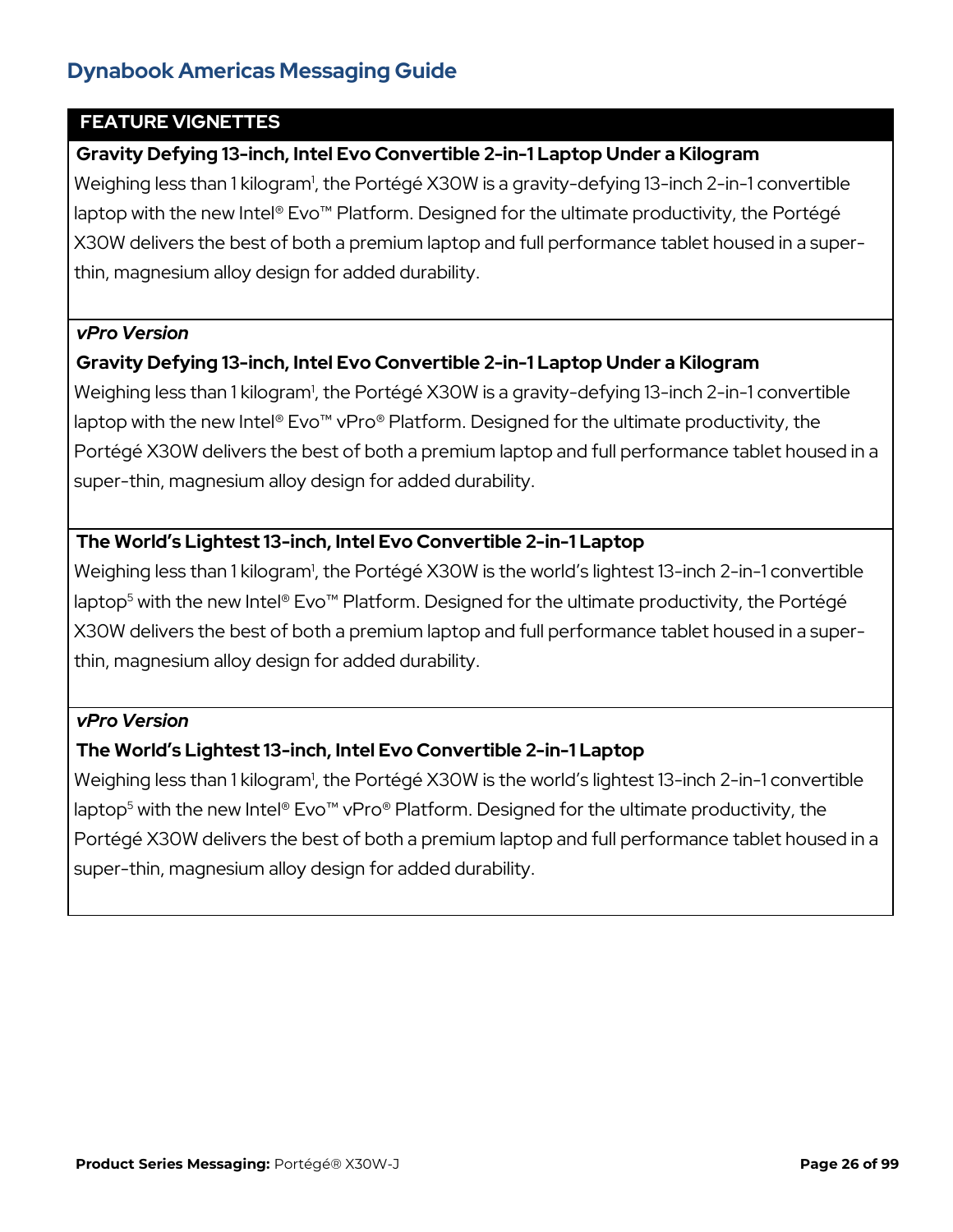## Dynabook Americas Messaging Guide

### FEATURE VIGNETTES

**Gravity Defying 13-inch, Intel Evo Convertible 2-in-1 Laptop Under a Kilogram**

Weighing less than 1 kilogram[1], the Portégé X30W is a gravity-defying 13-inch 2-in-1 convertible laptop with the new Intel® Evo™ Platform. Designed for the ultimate productivity, the Portégé X30W delivers the best of both a premium laptop and full performance tablet housed in a super-thin, magnesium alloy design for added durability.

***vPro Version***

**Gravity Defying 13-inch, Intel Evo Convertible 2-in-1 Laptop Under a Kilogram**

Weighing less than 1 kilogram[1], the Portégé X30W is a gravity-defying 13-inch 2-in-1 convertible laptop with the new Intel® Evo™ vPro® Platform. Designed for the ultimate productivity, the Portégé X30W delivers the best of both a premium laptop and full performance tablet housed in a super-thin, magnesium alloy design for added durability.

**The World's Lightest 13-inch, Intel Evo Convertible 2-in-1 Laptop**

Weighing less than 1 kilogram[1], the Portégé X30W is the world's lightest 13-inch 2-in-1 convertible laptop[5] with the new Intel® Evo™ Platform. Designed for the ultimate productivity, the Portégé X30W delivers the best of both a premium laptop and full performance tablet housed in a super-thin, magnesium alloy design for added durability.

***vPro Version***

**The World's Lightest 13-inch, Intel Evo Convertible 2-in-1 Laptop**

Weighing less than 1 kilogram[1], the Portégé X30W is the world's lightest 13-inch 2-in-1 convertible laptop[5] with the new Intel® Evo™ vPro® Platform. Designed for the ultimate productivity, the Portégé X30W delivers the best of both a premium laptop and full performance tablet housed in a super-thin, magnesium alloy design for added durability.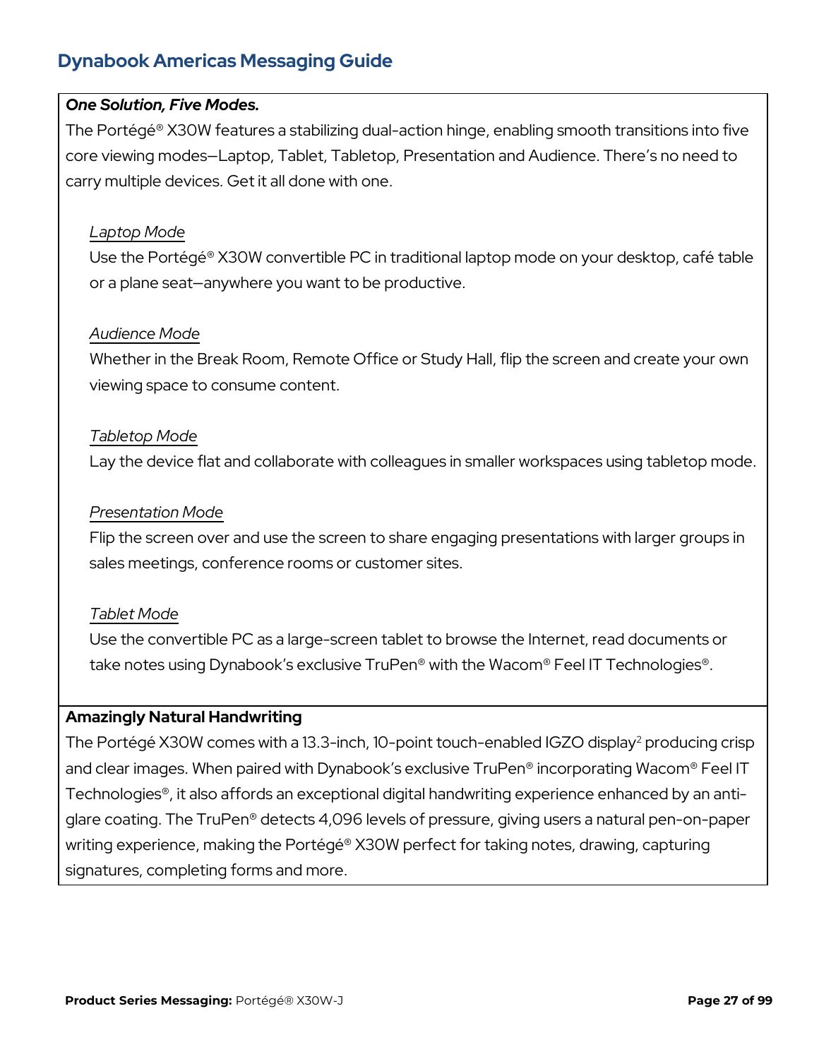**_One Solution, Five Modes._**

The Portégé® X30W features a stabilizing dual-action hinge, enabling smooth transitions into five core viewing modes—Laptop, Tablet, Tabletop, Presentation and Audience. There's no need to carry multiple devices. Get it all done with one.

*Laptop Mode*

Use the Portégé® X30W convertible PC in traditional laptop mode on your desktop, café table or a plane seat—anywhere you want to be productive.

*Audience Mode*

Whether in the Break Room, Remote Office or Study Hall, flip the screen and create your own viewing space to consume content.

*Tabletop Mode*

Lay the device flat and collaborate with colleagues in smaller workspaces using tabletop mode.

*Presentation Mode*

Flip the screen over and use the screen to share engaging presentations with larger groups in sales meetings, conference rooms or customer sites.

*Tablet Mode*

Use the convertible PC as a large-screen tablet to browse the Internet, read documents or take notes using Dynabook's exclusive TruPen® with the Wacom® Feel IT Technologies®.

**Amazingly Natural Handwriting**

The Portégé X30W comes with a 13.3-inch, 10-point touch-enabled IGZO display[2] producing crisp and clear images. When paired with Dynabook's exclusive TruPen® incorporating Wacom® Feel IT Technologies®, it also affords an exceptional digital handwriting experience enhanced by an anti-glare coating. The TruPen® detects 4,096 levels of pressure, giving users a natural pen-on-paper writing experience, making the Portégé® X30W perfect for taking notes, drawing, capturing signatures, completing forms and more.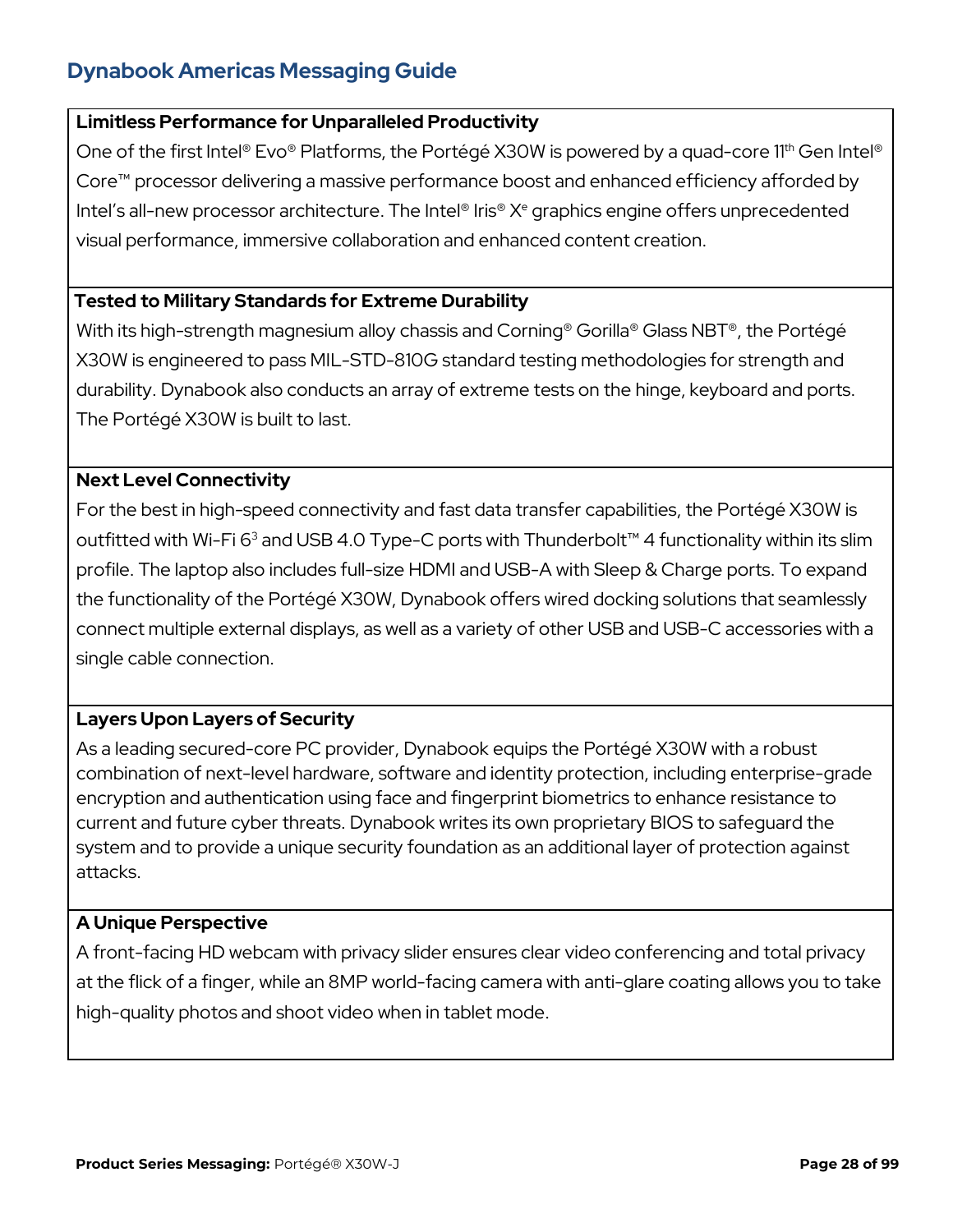## Dynabook Americas Messaging Guide

**Limitless Performance for Unparalleled Productivity**

One of the first Intel® Evo® Platforms, the Portégé X30W is powered by a quad-core 11th Gen Intel® Core™ processor delivering a massive performance boost and enhanced efficiency afforded by Intel's all-new processor architecture. The Intel® Iris® Xe graphics engine offers unprecedented visual performance, immersive collaboration and enhanced content creation.

**Tested to Military Standards for Extreme Durability**

With its high-strength magnesium alloy chassis and Corning® Gorilla® Glass NBT®, the Portégé X30W is engineered to pass MIL-STD-810G standard testing methodologies for strength and durability. Dynabook also conducts an array of extreme tests on the hinge, keyboard and ports. The Portégé X30W is built to last.

**Next Level Connectivity**

For the best in high-speed connectivity and fast data transfer capabilities, the Portégé X30W is outfitted with Wi-Fi 6[3] and USB 4.0 Type-C ports with Thunderbolt™ 4 functionality within its slim profile. The laptop also includes full-size HDMI and USB-A with Sleep & Charge ports. To expand the functionality of the Portégé X30W, Dynabook offers wired docking solutions that seamlessly connect multiple external displays, as well as a variety of other USB and USB-C accessories with a single cable connection.

**Layers Upon Layers of Security**

As a leading secured-core PC provider, Dynabook equips the Portégé X30W with a robust combination of next-level hardware, software and identity protection, including enterprise-grade encryption and authentication using face and fingerprint biometrics to enhance resistance to current and future cyber threats. Dynabook writes its own proprietary BIOS to safeguard the system and to provide a unique security foundation as an additional layer of protection against attacks.

**A Unique Perspective**

A front-facing HD webcam with privacy slider ensures clear video conferencing and total privacy at the flick of a finger, while an 8MP world-facing camera with anti-glare coating allows you to take high-quality photos and shoot video when in tablet mode.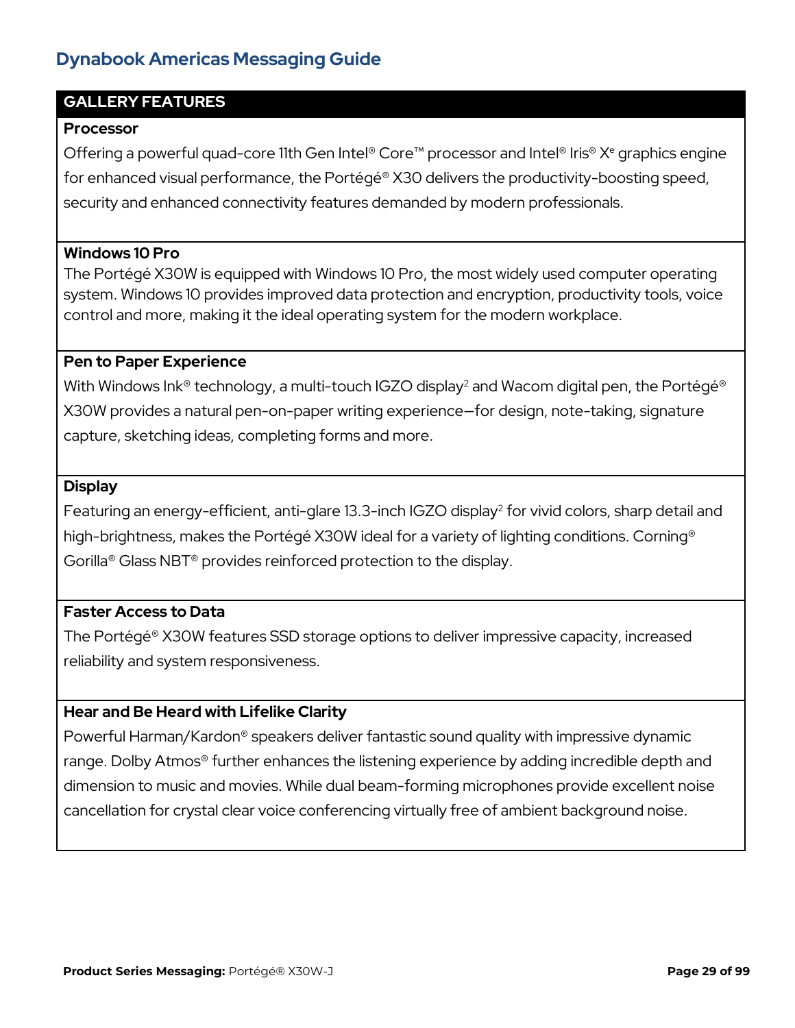## Dynabook Americas Messaging Guide

### GALLERY FEATURES

**Processor**

Offering a powerful quad-core 11th Gen Intel® Core™ processor and Intel® Iris® Xᵉ graphics engine for enhanced visual performance, the Portégé® X30 delivers the productivity-boosting speed, security and enhanced connectivity features demanded by modern professionals.

**Windows 10 Pro**

The Portégé X30W is equipped with Windows 10 Pro, the most widely used computer operating system. Windows 10 provides improved data protection and encryption, productivity tools, voice control and more, making it the ideal operating system for the modern workplace.

**Pen to Paper Experience**

With Windows Ink® technology, a multi-touch IGZO display[2] and Wacom digital pen, the Portégé® X30W provides a natural pen-on-paper writing experience—for design, note-taking, signature capture, sketching ideas, completing forms and more.

**Display**

Featuring an energy-efficient, anti-glare 13.3-inch IGZO display[2] for vivid colors, sharp detail and high-brightness, makes the Portégé X30W ideal for a variety of lighting conditions. Corning® Gorilla® Glass NBT® provides reinforced protection to the display.

**Faster Access to Data**

The Portégé® X30W features SSD storage options to deliver impressive capacity, increased reliability and system responsiveness.

**Hear and Be Heard with Lifelike Clarity**

Powerful Harman/Kardon® speakers deliver fantastic sound quality with impressive dynamic range. Dolby Atmos® further enhances the listening experience by adding incredible depth and dimension to music and movies. While dual beam-forming microphones provide excellent noise cancellation for crystal clear voice conferencing virtually free of ambient background noise.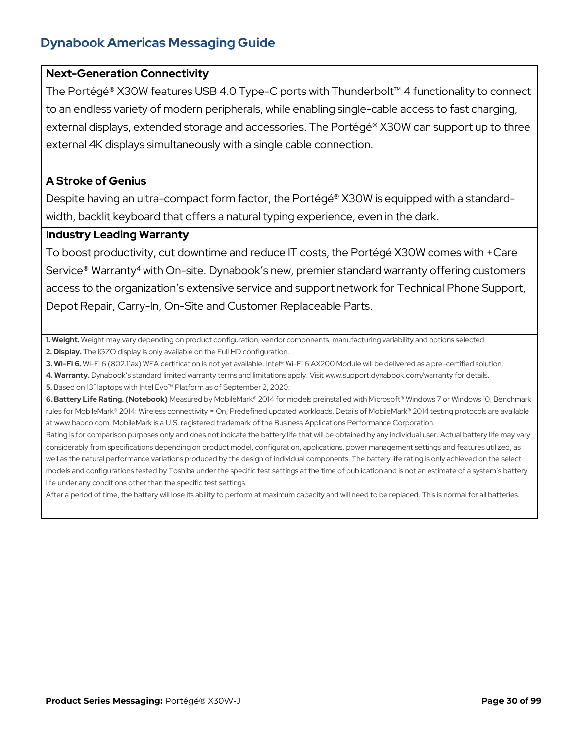### Next-Generation Connectivity

The Portégé® X30W features USB 4.0 Type-C ports with Thunderbolt™ 4 functionality to connect to an endless variety of modern peripherals, while enabling single-cable access to fast charging, external displays, extended storage and accessories. The Portégé® X30W can support up to three external 4K displays simultaneously with a single cable connection.

### A Stroke of Genius

Despite having an ultra-compact form factor, the Portégé® X30W is equipped with a standard-width, backlit keyboard that offers a natural typing experience, even in the dark.

### Industry Leading Warranty

To boost productivity, cut downtime and reduce IT costs, the Portégé X30W comes with +Care Service® Warranty[4] with On-site. Dynabook's new, premier standard warranty offering customers access to the organization's extensive service and support network for Technical Phone Support, Depot Repair, Carry-In, On-Site and Customer Replaceable Parts.

**1. Weight.** Weight may vary depending on product configuration, vendor components, manufacturing variability and options selected.

**2. Display.** The IGZO display is only available on the Full HD configuration.

**3. Wi-Fi 6.** Wi-Fi 6 (802.11ax) WFA certification is not yet available. Intel® Wi-Fi 6 AX200 Module will be delivered as a pre-certified solution.

**4. Warranty.** Dynabook's standard limited warranty terms and limitations apply. Visit www.support.dynabook.com/warranty for details.

**5.** Based on 13" laptops with Intel Evo™ Platform as of September 2, 2020.

**6. Battery Life Rating. (Notebook)** Measured by MobileMark® 2014 for models preinstalled with Microsoft® Windows 7 or Windows 10. Benchmark rules for MobileMark® 2014: Wireless connectivity = On, Predefined updated workloads. Details of MobileMark® 2014 testing protocols are available at www.bapco.com. MobileMark is a U.S. registered trademark of the Business Applications Performance Corporation.

Rating is for comparison purposes only and does not indicate the battery life that will be obtained by any individual user. Actual battery life may vary considerably from specifications depending on product model, configuration, applications, power management settings and features utilized, as well as the natural performance variations produced by the design of individual components. The battery life rating is only achieved on the select models and configurations tested by Toshiba under the specific test settings at the time of publication and is not an estimate of a system's battery life under any conditions other than the specific test settings.

After a period of time, the battery will lose its ability to perform at maximum capacity and will need to be replaced. This is normal for all batteries.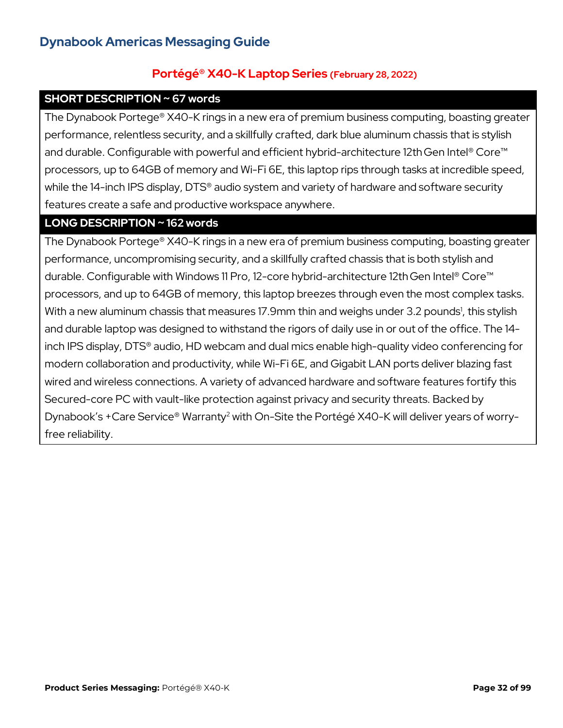# Dynabook Americas Messaging Guide

## Portégé® X40-K Laptop Series (February 28, 2022)

| SHORT DESCRIPTION ~ 67 words |
| --- |
| The Dynabook Portege® X40-K rings in a new era of premium business computing, boasting greater performance, relentless security, and a skillfully crafted, dark blue aluminum chassis that is stylish and durable. Configurable with powerful and efficient hybrid-architecture 12th Gen Intel® Core™ processors, up to 64GB of memory and Wi-Fi 6E, this laptop rips through tasks at incredible speed, while the 14-inch IPS display, DTS® audio system and variety of hardware and software security features create a safe and productive workspace anywhere. |

| LONG DESCRIPTION ~ 162 words |
| --- |
| The Dynabook Portege® X40-K rings in a new era of premium business computing, boasting greater performance, uncompromising security, and a skillfully crafted chassis that is both stylish and durable. Configurable with Windows 11 Pro, 12-core hybrid-architecture 12th Gen Intel® Core™ processors, and up to 64GB of memory, this laptop breezes through even the most complex tasks. With a new aluminum chassis that measures 17.9mm thin and weighs under 3.2 pounds[1], this stylish and durable laptop was designed to withstand the rigors of daily use in or out of the office. The 14-inch IPS display, DTS® audio, HD webcam and dual mics enable high-quality video conferencing for modern collaboration and productivity, while Wi-Fi 6E, and Gigabit LAN ports deliver blazing fast wired and wireless connections. A variety of advanced hardware and software features fortify this Secured-core PC with vault-like protection against privacy and security threats. Backed by Dynabook's +Care Service® Warranty[2] with On-Site the Portégé X40-K will deliver years of worry-free reliability. |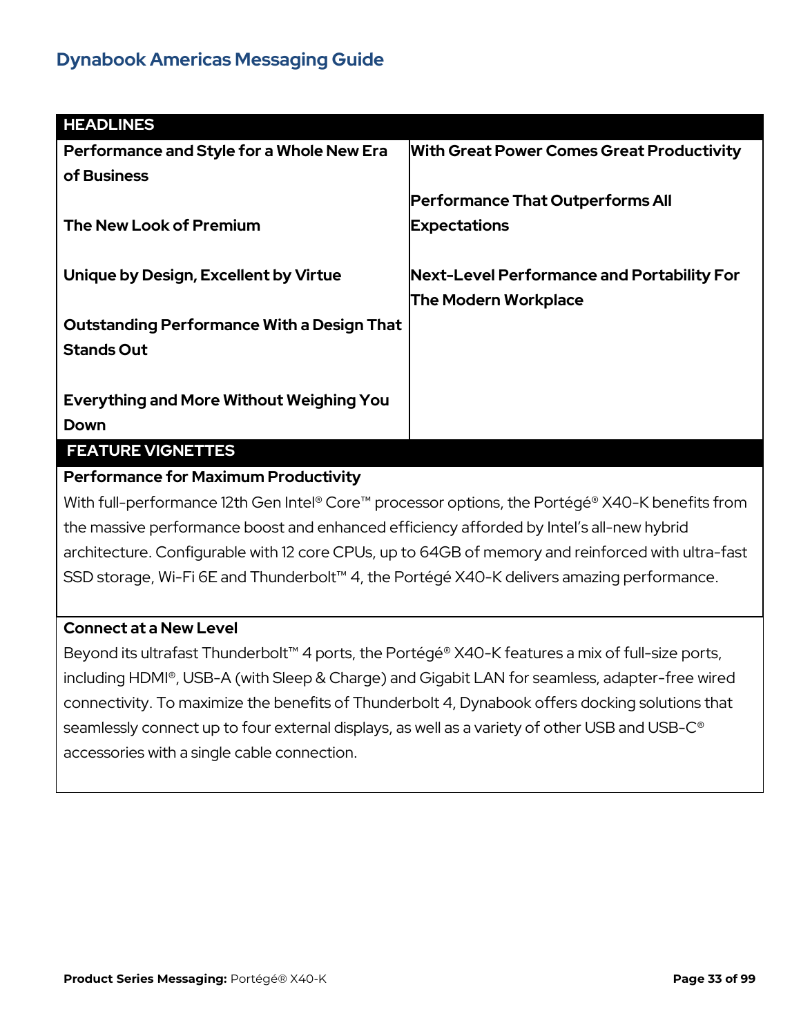| HEADLINES | |
|---|---|
| **Performance and Style for a Whole New Era of Business**<br><br>**The New Look of Premium**<br><br>**Unique by Design, Excellent by Virtue**<br><br>**Outstanding Performance With a Design That Stands Out**<br><br>**Everything and More Without Weighing You Down** | **With Great Power Comes Great Productivity**<br><br>**Performance That Outperforms All Expectations**<br><br>**Next-Level Performance and Portability For The Modern Workplace** |

## FEATURE VIGNETTES

**Performance for Maximum Productivity**

With full-performance 12th Gen Intel® Core™ processor options, the Portégé® X40-K benefits from the massive performance boost and enhanced efficiency afforded by Intel's all-new hybrid architecture. Configurable with 12 core CPUs, up to 64GB of memory and reinforced with ultra-fast SSD storage, Wi-Fi 6E and Thunderbolt™ 4, the Portégé X40-K delivers amazing performance.

**Connect at a New Level**

Beyond its ultrafast Thunderbolt™ 4 ports, the Portégé® X40-K features a mix of full-size ports, including HDMI®, USB-A (with Sleep & Charge) and Gigabit LAN for seamless, adapter-free wired connectivity. To maximize the benefits of Thunderbolt 4, Dynabook offers docking solutions that seamlessly connect up to four external displays, as well as a variety of other USB and USB-C® accessories with a single cable connection.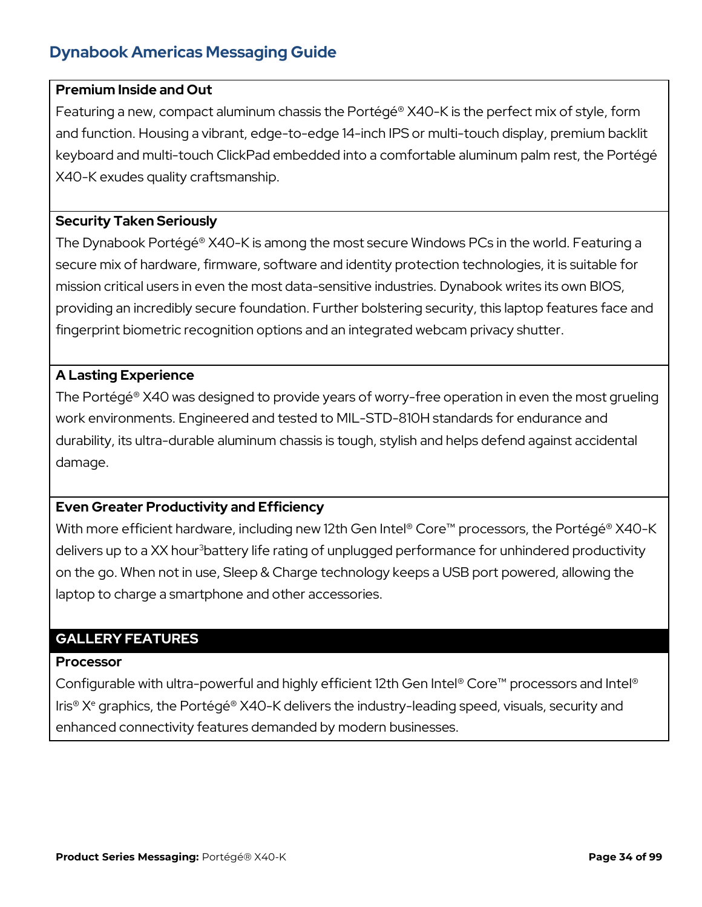## Dynabook Americas Messaging Guide

**Premium Inside and Out**

Featuring a new, compact aluminum chassis the Portégé® X40-K is the perfect mix of style, form and function. Housing a vibrant, edge-to-edge 14-inch IPS or multi-touch display, premium backlit keyboard and multi-touch ClickPad embedded into a comfortable aluminum palm rest, the Portégé X40-K exudes quality craftsmanship.

**Security Taken Seriously**

The Dynabook Portégé® X40-K is among the most secure Windows PCs in the world. Featuring a secure mix of hardware, firmware, software and identity protection technologies, it is suitable for mission critical users in even the most data-sensitive industries. Dynabook writes its own BIOS, providing an incredibly secure foundation. Further bolstering security, this laptop features face and fingerprint biometric recognition options and an integrated webcam privacy shutter.

**A Lasting Experience**

The Portégé® X40 was designed to provide years of worry-free operation in even the most grueling work environments. Engineered and tested to MIL-STD-810H standards for endurance and durability, its ultra-durable aluminum chassis is tough, stylish and helps defend against accidental damage.

**Even Greater Productivity and Efficiency**

With more efficient hardware, including new 12th Gen Intel® Core™ processors, the Portégé® X40-K delivers up to a XX hour[3]battery life rating of unplugged performance for unhindered productivity on the go. When not in use, Sleep & Charge technology keeps a USB port powered, allowing the laptop to charge a smartphone and other accessories.

### GALLERY FEATURES

**Processor**

Configurable with ultra-powerful and highly efficient 12th Gen Intel® Core™ processors and Intel® Iris® Xᵉ graphics, the Portégé® X40-K delivers the industry-leading speed, visuals, security and enhanced connectivity features demanded by modern businesses.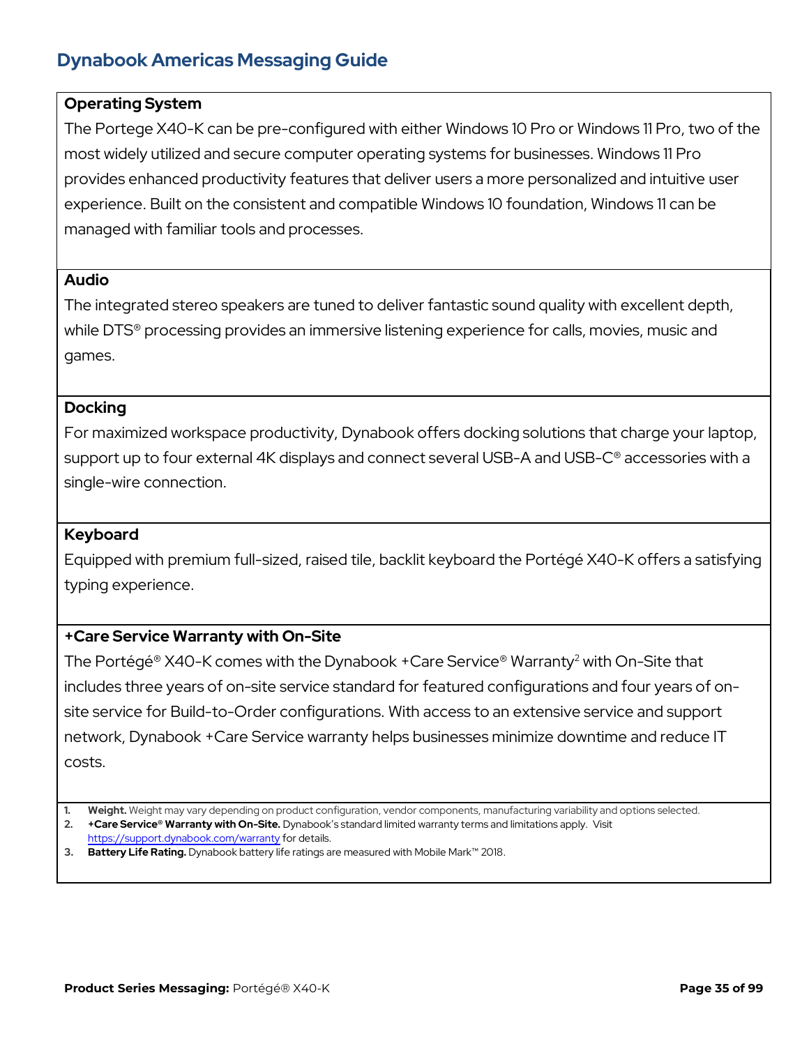### Operating System

The Portege X40-K can be pre-configured with either Windows 10 Pro or Windows 11 Pro, two of the most widely utilized and secure computer operating systems for businesses. Windows 11 Pro provides enhanced productivity features that deliver users a more personalized and intuitive user experience. Built on the consistent and compatible Windows 10 foundation, Windows 11 can be managed with familiar tools and processes.

### Audio

The integrated stereo speakers are tuned to deliver fantastic sound quality with excellent depth, while DTS® processing provides an immersive listening experience for calls, movies, music and games.

### Docking

For maximized workspace productivity, Dynabook offers docking solutions that charge your laptop, support up to four external 4K displays and connect several USB-A and USB-C® accessories with a single-wire connection.

### Keyboard

Equipped with premium full-sized, raised tile, backlit keyboard the Portégé X40-K offers a satisfying typing experience.

### +Care Service Warranty with On-Site

The Portégé® X40-K comes with the Dynabook +Care Service® Warranty[2] with On-Site that includes three years of on-site service standard for featured configurations and four years of on-site service for Build-to-Order configurations. With access to an extensive service and support network, Dynabook +Care Service warranty helps businesses minimize downtime and reduce IT costs.

1. **Weight.** Weight may vary depending on product configuration, vendor components, manufacturing variability and options selected.
2. **+Care Service® Warranty with On-Site.** Dynabook's standard limited warranty terms and limitations apply. Visit https://support.dynabook.com/warranty for details.
3. **Battery Life Rating.** Dynabook battery life ratings are measured with Mobile Mark™ 2018.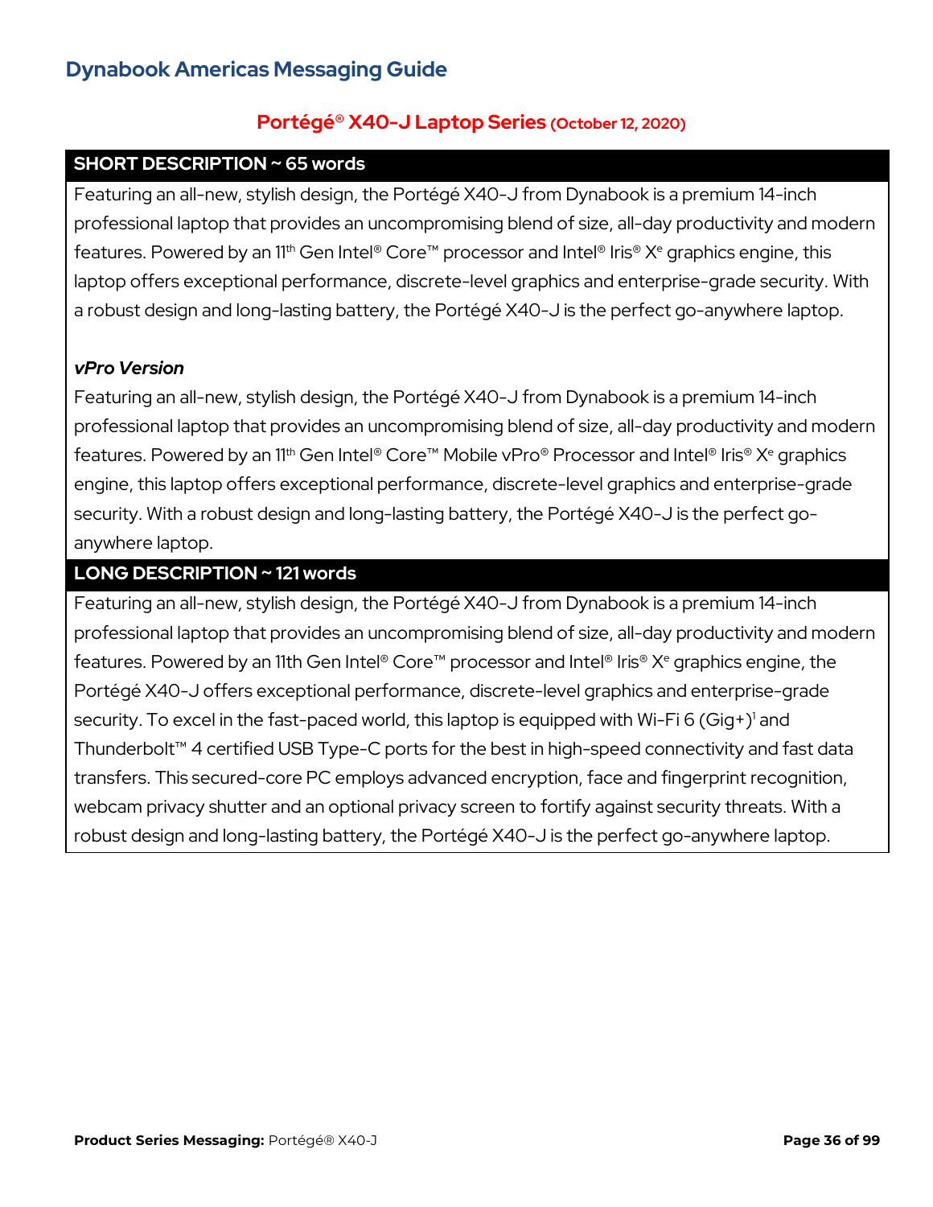## Dynabook Americas Messaging Guide

### Portégé® X40-J Laptop Series (October 12, 2020)

**SHORT DESCRIPTION ~ 65 words**

Featuring an all-new, stylish design, the Portégé X40-J from Dynabook is a premium 14-inch professional laptop that provides an uncompromising blend of size, all-day productivity and modern features. Powered by an 11th Gen Intel® Core™ processor and Intel® Iris® Xe graphics engine, this laptop offers exceptional performance, discrete-level graphics and enterprise-grade security. With a robust design and long-lasting battery, the Portégé X40-J is the perfect go-anywhere laptop.

***vPro Version***

Featuring an all-new, stylish design, the Portégé X40-J from Dynabook is a premium 14-inch professional laptop that provides an uncompromising blend of size, all-day productivity and modern features. Powered by an 11th Gen Intel® Core™ Mobile vPro® Processor and Intel® Iris® Xe graphics engine, this laptop offers exceptional performance, discrete-level graphics and enterprise-grade security. With a robust design and long-lasting battery, the Portégé X40-J is the perfect go-anywhere laptop.

**LONG DESCRIPTION ~ 121 words**

Featuring an all-new, stylish design, the Portégé X40-J from Dynabook is a premium 14-inch professional laptop that provides an uncompromising blend of size, all-day productivity and modern features. Powered by an 11th Gen Intel® Core™ processor and Intel® Iris® Xe graphics engine, the Portégé X40-J offers exceptional performance, discrete-level graphics and enterprise-grade security. To excel in the fast-paced world, this laptop is equipped with Wi-Fi 6 (Gig+)[1] and Thunderbolt™ 4 certified USB Type-C ports for the best in high-speed connectivity and fast data transfers. This secured-core PC employs advanced encryption, face and fingerprint recognition, webcam privacy shutter and an optional privacy screen to fortify against security threats. With a robust design and long-lasting battery, the Portégé X40-J is the perfect go-anywhere laptop.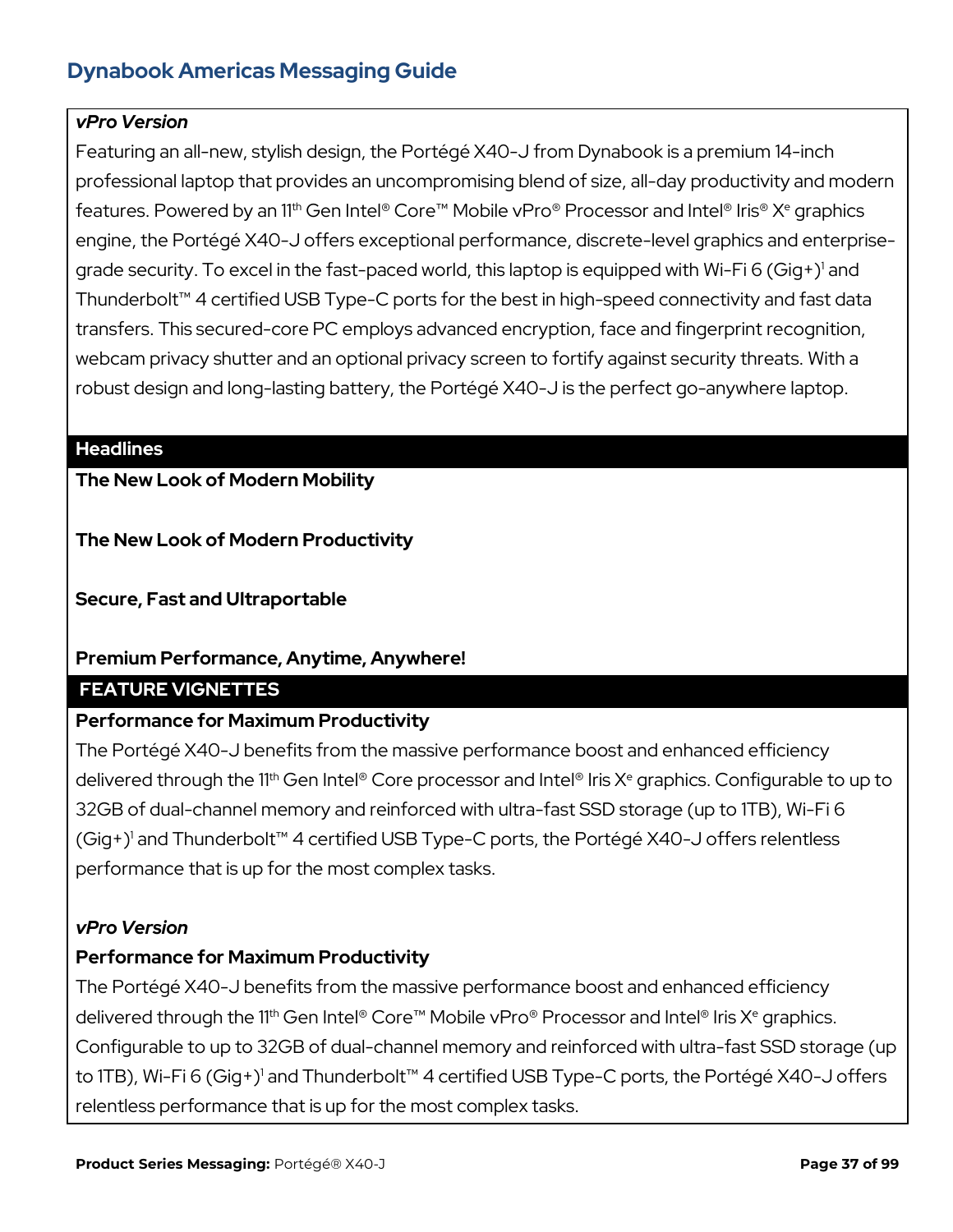*vPro Version*

Featuring an all-new, stylish design, the Portégé X40-J from Dynabook is a premium 14-inch professional laptop that provides an uncompromising blend of size, all-day productivity and modern features. Powered by an 11th Gen Intel® Core™ Mobile vPro® Processor and Intel® Iris® Xe graphics engine, the Portégé X40-J offers exceptional performance, discrete-level graphics and enterprise-grade security. To excel in the fast-paced world, this laptop is equipped with Wi-Fi 6 (Gig+)[1] and Thunderbolt™ 4 certified USB Type-C ports for the best in high-speed connectivity and fast data transfers. This secured-core PC employs advanced encryption, face and fingerprint recognition, webcam privacy shutter and an optional privacy screen to fortify against security threats. With a robust design and long-lasting battery, the Portégé X40-J is the perfect go-anywhere laptop.

## Headlines

**The New Look of Modern Mobility**

**The New Look of Modern Productivity**

**Secure, Fast and Ultraportable**

**Premium Performance, Anytime, Anywhere!**

## FEATURE VIGNETTES

**Performance for Maximum Productivity**

The Portégé X40-J benefits from the massive performance boost and enhanced efficiency delivered through the 11th Gen Intel® Core processor and Intel® Iris Xe graphics. Configurable to up to 32GB of dual-channel memory and reinforced with ultra-fast SSD storage (up to 1TB), Wi-Fi 6 (Gig+)[1] and Thunderbolt™ 4 certified USB Type-C ports, the Portégé X40-J offers relentless performance that is up for the most complex tasks.

*vPro Version*

**Performance for Maximum Productivity**

The Portégé X40-J benefits from the massive performance boost and enhanced efficiency delivered through the 11th Gen Intel® Core™ Mobile vPro® Processor and Intel® Iris Xe graphics. Configurable to up to 32GB of dual-channel memory and reinforced with ultra-fast SSD storage (up to 1TB), Wi-Fi 6 (Gig+)[1] and Thunderbolt™ 4 certified USB Type-C ports, the Portégé X40-J offers relentless performance that is up for the most complex tasks.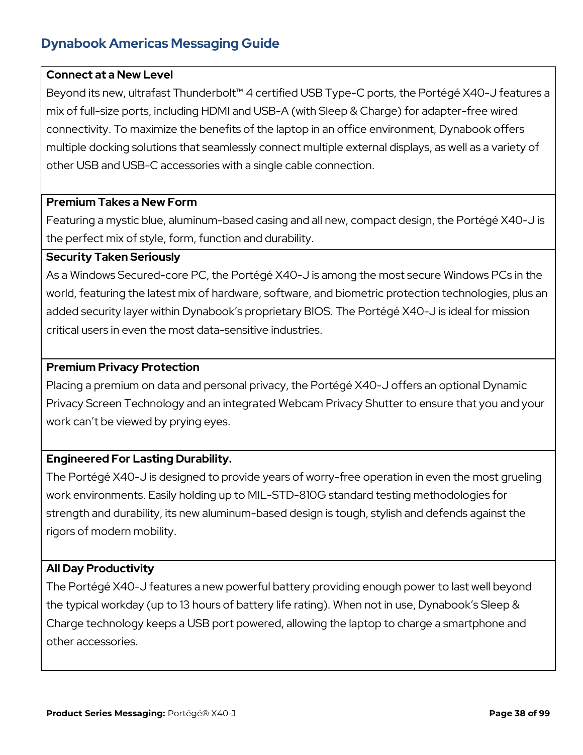## Dynabook Americas Messaging Guide

**Connect at a New Level**

Beyond its new, ultrafast Thunderbolt™ 4 certified USB Type-C ports, the Portégé X40-J features a mix of full-size ports, including HDMI and USB-A (with Sleep & Charge) for adapter-free wired connectivity. To maximize the benefits of the laptop in an office environment, Dynabook offers multiple docking solutions that seamlessly connect multiple external displays, as well as a variety of other USB and USB-C accessories with a single cable connection.

**Premium Takes a New Form**

Featuring a mystic blue, aluminum-based casing and all new, compact design, the Portégé X40-J is the perfect mix of style, form, function and durability.

**Security Taken Seriously**

As a Windows Secured-core PC, the Portégé X40-J is among the most secure Windows PCs in the world, featuring the latest mix of hardware, software, and biometric protection technologies, plus an added security layer within Dynabook's proprietary BIOS. The Portégé X40-J is ideal for mission critical users in even the most data-sensitive industries.

**Premium Privacy Protection**

Placing a premium on data and personal privacy, the Portégé X40-J offers an optional Dynamic Privacy Screen Technology and an integrated Webcam Privacy Shutter to ensure that you and your work can't be viewed by prying eyes.

**Engineered For Lasting Durability.**

The Portégé X40-J is designed to provide years of worry-free operation in even the most grueling work environments. Easily holding up to MIL-STD-810G standard testing methodologies for strength and durability, its new aluminum-based design is tough, stylish and defends against the rigors of modern mobility.

**All Day Productivity**

The Portégé X40-J features a new powerful battery providing enough power to last well beyond the typical workday (up to 13 hours of battery life rating). When not in use, Dynabook's Sleep & Charge technology keeps a USB port powered, allowing the laptop to charge a smartphone and other accessories.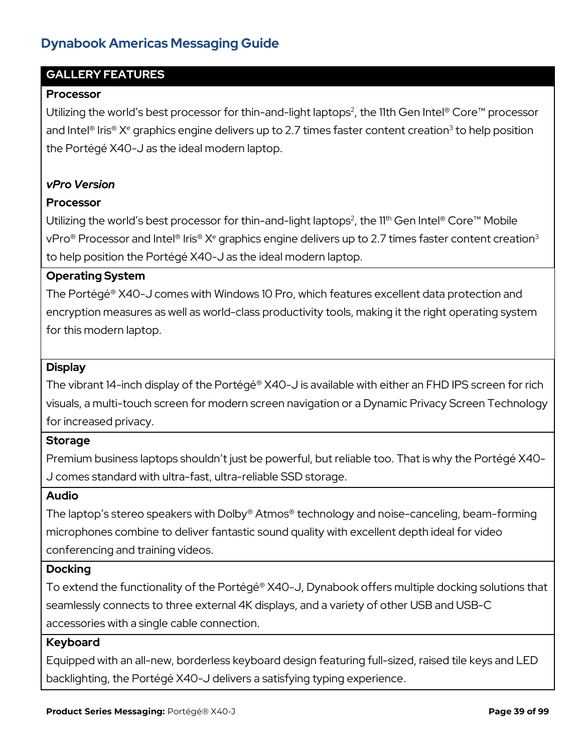# Dynabook Americas Messaging Guide

## GALLERY FEATURES

### Processor

Utilizing the world's best processor for thin-and-light laptops[2], the 11th Gen Intel® Core™ processor and Intel® Iris® Xᵉ graphics engine delivers up to 2.7 times faster content creation[3] to help position the Portégé X40-J as the ideal modern laptop.

***vPro Version***

### Processor

Utilizing the world's best processor for thin-and-light laptops[2], the 11th Gen Intel® Core™ Mobile vPro® Processor and Intel® Iris® Xᵉ graphics engine delivers up to 2.7 times faster content creation[3] to help position the Portégé X40-J as the ideal modern laptop.

### Operating System

The Portégé® X40-J comes with Windows 10 Pro, which features excellent data protection and encryption measures as well as world-class productivity tools, making it the right operating system for this modern laptop.

### Display

The vibrant 14-inch display of the Portégé® X40-J is available with either an FHD IPS screen for rich visuals, a multi-touch screen for modern screen navigation or a Dynamic Privacy Screen Technology for increased privacy.

### Storage

Premium business laptops shouldn't just be powerful, but reliable too. That is why the Portégé X40-J comes standard with ultra-fast, ultra-reliable SSD storage.

### Audio

The laptop's stereo speakers with Dolby® Atmos® technology and noise-canceling, beam-forming microphones combine to deliver fantastic sound quality with excellent depth ideal for video conferencing and training videos.

### Docking

To extend the functionality of the Portégé® X40-J, Dynabook offers multiple docking solutions that seamlessly connects to three external 4K displays, and a variety of other USB and USB-C accessories with a single cable connection.

### Keyboard

Equipped with an all-new, borderless keyboard design featuring full-sized, raised tile keys and LED backlighting, the Portégé X40-J delivers a satisfying typing experience.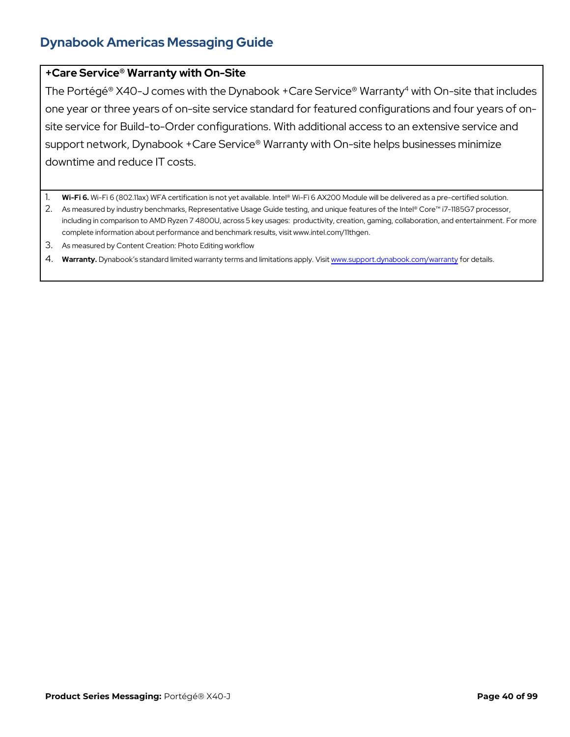### +Care Service® Warranty with On-Site

The Portégé® X40-J comes with the Dynabook +Care Service® Warranty[4] with On-site that includes one year or three years of on-site service standard for featured configurations and four years of on-site service for Build-to-Order configurations. With additional access to an extensive service and support network, Dynabook +Care Service® Warranty with On-site helps businesses minimize downtime and reduce IT costs.

1. **Wi-Fi 6.** Wi-Fi 6 (802.11ax) WFA certification is not yet available. Intel® Wi-Fi 6 AX200 Module will be delivered as a pre-certified solution.
2. As measured by industry benchmarks, Representative Usage Guide testing, and unique features of the Intel® Core™ i7-1185G7 processor, including in comparison to AMD Ryzen 7 4800U, across 5 key usages: productivity, creation, gaming, collaboration, and entertainment. For more complete information about performance and benchmark results, visit www.intel.com/11thgen.
3. As measured by Content Creation: Photo Editing workflow
4. **Warranty.** Dynabook's standard limited warranty terms and limitations apply. Visit www.support.dynabook.com/warranty for details.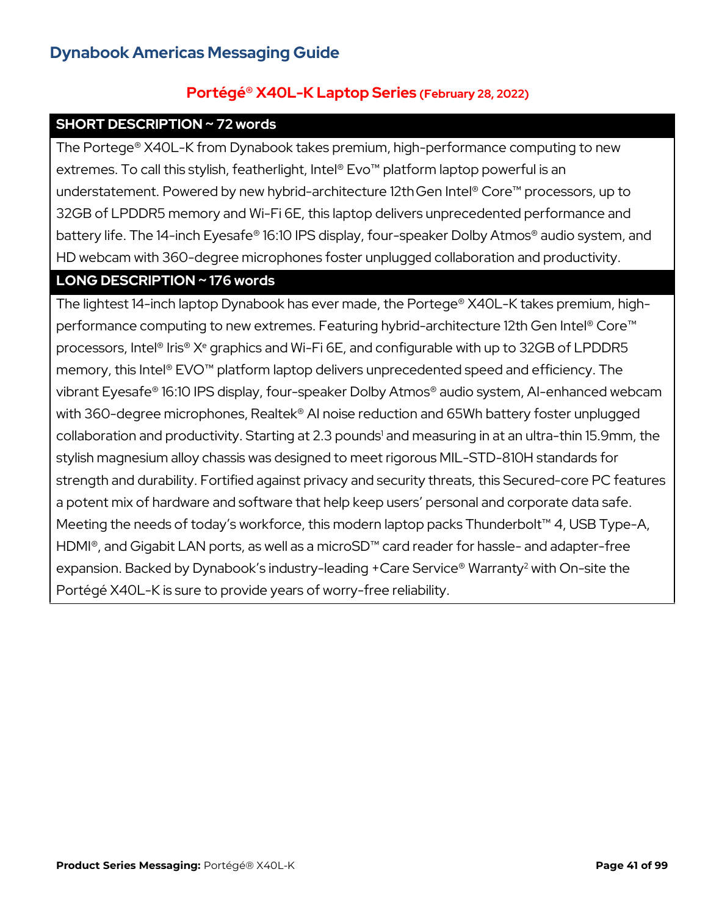## Dynabook Americas Messaging Guide

### Portégé® X40L-K Laptop Series (February 28, 2022)

| SHORT DESCRIPTION ~ 72 words |
| --- |
| The Portege® X40L-K from Dynabook takes premium, high-performance computing to new extremes. To call this stylish, featherlight, Intel® Evo™ platform laptop powerful is an understatement. Powered by new hybrid-architecture 12th Gen Intel® Core™ processors, up to 32GB of LPDDR5 memory and Wi-Fi 6E, this laptop delivers unprecedented performance and battery life. The 14-inch Eyesafe® 16:10 IPS display, four-speaker Dolby Atmos® audio system, and HD webcam with 360-degree microphones foster unplugged collaboration and productivity. |
| **LONG DESCRIPTION ~ 176 words** |
| The lightest 14-inch laptop Dynabook has ever made, the Portege® X40L-K takes premium, high-performance computing to new extremes. Featuring hybrid-architecture 12th Gen Intel® Core™ processors, Intel® Iris® Xᵉ graphics and Wi-Fi 6E, and configurable with up to 32GB of LPDDR5 memory, this Intel® EVO™ platform laptop delivers unprecedented speed and efficiency. The vibrant Eyesafe® 16:10 IPS display, four-speaker Dolby Atmos® audio system, AI-enhanced webcam with 360-degree microphones, Realtek® AI noise reduction and 65Wh battery foster unplugged collaboration and productivity. Starting at 2.3 pounds[1] and measuring in at an ultra-thin 15.9mm, the stylish magnesium alloy chassis was designed to meet rigorous MIL-STD-810H standards for strength and durability. Fortified against privacy and security threats, this Secured-core PC features a potent mix of hardware and software that help keep users' personal and corporate data safe. Meeting the needs of today's workforce, this modern laptop packs Thunderbolt™ 4, USB Type-A, HDMI®, and Gigabit LAN ports, as well as a microSD™ card reader for hassle- and adapter-free expansion. Backed by Dynabook's industry-leading +Care Service® Warranty[2] with On-site the Portégé X40L-K is sure to provide years of worry-free reliability. |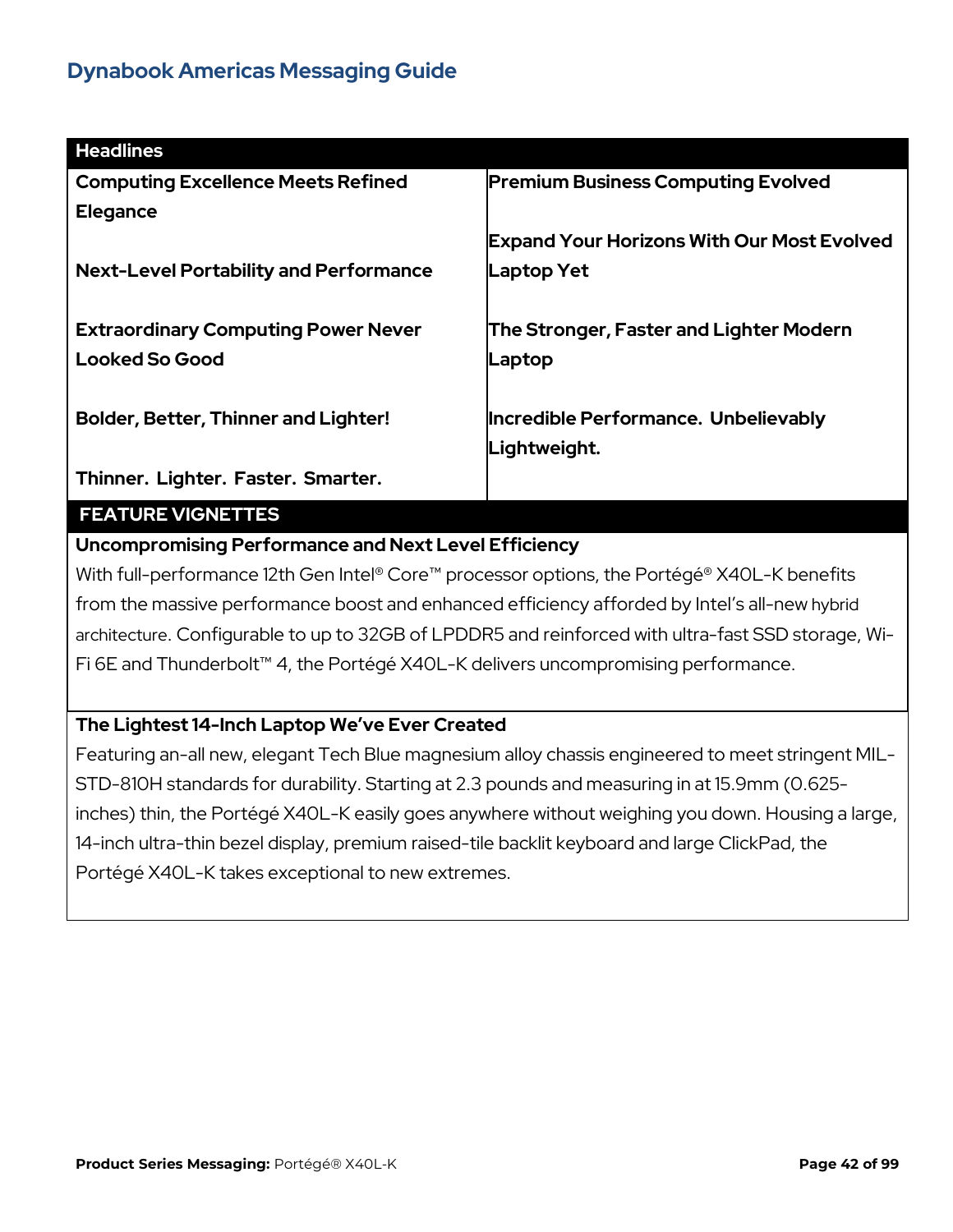## Dynabook Americas Messaging Guide

| Headlines | |
|---|---|
| **Computing Excellence Meets Refined Elegance** | **Premium Business Computing Evolved** |
| **Next-Level Portability and Performance** | **Expand Your Horizons With Our Most Evolved Laptop Yet** |
| **Extraordinary Computing Power Never Looked So Good** | **The Stronger, Faster and Lighter Modern Laptop** |
| **Bolder, Better, Thinner and Lighter!** | **Incredible Performance. Unbelievably Lightweight.** |
| **Thinner. Lighter. Faster. Smarter.** | |

### FEATURE VIGNETTES

**Uncompromising Performance and Next Level Efficiency**

With full-performance 12th Gen Intel® Core™ processor options, the Portégé® X40L-K benefits from the massive performance boost and enhanced efficiency afforded by Intel's all-new hybrid architecture. Configurable to up to 32GB of LPDDR5 and reinforced with ultra-fast SSD storage, Wi-Fi 6E and Thunderbolt™ 4, the Portégé X40L-K delivers uncompromising performance.

**The Lightest 14-Inch Laptop We've Ever Created**

Featuring an-all new, elegant Tech Blue magnesium alloy chassis engineered to meet stringent MIL-STD-810H standards for durability. Starting at 2.3 pounds and measuring in at 15.9mm (0.625-inches) thin, the Portégé X40L-K easily goes anywhere without weighing you down. Housing a large, 14-inch ultra-thin bezel display, premium raised-tile backlit keyboard and large ClickPad, the Portégé X40L-K takes exceptional to new extremes.

**Product Series Messaging:** Portégé® X40L-K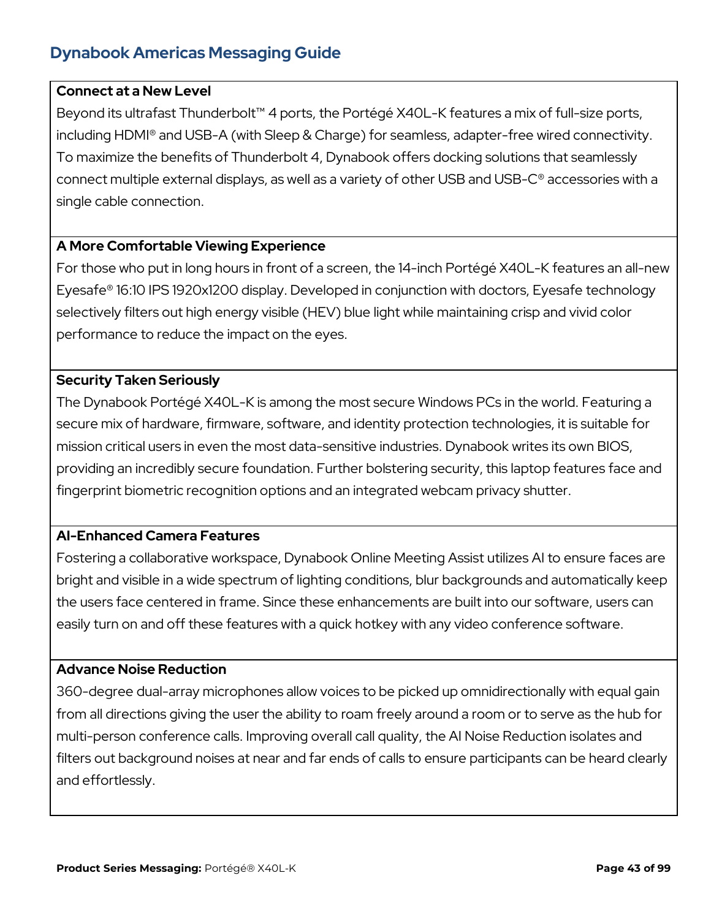### Connect at a New Level

Beyond its ultrafast Thunderbolt™ 4 ports, the Portégé X40L-K features a mix of full-size ports, including HDMI® and USB-A (with Sleep & Charge) for seamless, adapter-free wired connectivity. To maximize the benefits of Thunderbolt 4, Dynabook offers docking solutions that seamlessly connect multiple external displays, as well as a variety of other USB and USB-C® accessories with a single cable connection.

### A More Comfortable Viewing Experience

For those who put in long hours in front of a screen, the 14-inch Portégé X40L-K features an all-new Eyesafe® 16:10 IPS 1920x1200 display. Developed in conjunction with doctors, Eyesafe technology selectively filters out high energy visible (HEV) blue light while maintaining crisp and vivid color performance to reduce the impact on the eyes.

### Security Taken Seriously

The Dynabook Portégé X40L-K is among the most secure Windows PCs in the world. Featuring a secure mix of hardware, firmware, software, and identity protection technologies, it is suitable for mission critical users in even the most data-sensitive industries. Dynabook writes its own BIOS, providing an incredibly secure foundation. Further bolstering security, this laptop features face and fingerprint biometric recognition options and an integrated webcam privacy shutter.

### AI-Enhanced Camera Features

Fostering a collaborative workspace, Dynabook Online Meeting Assist utilizes AI to ensure faces are bright and visible in a wide spectrum of lighting conditions, blur backgrounds and automatically keep the users face centered in frame. Since these enhancements are built into our software, users can easily turn on and off these features with a quick hotkey with any video conference software.

### Advance Noise Reduction

360-degree dual-array microphones allow voices to be picked up omnidirectionally with equal gain from all directions giving the user the ability to roam freely around a room or to serve as the hub for multi-person conference calls. Improving overall call quality, the AI Noise Reduction isolates and filters out background noises at near and far ends of calls to ensure participants can be heard clearly and effortlessly.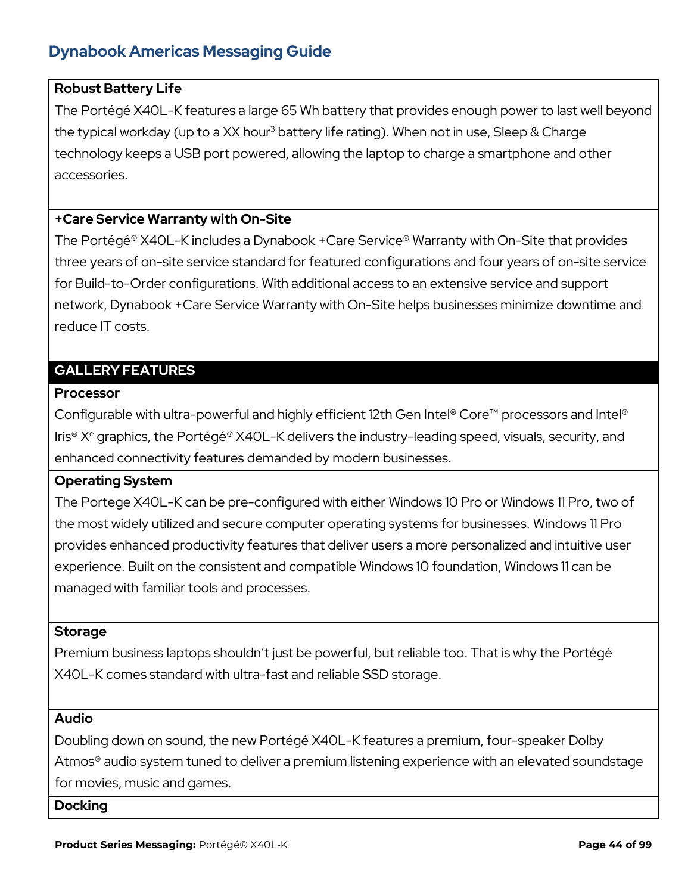## Dynabook Americas Messaging Guide

**Robust Battery Life**

The Portégé X40L-K features a large 65 Wh battery that provides enough power to last well beyond the typical workday (up to a XX hour[3] battery life rating). When not in use, Sleep & Charge technology keeps a USB port powered, allowing the laptop to charge a smartphone and other accessories.

**+Care Service Warranty with On-Site**

The Portégé® X40L-K includes a Dynabook +Care Service® Warranty with On-Site that provides three years of on-site service standard for featured configurations and four years of on-site service for Build-to-Order configurations. With additional access to an extensive service and support network, Dynabook +Care Service Warranty with On-Site helps businesses minimize downtime and reduce IT costs.

### GALLERY FEATURES

**Processor**

Configurable with ultra-powerful and highly efficient 12th Gen Intel® Core™ processors and Intel® Iris® Xᵉ graphics, the Portégé® X40L-K delivers the industry-leading speed, visuals, security, and enhanced connectivity features demanded by modern businesses.

**Operating System**

The Portege X40L-K can be pre-configured with either Windows 10 Pro or Windows 11 Pro, two of the most widely utilized and secure computer operating systems for businesses. Windows 11 Pro provides enhanced productivity features that deliver users a more personalized and intuitive user experience. Built on the consistent and compatible Windows 10 foundation, Windows 11 can be managed with familiar tools and processes.

**Storage**

Premium business laptops shouldn't just be powerful, but reliable too. That is why the Portégé X40L-K comes standard with ultra-fast and reliable SSD storage.

**Audio**

Doubling down on sound, the new Portégé X40L-K features a premium, four-speaker Dolby Atmos® audio system tuned to deliver a premium listening experience with an elevated soundstage for movies, music and games.

**Docking**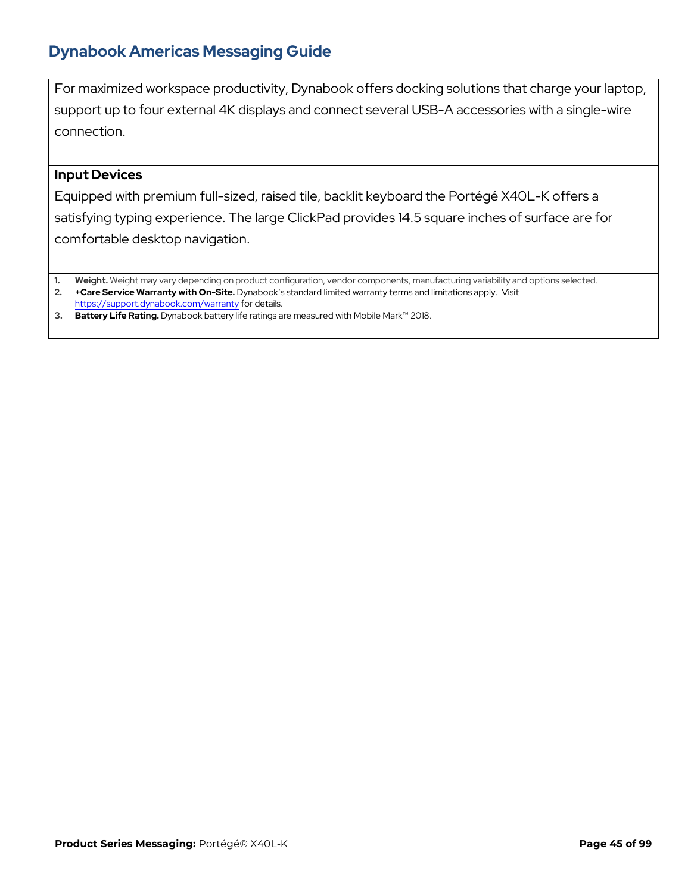For maximized workspace productivity, Dynabook offers docking solutions that charge your laptop, support up to four external 4K displays and connect several USB-A accessories with a single-wire connection.

**Input Devices**

Equipped with premium full-sized, raised tile, backlit keyboard the Portégé X40L-K offers a satisfying typing experience. The large ClickPad provides 14.5 square inches of surface are for comfortable desktop navigation.

1. **Weight.** Weight may vary depending on product configuration, vendor components, manufacturing variability and options selected.
2. **+Care Service Warranty with On-Site.** Dynabook's standard limited warranty terms and limitations apply. Visit https://support.dynabook.com/warranty for details.
3. **Battery Life Rating.** Dynabook battery life ratings are measured with Mobile Mark™ 2018.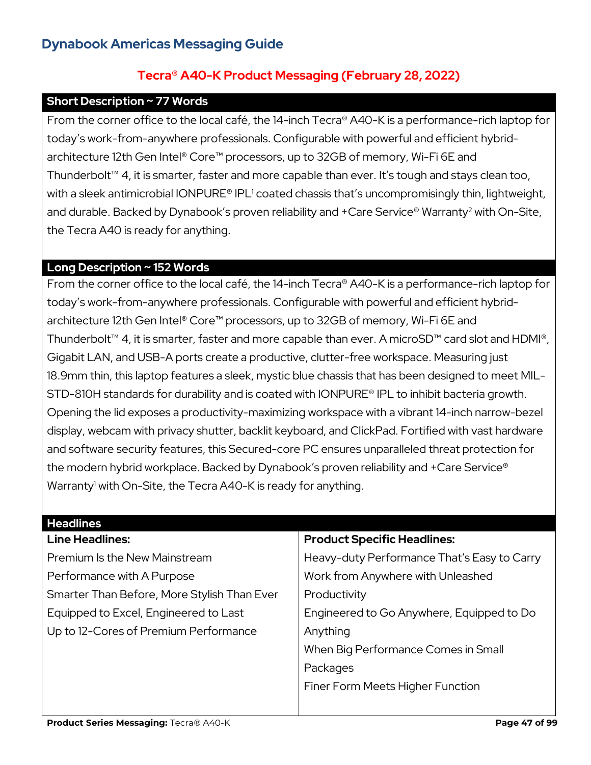# Dynabook Americas Messaging Guide

## Tecra® A40-K Product Messaging (February 28, 2022)

### Short Description ~ 77 Words

From the corner office to the local café, the 14-inch Tecra® A40-K is a performance-rich laptop for today's work-from-anywhere professionals. Configurable with powerful and efficient hybrid-architecture 12th Gen Intel® Core™ processors, up to 32GB of memory, Wi-Fi 6E and Thunderbolt™ 4, it is smarter, faster and more capable than ever. It's tough and stays clean too, with a sleek antimicrobial IONPURE® IPL[1] coated chassis that's uncompromisingly thin, lightweight, and durable. Backed by Dynabook's proven reliability and +Care Service® Warranty[2] with On-Site, the Tecra A40 is ready for anything.

### Long Description ~ 152 Words

From the corner office to the local café, the 14-inch Tecra® A40-K is a performance-rich laptop for today's work-from-anywhere professionals. Configurable with powerful and efficient hybrid-architecture 12th Gen Intel® Core™ processors, up to 32GB of memory, Wi-Fi 6E and Thunderbolt™ 4, it is smarter, faster and more capable than ever. A microSD™ card slot and HDMI®, Gigabit LAN, and USB-A ports create a productive, clutter-free workspace. Measuring just 18.9mm thin, this laptop features a sleek, mystic blue chassis that has been designed to meet MIL-STD-810H standards for durability and is coated with IONPURE® IPL to inhibit bacteria growth. Opening the lid exposes a productivity-maximizing workspace with a vibrant 14-inch narrow-bezel display, webcam with privacy shutter, backlit keyboard, and ClickPad. Fortified with vast hardware and software security features, this Secured-core PC ensures unparalleled threat protection for the modern hybrid workplace. Backed by Dynabook's proven reliability and +Care Service® Warranty[1] with On-Site, the Tecra A40-K is ready for anything.

### Headlines

| Line Headlines: | Product Specific Headlines: |
|---|---|
| Premium Is the New Mainstream | Heavy-duty Performance That's Easy to Carry |
| Performance with A Purpose | Work from Anywhere with Unleashed Productivity |
| Smarter Than Before, More Stylish Than Ever | Engineered to Go Anywhere, Equipped to Do Anything |
| Equipped to Excel, Engineered to Last | When Big Performance Comes in Small Packages |
| Up to 12-Cores of Premium Performance | Finer Form Meets Higher Function |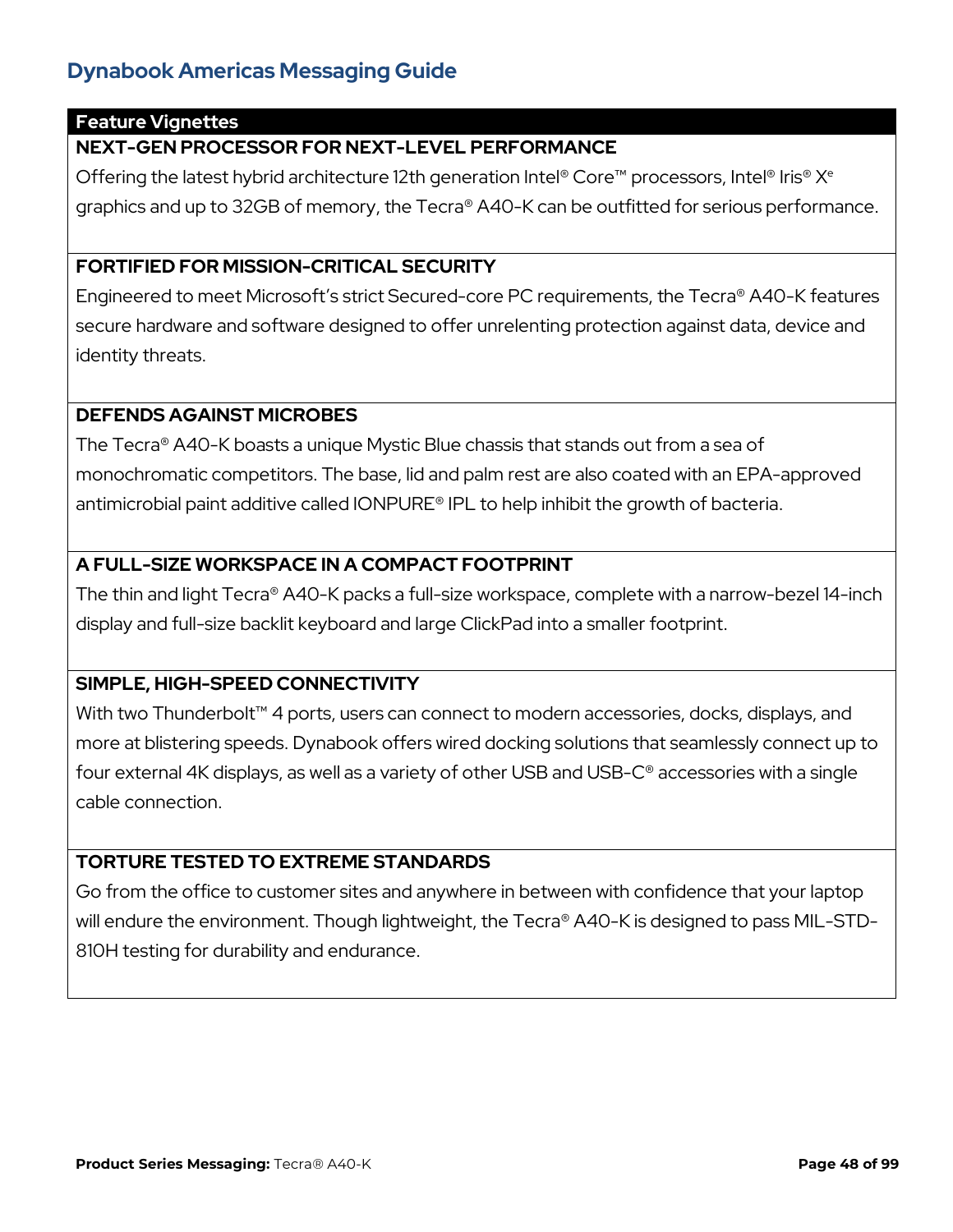## Dynabook Americas Messaging Guide

### Feature Vignettes

**NEXT-GEN PROCESSOR FOR NEXT-LEVEL PERFORMANCE**

Offering the latest hybrid architecture 12th generation Intel® Core™ processors, Intel® Iris® Xᵉ graphics and up to 32GB of memory, the Tecra® A40-K can be outfitted for serious performance.

**FORTIFIED FOR MISSION-CRITICAL SECURITY**

Engineered to meet Microsoft's strict Secured-core PC requirements, the Tecra® A40-K features secure hardware and software designed to offer unrelenting protection against data, device and identity threats.

**DEFENDS AGAINST MICROBES**

The Tecra® A40-K boasts a unique Mystic Blue chassis that stands out from a sea of monochromatic competitors. The base, lid and palm rest are also coated with an EPA-approved antimicrobial paint additive called IONPURE® IPL to help inhibit the growth of bacteria.

**A FULL-SIZE WORKSPACE IN A COMPACT FOOTPRINT**

The thin and light Tecra® A40-K packs a full-size workspace, complete with a narrow-bezel 14-inch display and full-size backlit keyboard and large ClickPad into a smaller footprint.

**SIMPLE, HIGH-SPEED CONNECTIVITY**

With two Thunderbolt™ 4 ports, users can connect to modern accessories, docks, displays, and more at blistering speeds. Dynabook offers wired docking solutions that seamlessly connect up to four external 4K displays, as well as a variety of other USB and USB-C® accessories with a single cable connection.

**TORTURE TESTED TO EXTREME STANDARDS**

Go from the office to customer sites and anywhere in between with confidence that your laptop will endure the environment. Though lightweight, the Tecra® A40-K is designed to pass MIL-STD-810H testing for durability and endurance.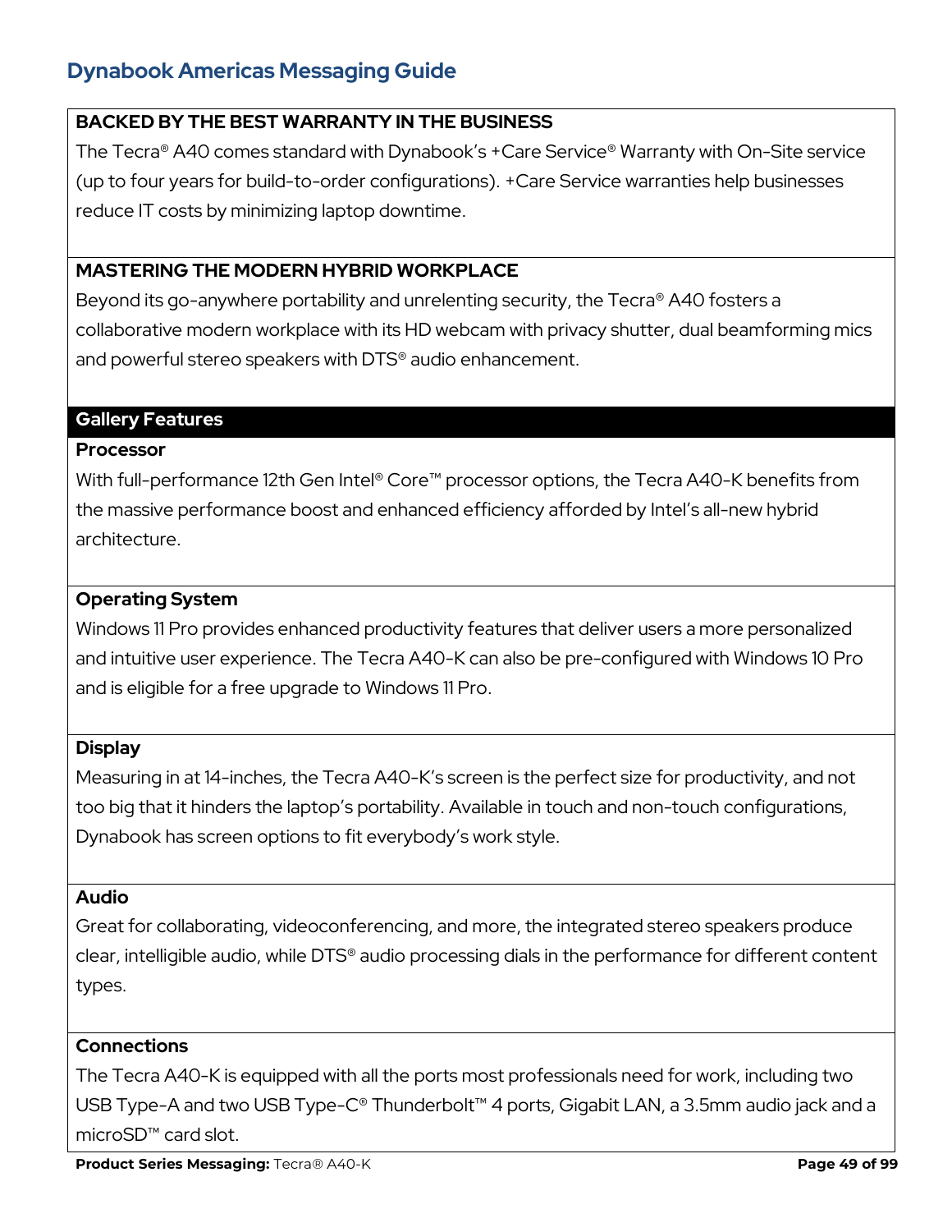### BACKED BY THE BEST WARRANTY IN THE BUSINESS

The Tecra® A40 comes standard with Dynabook's +Care Service® Warranty with On-Site service (up to four years for build-to-order configurations). +Care Service warranties help businesses reduce IT costs by minimizing laptop downtime.

### MASTERING THE MODERN HYBRID WORKPLACE

Beyond its go-anywhere portability and unrelenting security, the Tecra® A40 fosters a collaborative modern workplace with its HD webcam with privacy shutter, dual beamforming mics and powerful stereo speakers with DTS® audio enhancement.

## Gallery Features

### Processor

With full-performance 12th Gen Intel® Core™ processor options, the Tecra A40-K benefits from the massive performance boost and enhanced efficiency afforded by Intel's all-new hybrid architecture.

### Operating System

Windows 11 Pro provides enhanced productivity features that deliver users a more personalized and intuitive user experience. The Tecra A40-K can also be pre-configured with Windows 10 Pro and is eligible for a free upgrade to Windows 11 Pro.

### Display

Measuring in at 14-inches, the Tecra A40-K's screen is the perfect size for productivity, and not too big that it hinders the laptop's portability. Available in touch and non-touch configurations, Dynabook has screen options to fit everybody's work style.

### Audio

Great for collaborating, videoconferencing, and more, the integrated stereo speakers produce clear, intelligible audio, while DTS® audio processing dials in the performance for different content types.

### Connections

The Tecra A40-K is equipped with all the ports most professionals need for work, including two USB Type-A and two USB Type-C® Thunderbolt™ 4 ports, Gigabit LAN, a 3.5mm audio jack and a microSD™ card slot.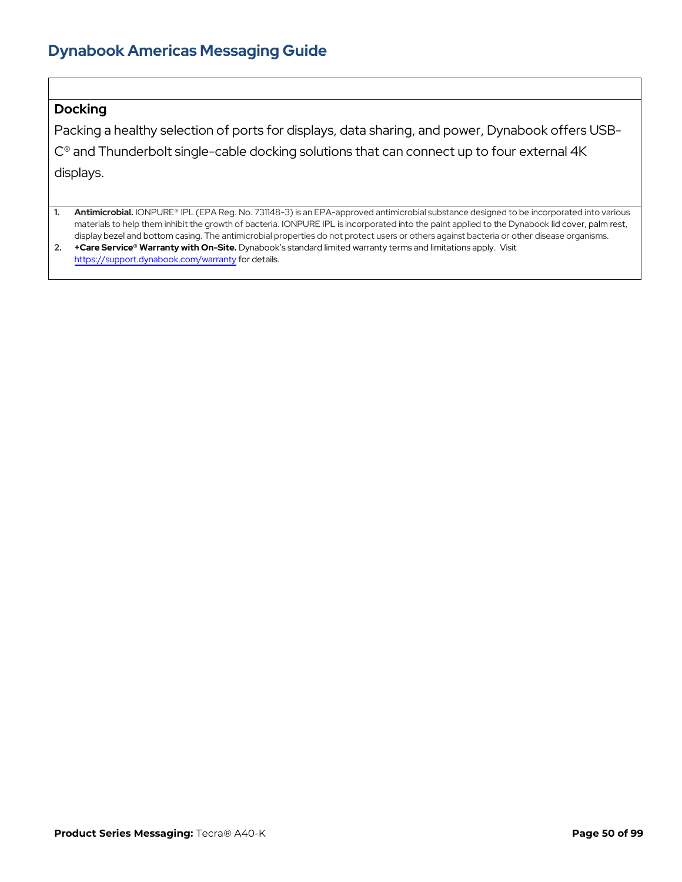### Docking

Packing a healthy selection of ports for displays, data sharing, and power, Dynabook offers USB-C® and Thunderbolt single-cable docking solutions that can connect up to four external 4K displays.

1. **Antimicrobial.** IONPURE® IPL (EPA Reg. No. 731148-3) is an EPA-approved antimicrobial substance designed to be incorporated into various materials to help them inhibit the growth of bacteria. IONPURE IPL is incorporated into the paint applied to the Dynabook lid cover, palm rest, display bezel and bottom casing. The antimicrobial properties do not protect users or others against bacteria or other disease organisms.
2. **+Care Service® Warranty with On-Site.** Dynabook's standard limited warranty terms and limitations apply. Visit https://support.dynabook.com/warranty for details.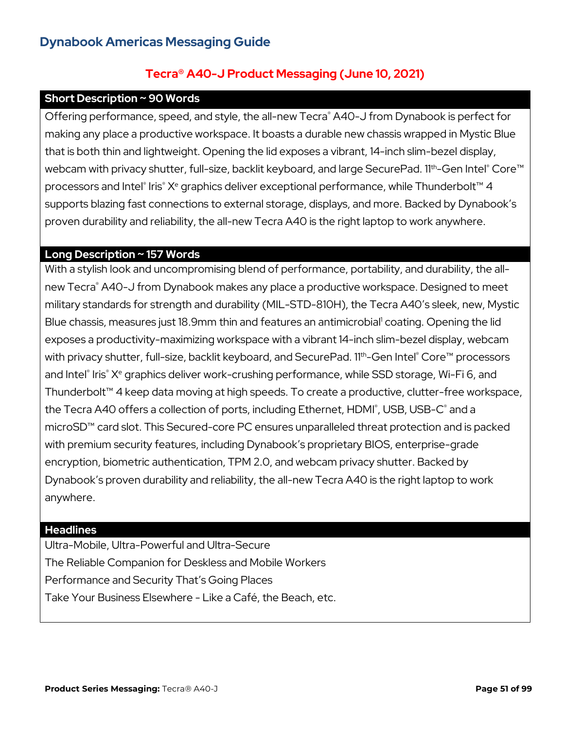## Dynabook Americas Messaging Guide

### Tecra® A40-J Product Messaging (June 10, 2021)

**Short Description ~ 90 Words**

Offering performance, speed, and style, the all-new Tecra® A40-J from Dynabook is perfect for making any place a productive workspace. It boasts a durable new chassis wrapped in Mystic Blue that is both thin and lightweight. Opening the lid exposes a vibrant, 14-inch slim-bezel display, webcam with privacy shutter, full-size, backlit keyboard, and large SecurePad. 11th-Gen Intel® Core™ processors and Intel® Iris® Xe graphics deliver exceptional performance, while Thunderbolt™ 4 supports blazing fast connections to external storage, displays, and more. Backed by Dynabook's proven durability and reliability, the all-new Tecra A40 is the right laptop to work anywhere.

**Long Description ~ 157 Words**

With a stylish look and uncompromising blend of performance, portability, and durability, the all-new Tecra® A40-J from Dynabook makes any place a productive workspace. Designed to meet military standards for strength and durability (MIL-STD-810H), the Tecra A40's sleek, new, Mystic Blue chassis, measures just 18.9mm thin and features an antimicrobial[1] coating. Opening the lid exposes a productivity-maximizing workspace with a vibrant 14-inch slim-bezel display, webcam with privacy shutter, full-size, backlit keyboard, and SecurePad. 11th-Gen Intel® Core™ processors and Intel® Iris® Xe graphics deliver work-crushing performance, while SSD storage, Wi-Fi 6, and Thunderbolt™ 4 keep data moving at high speeds. To create a productive, clutter-free workspace, the Tecra A40 offers a collection of ports, including Ethernet, HDMI®, USB, USB-C® and a microSD™ card slot. This Secured-core PC ensures unparalleled threat protection and is packed with premium security features, including Dynabook's proprietary BIOS, enterprise-grade encryption, biometric authentication, TPM 2.0, and webcam privacy shutter. Backed by Dynabook's proven durability and reliability, the all-new Tecra A40 is the right laptop to work anywhere.

**Headlines**

Ultra-Mobile, Ultra-Powerful and Ultra-Secure
The Reliable Companion for Deskless and Mobile Workers
Performance and Security That's Going Places
Take Your Business Elsewhere - Like a Café, the Beach, etc.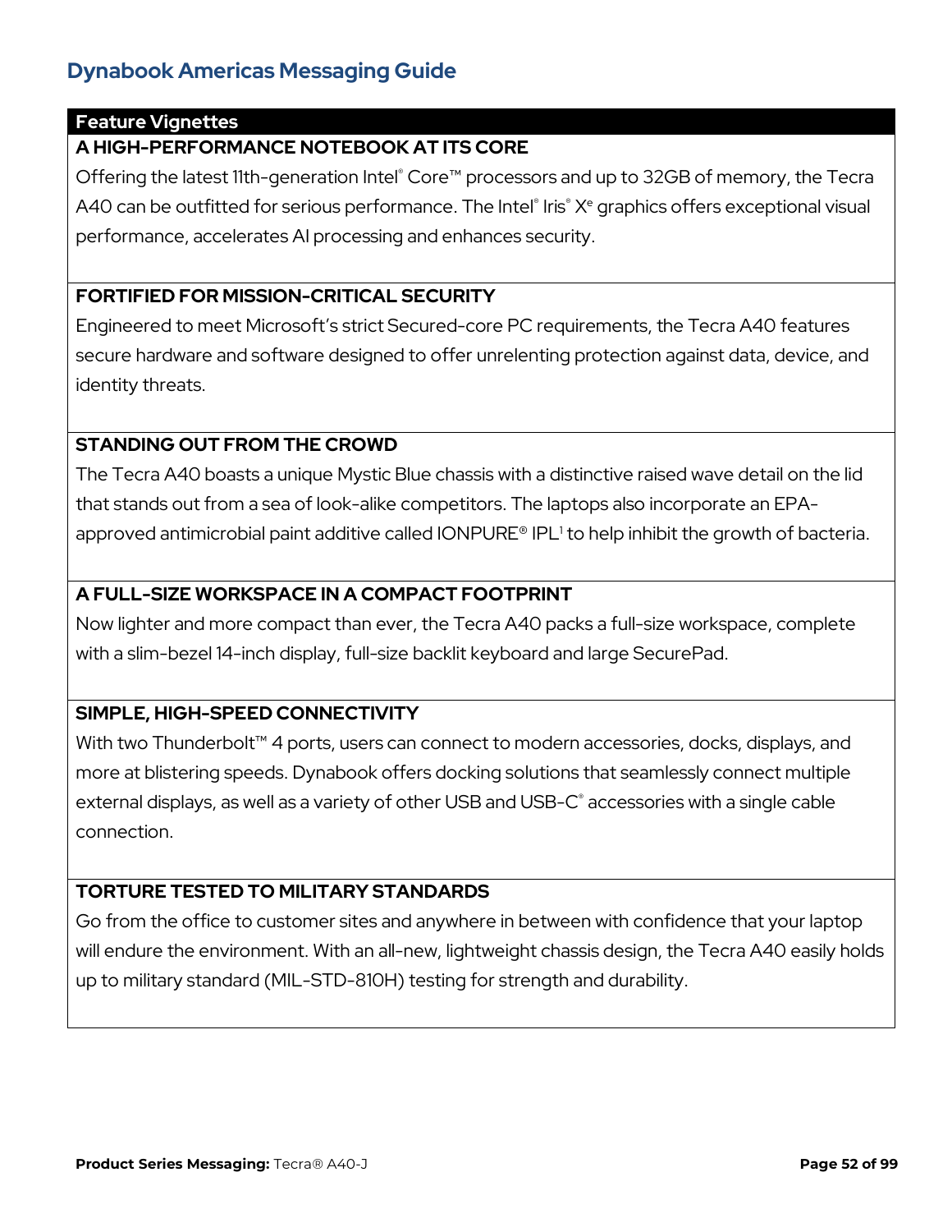## Dynabook Americas Messaging Guide

### Feature Vignettes

**A HIGH-PERFORMANCE NOTEBOOK AT ITS CORE**

Offering the latest 11th-generation Intel® Core™ processors and up to 32GB of memory, the Tecra A40 can be outfitted for serious performance. The Intel® Iris® Xe graphics offers exceptional visual performance, accelerates AI processing and enhances security.

**FORTIFIED FOR MISSION-CRITICAL SECURITY**

Engineered to meet Microsoft's strict Secured-core PC requirements, the Tecra A40 features secure hardware and software designed to offer unrelenting protection against data, device, and identity threats.

**STANDING OUT FROM THE CROWD**

The Tecra A40 boasts a unique Mystic Blue chassis with a distinctive raised wave detail on the lid that stands out from a sea of look-alike competitors. The laptops also incorporate an EPA-approved antimicrobial paint additive called IONPURE® IPL[1] to help inhibit the growth of bacteria.

**A FULL-SIZE WORKSPACE IN A COMPACT FOOTPRINT**

Now lighter and more compact than ever, the Tecra A40 packs a full-size workspace, complete with a slim-bezel 14-inch display, full-size backlit keyboard and large SecurePad.

**SIMPLE, HIGH-SPEED CONNECTIVITY**

With two Thunderbolt™ 4 ports, users can connect to modern accessories, docks, displays, and more at blistering speeds. Dynabook offers docking solutions that seamlessly connect multiple external displays, as well as a variety of other USB and USB-C® accessories with a single cable connection.

**TORTURE TESTED TO MILITARY STANDARDS**

Go from the office to customer sites and anywhere in between with confidence that your laptop will endure the environment. With an all-new, lightweight chassis design, the Tecra A40 easily holds up to military standard (MIL-STD-810H) testing for strength and durability.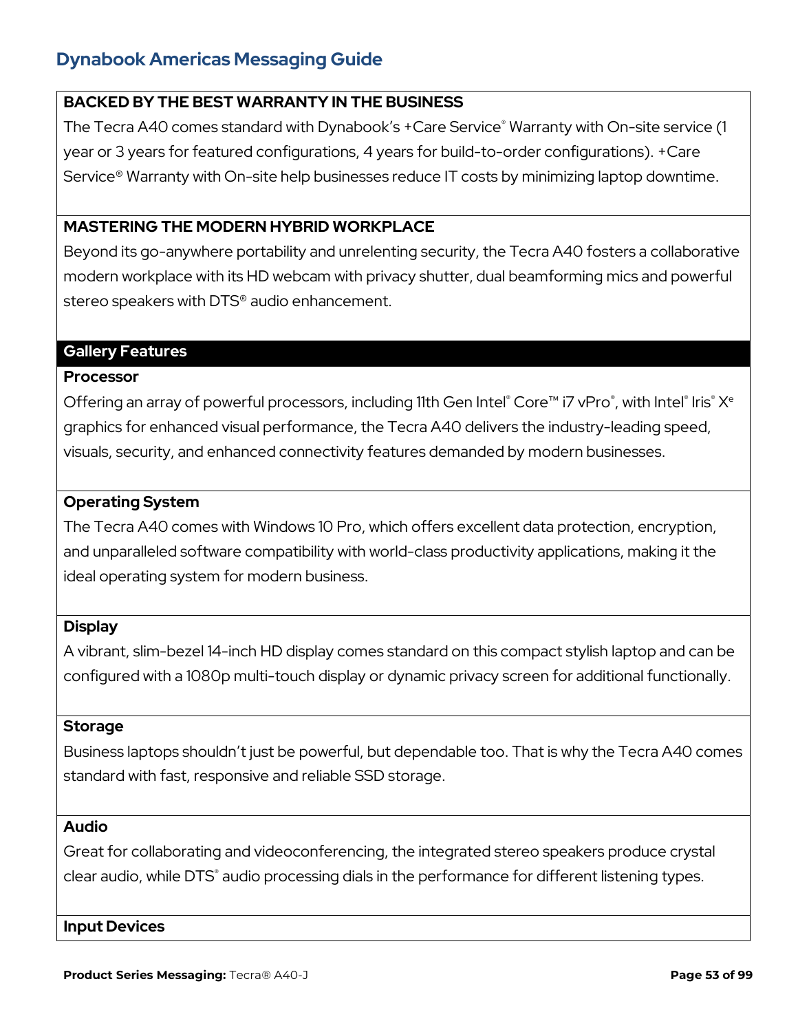### BACKED BY THE BEST WARRANTY IN THE BUSINESS

The Tecra A40 comes standard with Dynabook's +Care Service® Warranty with On-site service (1 year or 3 years for featured configurations, 4 years for build-to-order configurations). +Care Service® Warranty with On-site help businesses reduce IT costs by minimizing laptop downtime.

### MASTERING THE MODERN HYBRID WORKPLACE

Beyond its go-anywhere portability and unrelenting security, the Tecra A40 fosters a collaborative modern workplace with its HD webcam with privacy shutter, dual beamforming mics and powerful stereo speakers with DTS® audio enhancement.

## Gallery Features

### Processor

Offering an array of powerful processors, including 11th Gen Intel® Core™ i7 vPro®, with Intel® Iris® Xᵉ graphics for enhanced visual performance, the Tecra A40 delivers the industry-leading speed, visuals, security, and enhanced connectivity features demanded by modern businesses.

### Operating System

The Tecra A40 comes with Windows 10 Pro, which offers excellent data protection, encryption, and unparalleled software compatibility with world-class productivity applications, making it the ideal operating system for modern business.

### Display

A vibrant, slim-bezel 14-inch HD display comes standard on this compact stylish laptop and can be configured with a 1080p multi-touch display or dynamic privacy screen for additional functionally.

### Storage

Business laptops shouldn't just be powerful, but dependable too. That is why the Tecra A40 comes standard with fast, responsive and reliable SSD storage.

### Audio

Great for collaborating and videoconferencing, the integrated stereo speakers produce crystal clear audio, while DTS® audio processing dials in the performance for different listening types.

### Input Devices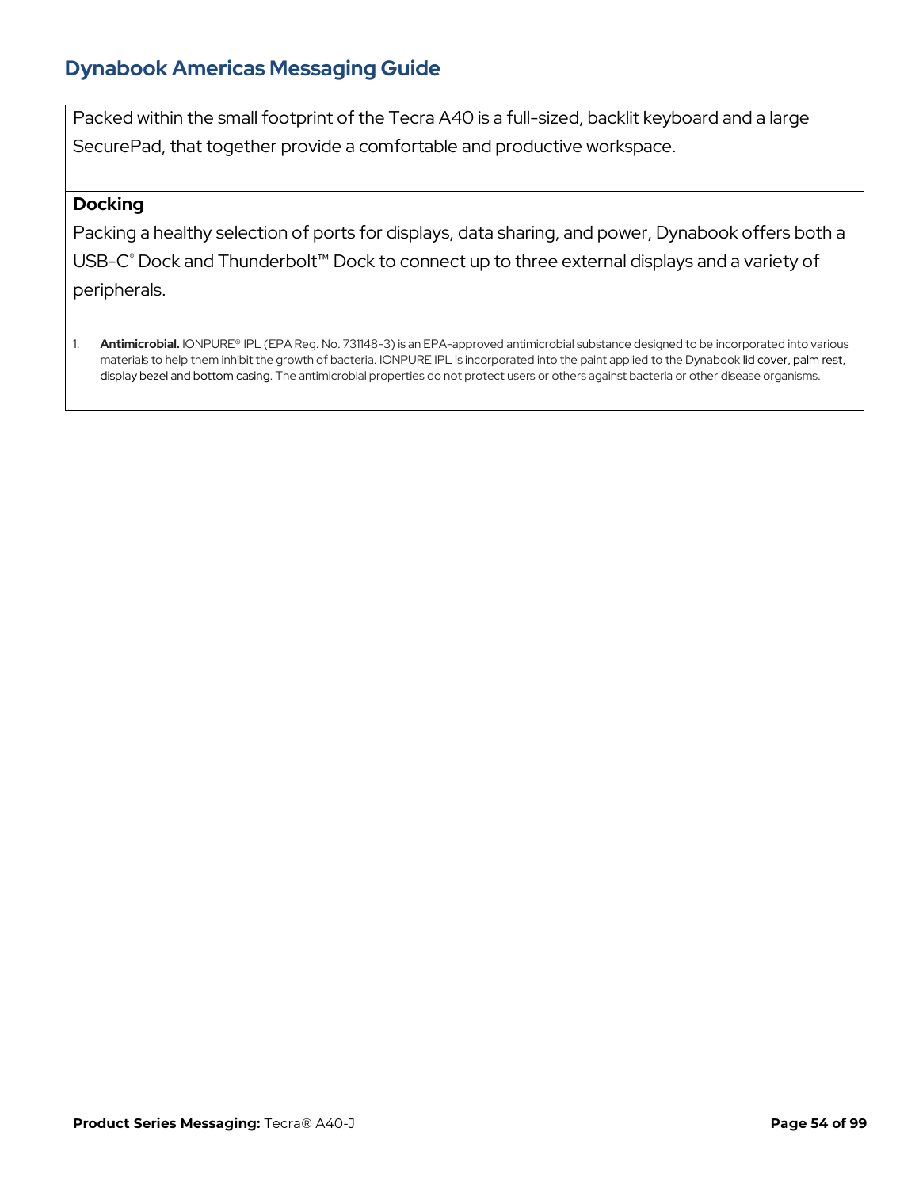Packed within the small footprint of the Tecra A40 is a full-sized, backlit keyboard and a large SecurePad, that together provide a comfortable and productive workspace.

**Docking**

Packing a healthy selection of ports for displays, data sharing, and power, Dynabook offers both a USB-C® Dock and Thunderbolt™ Dock to connect up to three external displays and a variety of peripherals.

1. **Antimicrobial.** IONPURE® IPL (EPA Reg. No. 731148-3) is an EPA-approved antimicrobial substance designed to be incorporated into various materials to help them inhibit the growth of bacteria. IONPURE IPL is incorporated into the paint applied to the Dynabook lid cover, palm rest, display bezel and bottom casing. The antimicrobial properties do not protect users or others against bacteria or other disease organisms.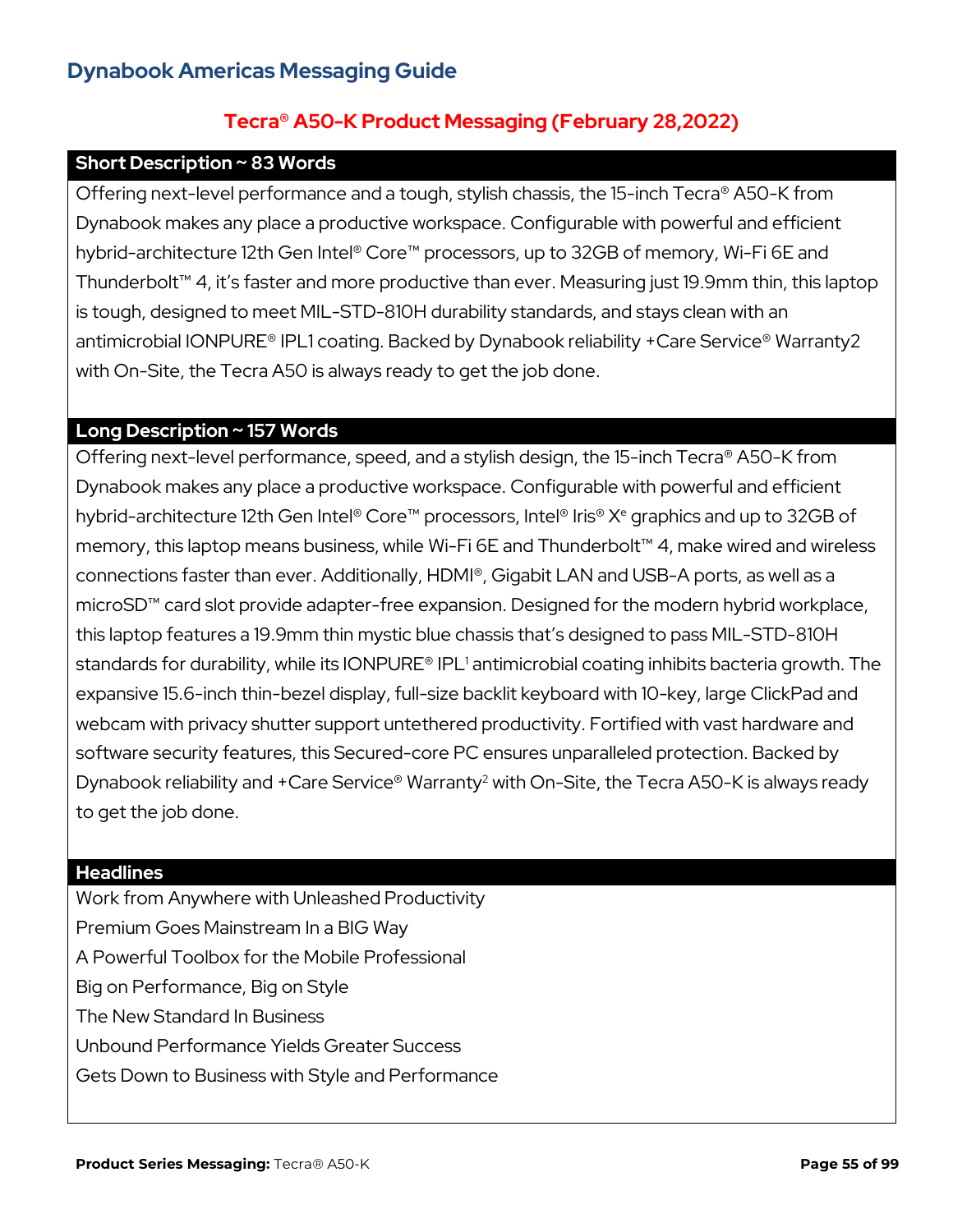## Dynabook Americas Messaging Guide

### Tecra® A50-K Product Messaging (February 28,2022)

**Short Description ~ 83 Words**

Offering next-level performance and a tough, stylish chassis, the 15-inch Tecra® A50-K from Dynabook makes any place a productive workspace. Configurable with powerful and efficient hybrid-architecture 12th Gen Intel® Core™ processors, up to 32GB of memory, Wi-Fi 6E and Thunderbolt™ 4, it's faster and more productive than ever. Measuring just 19.9mm thin, this laptop is tough, designed to meet MIL-STD-810H durability standards, and stays clean with an antimicrobial IONPURE® IPL1 coating. Backed by Dynabook reliability +Care Service® Warranty2 with On-Site, the Tecra A50 is always ready to get the job done.

**Long Description ~ 157 Words**

Offering next-level performance, speed, and a stylish design, the 15-inch Tecra® A50-K from Dynabook makes any place a productive workspace. Configurable with powerful and efficient hybrid-architecture 12th Gen Intel® Core™ processors, Intel® Iris® $X^e$ graphics and up to 32GB of memory, this laptop means business, while Wi-Fi 6E and Thunderbolt™ 4, make wired and wireless connections faster than ever. Additionally, HDMI®, Gigabit LAN and USB-A ports, as well as a microSD™ card slot provide adapter-free expansion. Designed for the modern hybrid workplace, this laptop features a 19.9mm thin mystic blue chassis that's designed to pass MIL-STD-810H standards for durability, while its IONPURE® IPL[1] antimicrobial coating inhibits bacteria growth. The expansive 15.6-inch thin-bezel display, full-size backlit keyboard with 10-key, large ClickPad and webcam with privacy shutter support untethered productivity. Fortified with vast hardware and software security features, this Secured-core PC ensures unparalleled protection. Backed by Dynabook reliability and +Care Service® Warranty[2] with On-Site, the Tecra A50-K is always ready to get the job done.

**Headlines**

Work from Anywhere with Unleashed Productivity
Premium Goes Mainstream In a BIG Way
A Powerful Toolbox for the Mobile Professional
Big on Performance, Big on Style
The New Standard In Business
Unbound Performance Yields Greater Success
Gets Down to Business with Style and Performance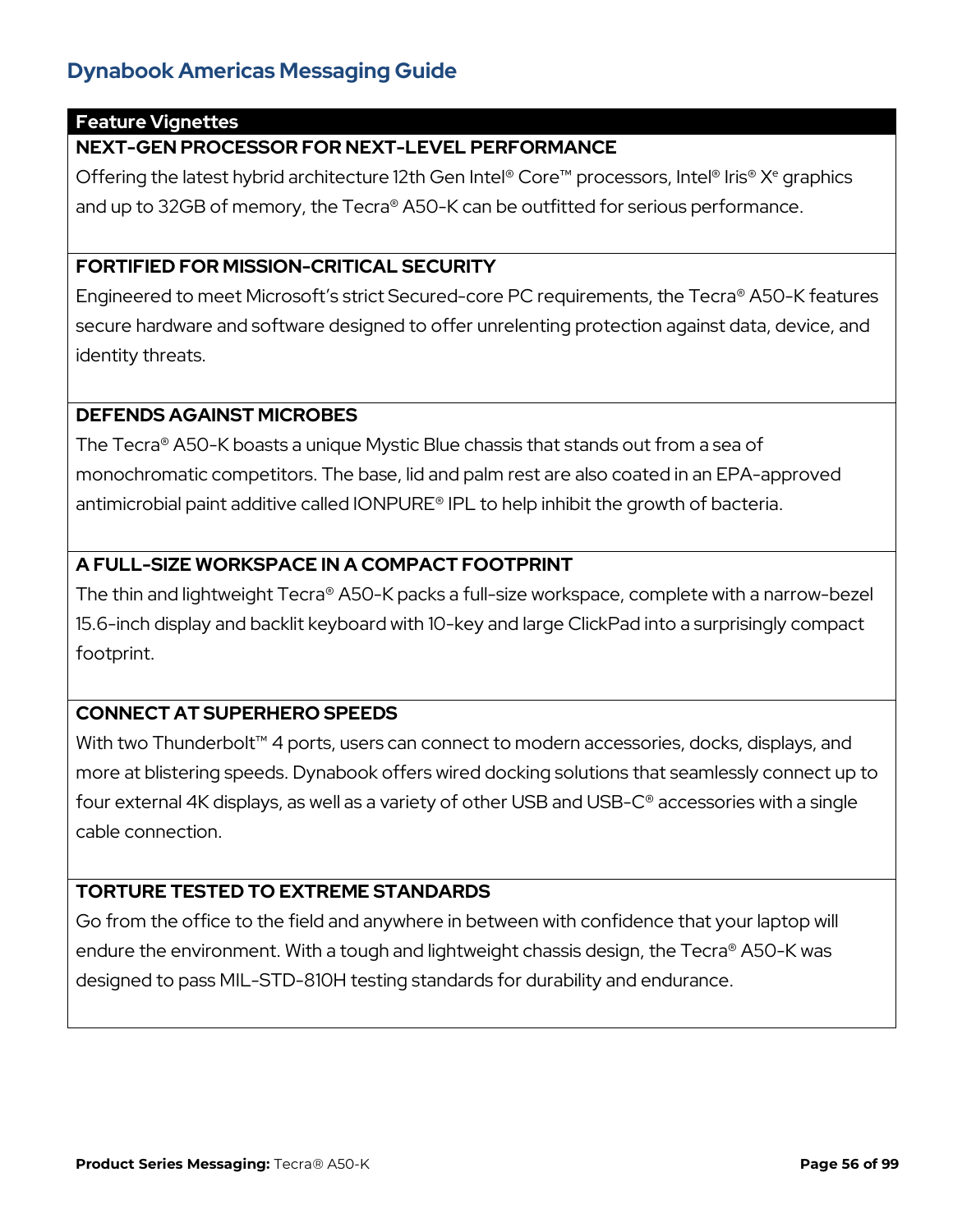## Dynabook Americas Messaging Guide

### Feature Vignettes

**NEXT-GEN PROCESSOR FOR NEXT-LEVEL PERFORMANCE**

Offering the latest hybrid architecture 12th Gen Intel® Core™ processors, Intel® Iris® Xᵉ graphics and up to 32GB of memory, the Tecra® A50-K can be outfitted for serious performance.

**FORTIFIED FOR MISSION-CRITICAL SECURITY**

Engineered to meet Microsoft's strict Secured-core PC requirements, the Tecra® A50-K features secure hardware and software designed to offer unrelenting protection against data, device, and identity threats.

**DEFENDS AGAINST MICROBES**

The Tecra® A50-K boasts a unique Mystic Blue chassis that stands out from a sea of monochromatic competitors. The base, lid and palm rest are also coated in an EPA-approved antimicrobial paint additive called IONPURE® IPL to help inhibit the growth of bacteria.

**A FULL-SIZE WORKSPACE IN A COMPACT FOOTPRINT**

The thin and lightweight Tecra® A50-K packs a full-size workspace, complete with a narrow-bezel 15.6-inch display and backlit keyboard with 10-key and large ClickPad into a surprisingly compact footprint.

**CONNECT AT SUPERHERO SPEEDS**

With two Thunderbolt™ 4 ports, users can connect to modern accessories, docks, displays, and more at blistering speeds. Dynabook offers wired docking solutions that seamlessly connect up to four external 4K displays, as well as a variety of other USB and USB-C® accessories with a single cable connection.

**TORTURE TESTED TO EXTREME STANDARDS**

Go from the office to the field and anywhere in between with confidence that your laptop will endure the environment. With a tough and lightweight chassis design, the Tecra® A50-K was designed to pass MIL-STD-810H testing standards for durability and endurance.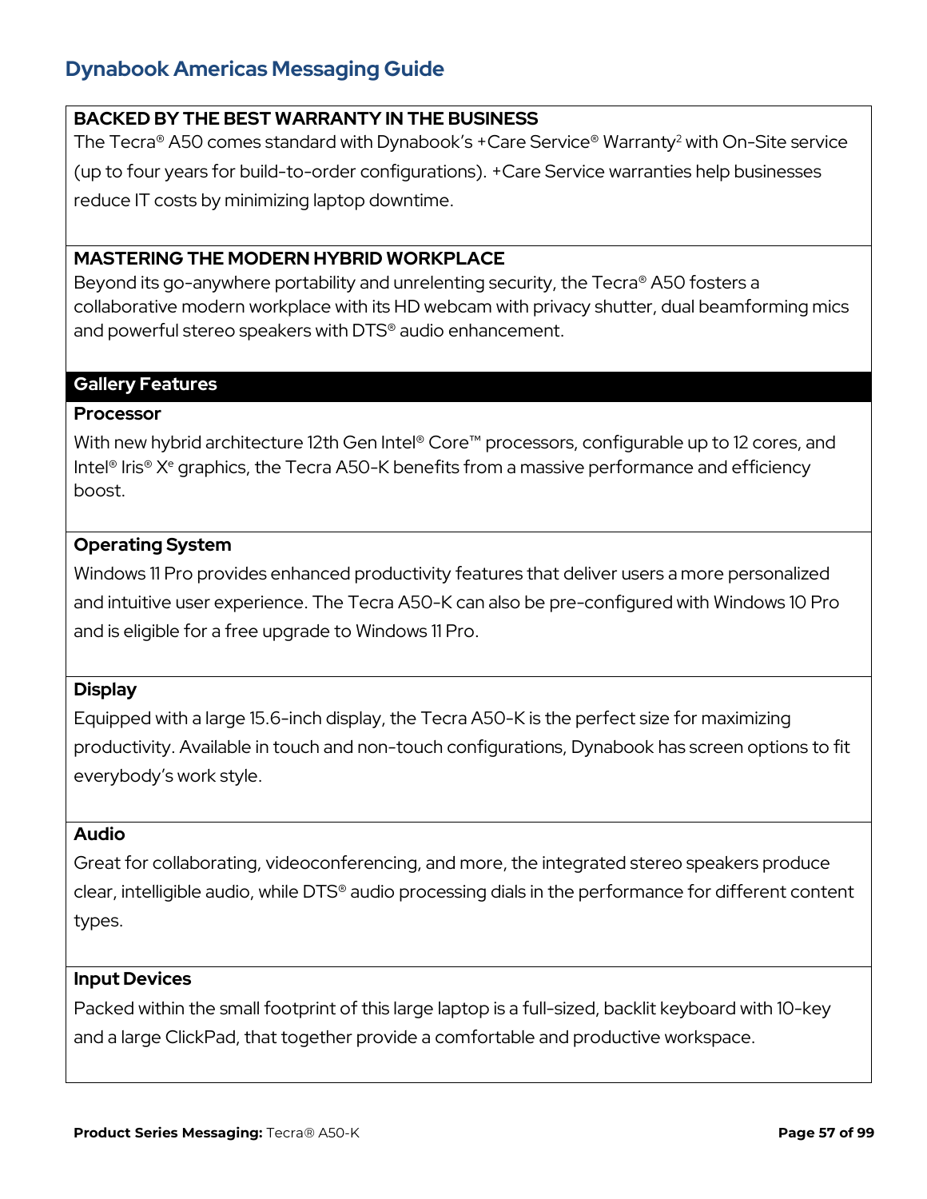**BACKED BY THE BEST WARRANTY IN THE BUSINESS**

The Tecra® A50 comes standard with Dynabook's +Care Service® Warranty[2] with On-Site service (up to four years for build-to-order configurations). +Care Service warranties help businesses reduce IT costs by minimizing laptop downtime.

**MASTERING THE MODERN HYBRID WORKPLACE**

Beyond its go-anywhere portability and unrelenting security, the Tecra® A50 fosters a collaborative modern workplace with its HD webcam with privacy shutter, dual beamforming mics and powerful stereo speakers with DTS® audio enhancement.

## Gallery Features

**Processor**

With new hybrid architecture 12th Gen Intel® Core™ processors, configurable up to 12 cores, and Intel® Iris® Xᵉ graphics, the Tecra A50-K benefits from a massive performance and efficiency boost.

**Operating System**

Windows 11 Pro provides enhanced productivity features that deliver users a more personalized and intuitive user experience. The Tecra A50-K can also be pre-configured with Windows 10 Pro and is eligible for a free upgrade to Windows 11 Pro.

**Display**

Equipped with a large 15.6-inch display, the Tecra A50-K is the perfect size for maximizing productivity. Available in touch and non-touch configurations, Dynabook has screen options to fit everybody's work style.

**Audio**

Great for collaborating, videoconferencing, and more, the integrated stereo speakers produce clear, intelligible audio, while DTS® audio processing dials in the performance for different content types.

**Input Devices**

Packed within the small footprint of this large laptop is a full-sized, backlit keyboard with 10-key and a large ClickPad, that together provide a comfortable and productive workspace.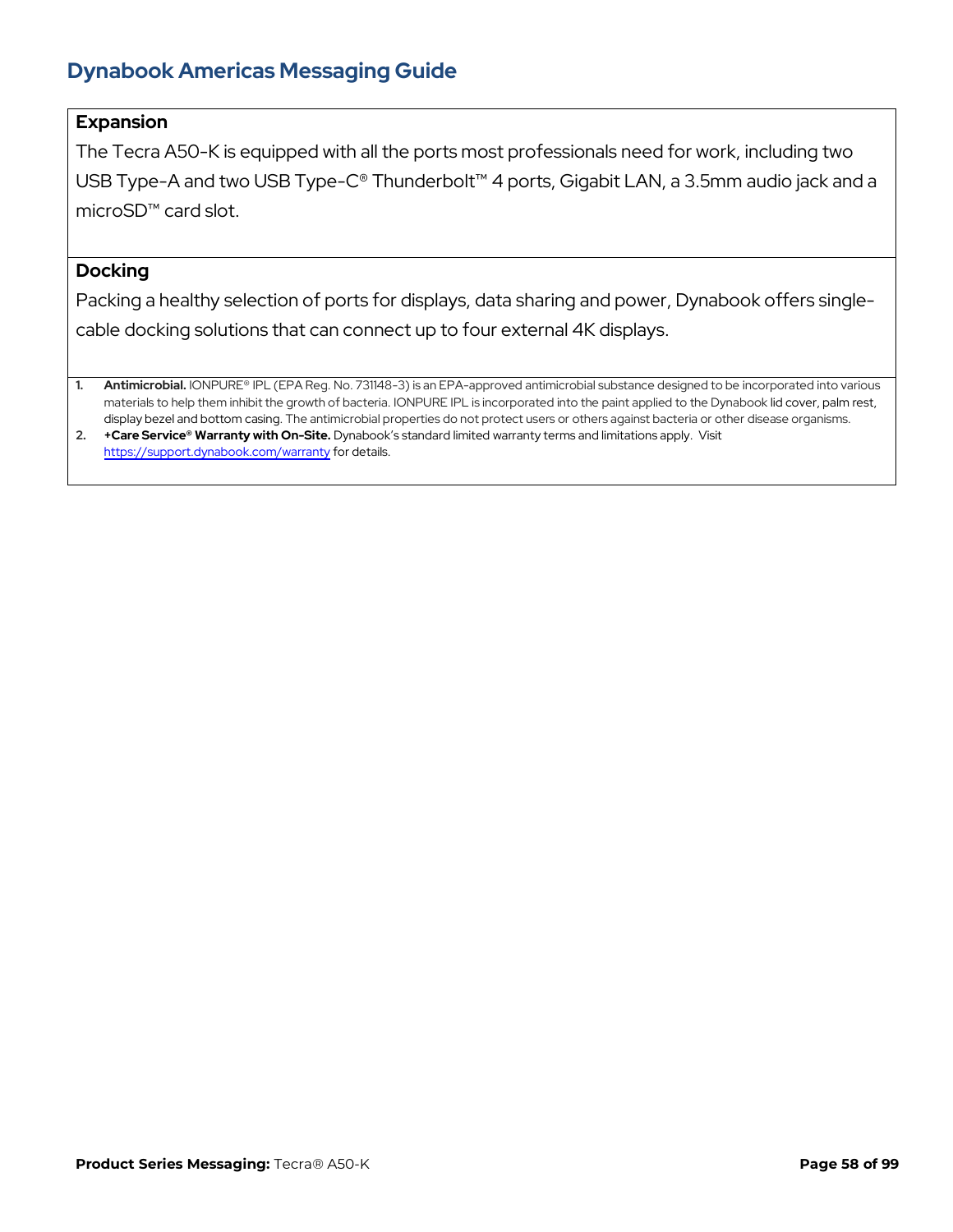### Expansion

The Tecra A50-K is equipped with all the ports most professionals need for work, including two USB Type-A and two USB Type-C® Thunderbolt™ 4 ports, Gigabit LAN, a 3.5mm audio jack and a microSD™ card slot.

### Docking

Packing a healthy selection of ports for displays, data sharing and power, Dynabook offers single-cable docking solutions that can connect up to four external 4K displays.

1. **Antimicrobial.** IONPURE® IPL (EPA Reg. No. 731148-3) is an EPA-approved antimicrobial substance designed to be incorporated into various materials to help them inhibit the growth of bacteria. IONPURE IPL is incorporated into the paint applied to the Dynabook lid cover, palm rest, display bezel and bottom casing. The antimicrobial properties do not protect users or others against bacteria or other disease organisms.
2. **+Care Service® Warranty with On-Site.** Dynabook's standard limited warranty terms and limitations apply. Visit https://support.dynabook.com/warranty for details.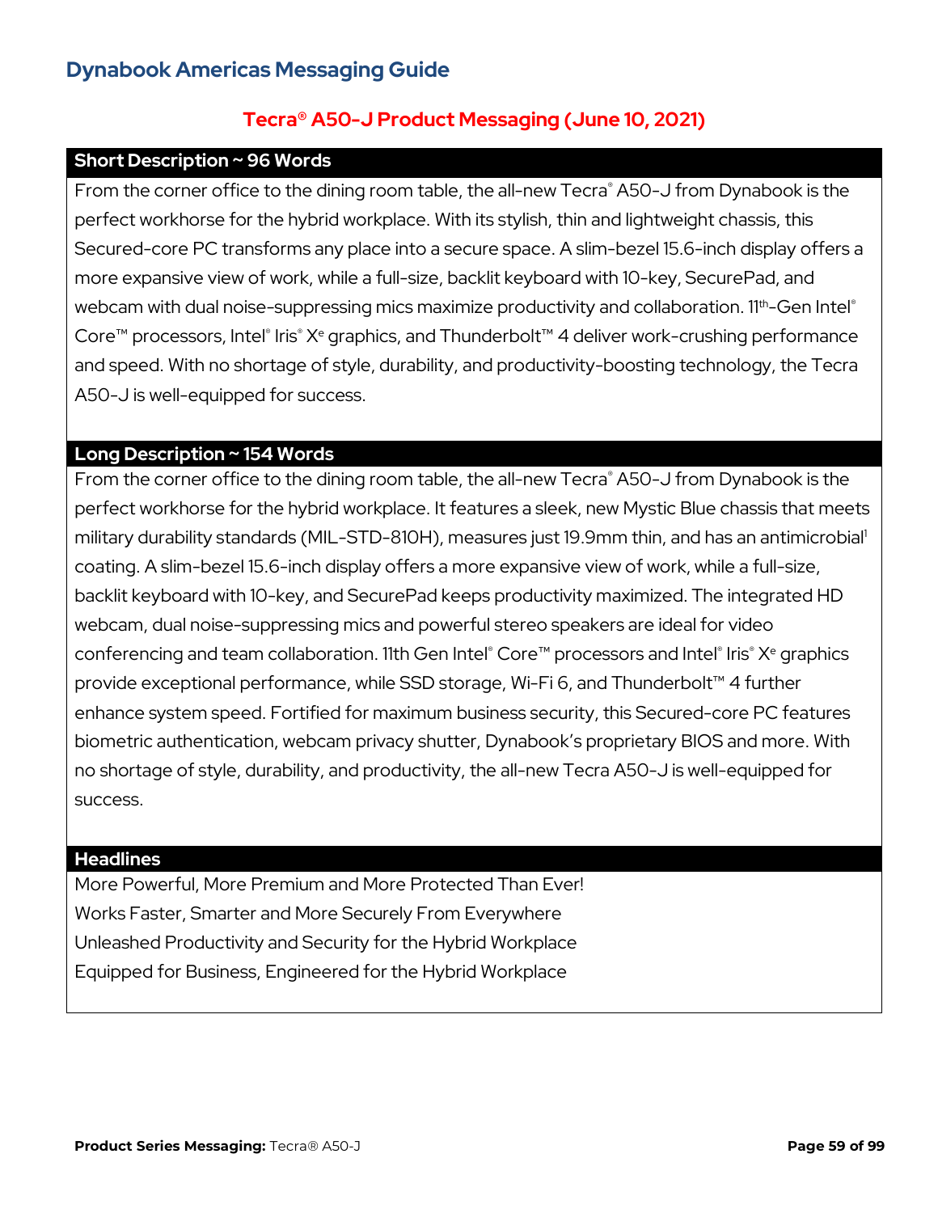## Dynabook Americas Messaging Guide

### Tecra® A50-J Product Messaging (June 10, 2021)

#### Short Description ~ 96 Words

From the corner office to the dining room table, the all-new Tecra® A50-J from Dynabook is the perfect workhorse for the hybrid workplace. With its stylish, thin and lightweight chassis, this Secured-core PC transforms any place into a secure space. A slim-bezel 15.6-inch display offers a more expansive view of work, while a full-size, backlit keyboard with 10-key, SecurePad, and webcam with dual noise-suppressing mics maximize productivity and collaboration. 11th-Gen Intel® Core™ processors, Intel® Iris® Xe graphics, and Thunderbolt™ 4 deliver work-crushing performance and speed. With no shortage of style, durability, and productivity-boosting technology, the Tecra A50-J is well-equipped for success.

#### Long Description ~ 154 Words

From the corner office to the dining room table, the all-new Tecra® A50-J from Dynabook is the perfect workhorse for the hybrid workplace. It features a sleek, new Mystic Blue chassis that meets military durability standards (MIL-STD-810H), measures just 19.9mm thin, and has an antimicrobial[1] coating. A slim-bezel 15.6-inch display offers a more expansive view of work, while a full-size, backlit keyboard with 10-key, and SecurePad keeps productivity maximized. The integrated HD webcam, dual noise-suppressing mics and powerful stereo speakers are ideal for video conferencing and team collaboration. 11th Gen Intel® Core™ processors and Intel® Iris® Xe graphics provide exceptional performance, while SSD storage, Wi-Fi 6, and Thunderbolt™ 4 further enhance system speed. Fortified for maximum business security, this Secured-core PC features biometric authentication, webcam privacy shutter, Dynabook's proprietary BIOS and more. With no shortage of style, durability, and productivity, the all-new Tecra A50-J is well-equipped for success.

#### Headlines

More Powerful, More Premium and More Protected Than Ever!
Works Faster, Smarter and More Securely From Everywhere
Unleashed Productivity and Security for the Hybrid Workplace
Equipped for Business, Engineered for the Hybrid Workplace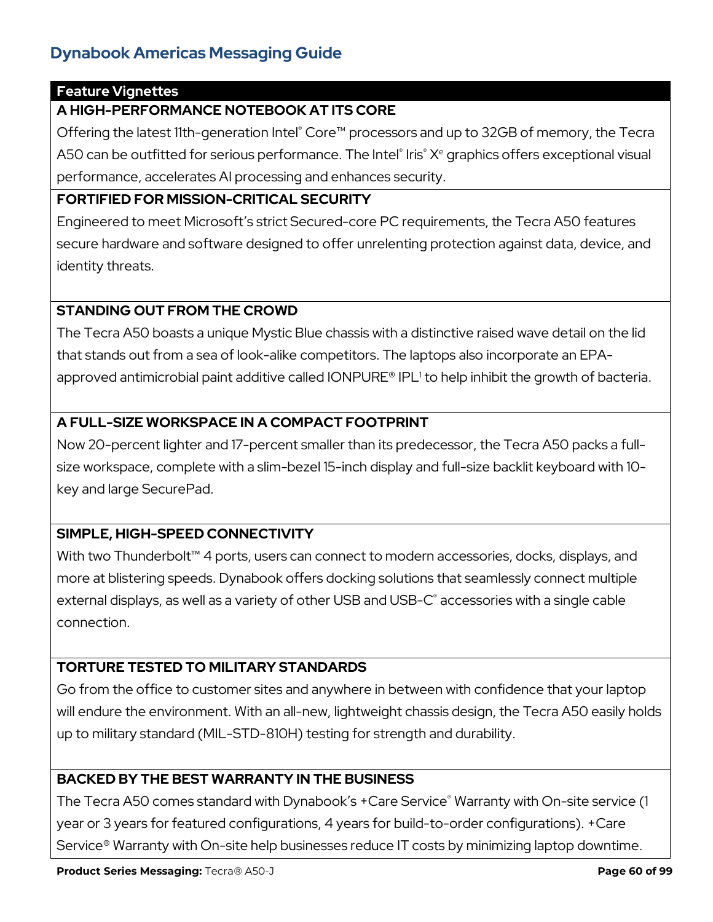## Feature Vignettes

### A HIGH-PERFORMANCE NOTEBOOK AT ITS CORE

Offering the latest 11th-generation Intel® Core™ processors and up to 32GB of memory, the Tecra A50 can be outfitted for serious performance. The Intel® Iris® Xᵉ graphics offers exceptional visual performance, accelerates AI processing and enhances security.

### FORTIFIED FOR MISSION-CRITICAL SECURITY

Engineered to meet Microsoft's strict Secured-core PC requirements, the Tecra A50 features secure hardware and software designed to offer unrelenting protection against data, device, and identity threats.

### STANDING OUT FROM THE CROWD

The Tecra A50 boasts a unique Mystic Blue chassis with a distinctive raised wave detail on the lid that stands out from a sea of look-alike competitors. The laptops also incorporate an EPA-approved antimicrobial paint additive called IONPURE® IPL[1] to help inhibit the growth of bacteria.

### A FULL-SIZE WORKSPACE IN A COMPACT FOOTPRINT

Now 20-percent lighter and 17-percent smaller than its predecessor, the Tecra A50 packs a full-size workspace, complete with a slim-bezel 15-inch display and full-size backlit keyboard with 10-key and large SecurePad.

### SIMPLE, HIGH-SPEED CONNECTIVITY

With two Thunderbolt™ 4 ports, users can connect to modern accessories, docks, displays, and more at blistering speeds. Dynabook offers docking solutions that seamlessly connect multiple external displays, as well as a variety of other USB and USB-C® accessories with a single cable connection.

### TORTURE TESTED TO MILITARY STANDARDS

Go from the office to customer sites and anywhere in between with confidence that your laptop will endure the environment. With an all-new, lightweight chassis design, the Tecra A50 easily holds up to military standard (MIL-STD-810H) testing for strength and durability.

### BACKED BY THE BEST WARRANTY IN THE BUSINESS

The Tecra A50 comes standard with Dynabook's +Care Service® Warranty with On-site service (1 year or 3 years for featured configurations, 4 years for build-to-order configurations). +Care Service® Warranty with On-site help businesses reduce IT costs by minimizing laptop downtime.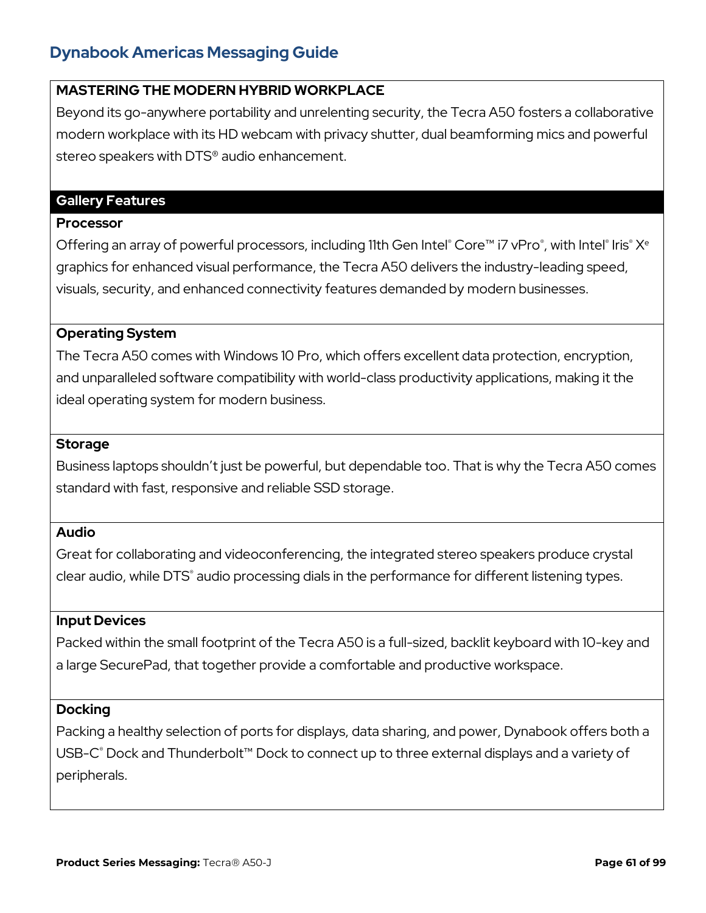## MASTERING THE MODERN HYBRID WORKPLACE

Beyond its go-anywhere portability and unrelenting security, the Tecra A50 fosters a collaborative modern workplace with its HD webcam with privacy shutter, dual beamforming mics and powerful stereo speakers with DTS® audio enhancement.

## Gallery Features

### Processor

Offering an array of powerful processors, including 11th Gen Intel® Core™ i7 vPro®, with Intel® Iris® Xᵉ graphics for enhanced visual performance, the Tecra A50 delivers the industry-leading speed, visuals, security, and enhanced connectivity features demanded by modern businesses.

### Operating System

The Tecra A50 comes with Windows 10 Pro, which offers excellent data protection, encryption, and unparalleled software compatibility with world-class productivity applications, making it the ideal operating system for modern business.

### Storage

Business laptops shouldn't just be powerful, but dependable too. That is why the Tecra A50 comes standard with fast, responsive and reliable SSD storage.

### Audio

Great for collaborating and videoconferencing, the integrated stereo speakers produce crystal clear audio, while DTS® audio processing dials in the performance for different listening types.

### Input Devices

Packed within the small footprint of the Tecra A50 is a full-sized, backlit keyboard with 10-key and a large SecurePad, that together provide a comfortable and productive workspace.

### Docking

Packing a healthy selection of ports for displays, data sharing, and power, Dynabook offers both a USB-C® Dock and Thunderbolt™ Dock to connect up to three external displays and a variety of peripherals.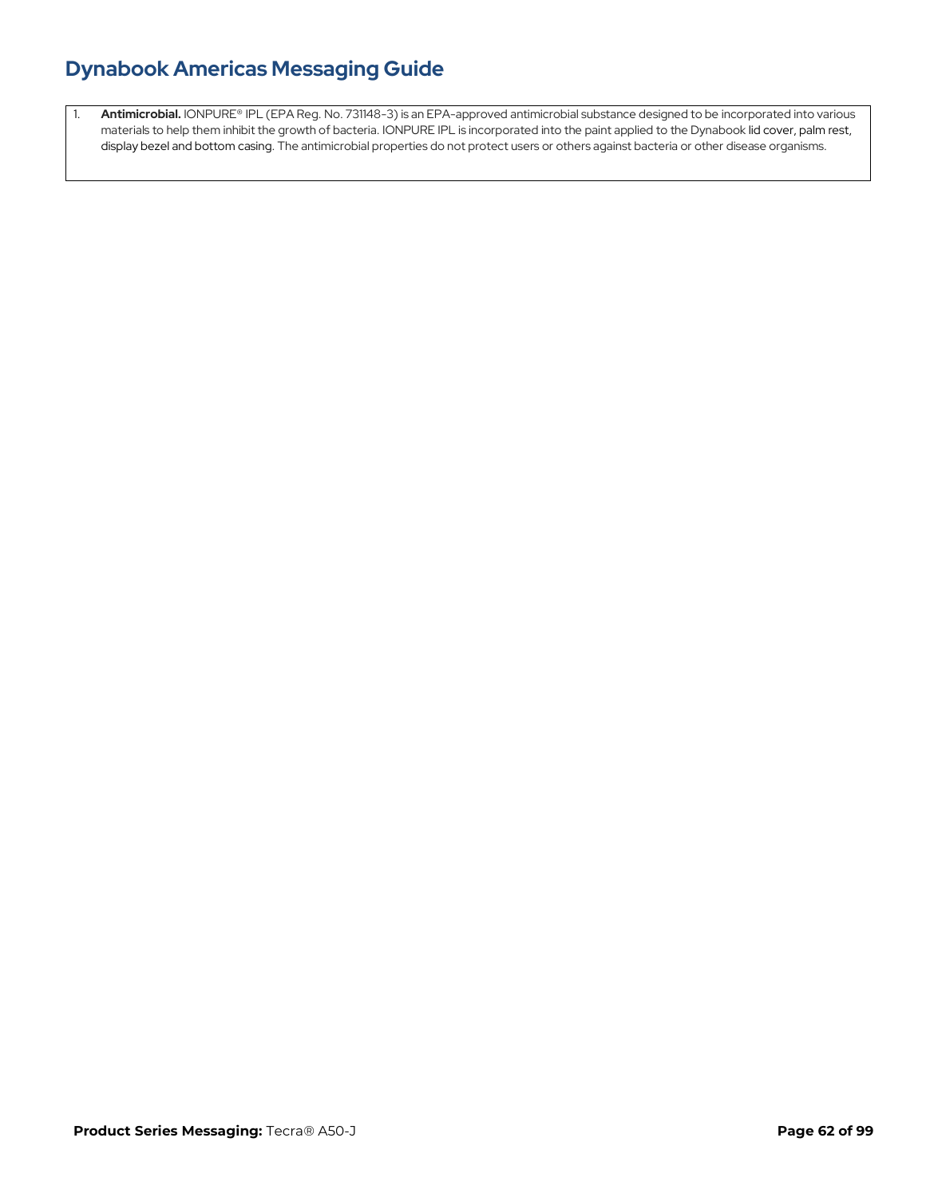1. **Antimicrobial.** IONPURE® IPL (EPA Reg. No. 731148-3) is an EPA-approved antimicrobial substance designed to be incorporated into various materials to help them inhibit the growth of bacteria. IONPURE IPL is incorporated into the paint applied to the Dynabook lid cover, palm rest, display bezel and bottom casing. The antimicrobial properties do not protect users or others against bacteria or other disease organisms.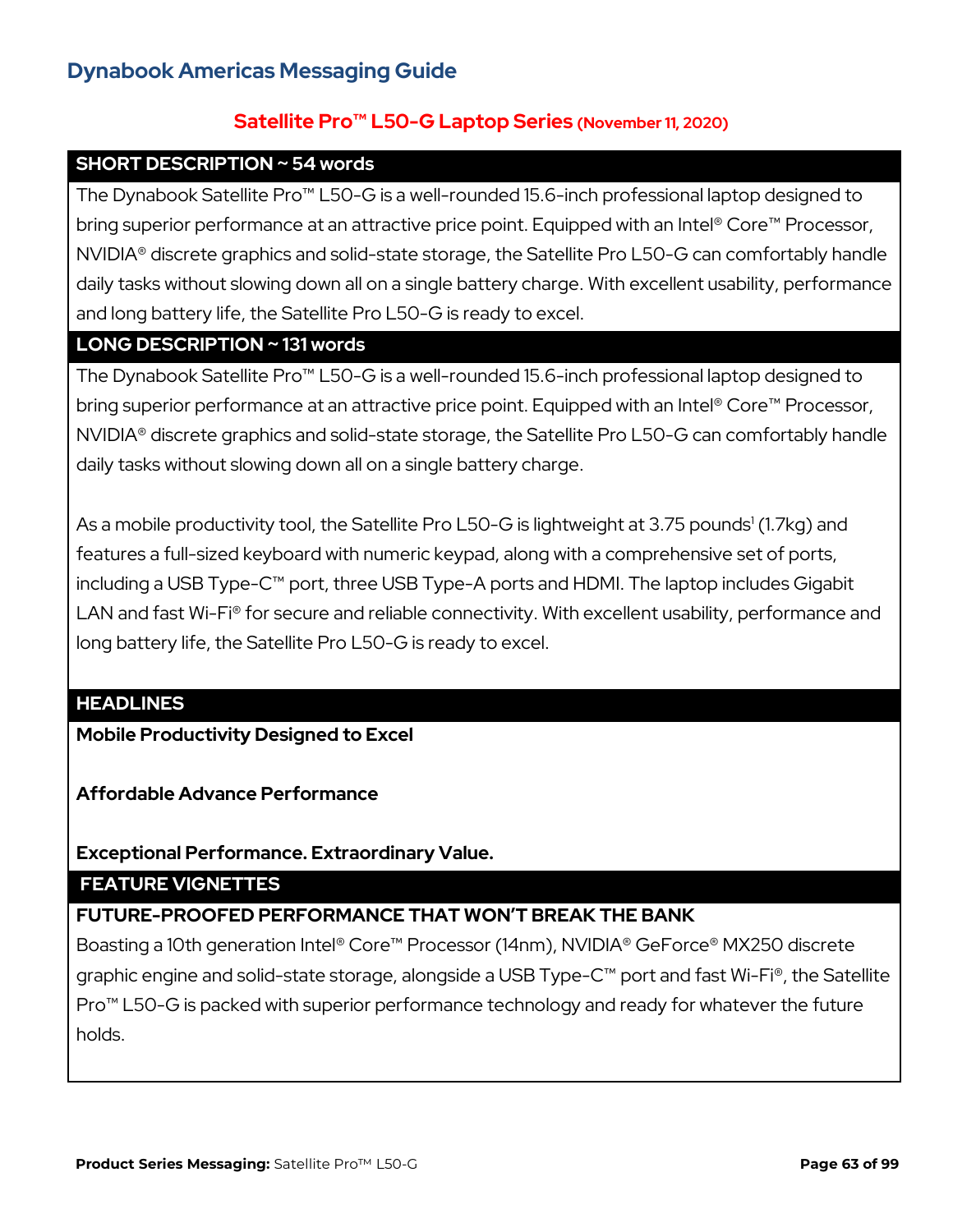## Dynabook Americas Messaging Guide

### Satellite Pro™ L50-G Laptop Series (November 11, 2020)

**SHORT DESCRIPTION ~ 54 words**

The Dynabook Satellite Pro™ L50-G is a well-rounded 15.6-inch professional laptop designed to bring superior performance at an attractive price point. Equipped with an Intel® Core™ Processor, NVIDIA® discrete graphics and solid-state storage, the Satellite Pro L50-G can comfortably handle daily tasks without slowing down all on a single battery charge. With excellent usability, performance and long battery life, the Satellite Pro L50-G is ready to excel.

**LONG DESCRIPTION ~ 131 words**

The Dynabook Satellite Pro™ L50-G is a well-rounded 15.6-inch professional laptop designed to bring superior performance at an attractive price point. Equipped with an Intel® Core™ Processor, NVIDIA® discrete graphics and solid-state storage, the Satellite Pro L50-G can comfortably handle daily tasks without slowing down all on a single battery charge.

As a mobile productivity tool, the Satellite Pro L50-G is lightweight at 3.75 pounds[1] (1.7kg) and features a full-sized keyboard with numeric keypad, along with a comprehensive set of ports, including a USB Type-C™ port, three USB Type-A ports and HDMI. The laptop includes Gigabit LAN and fast Wi-Fi® for secure and reliable connectivity. With excellent usability, performance and long battery life, the Satellite Pro L50-G is ready to excel.

**HEADLINES**

**Mobile Productivity Designed to Excel**

**Affordable Advance Performance**

**Exceptional Performance. Extraordinary Value.**

**FEATURE VIGNETTES**

**FUTURE-PROOFED PERFORMANCE THAT WON'T BREAK THE BANK**

Boasting a 10th generation Intel® Core™ Processor (14nm), NVIDIA® GeForce® MX250 discrete graphic engine and solid-state storage, alongside a USB Type-C™ port and fast Wi-Fi®, the Satellite Pro™ L50-G is packed with superior performance technology and ready for whatever the future holds.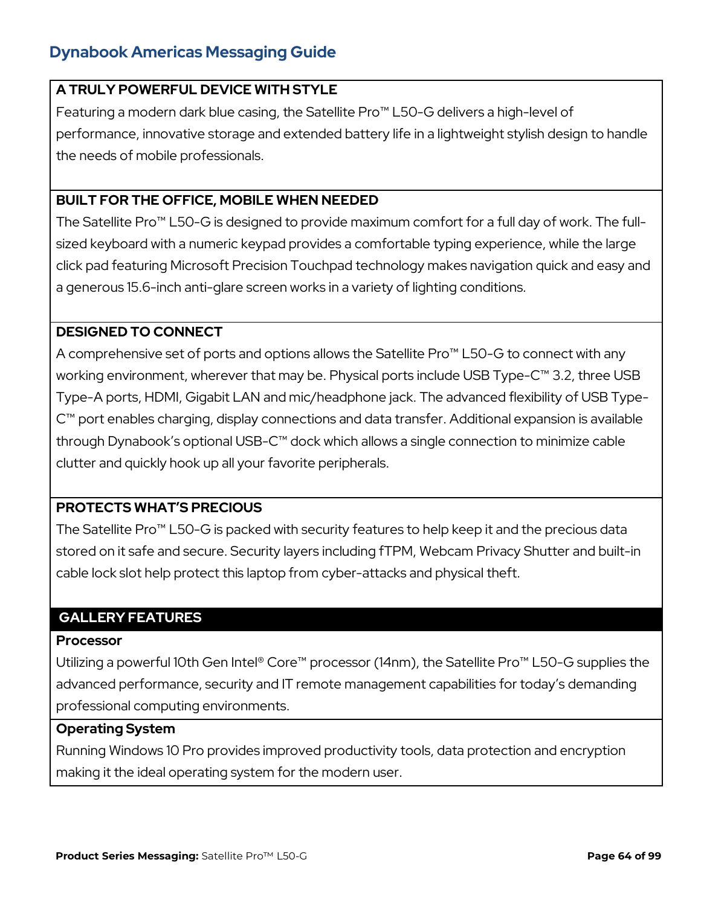## A TRULY POWERFUL DEVICE WITH STYLE

Featuring a modern dark blue casing, the Satellite Pro™ L50-G delivers a high-level of performance, innovative storage and extended battery life in a lightweight stylish design to handle the needs of mobile professionals.

## BUILT FOR THE OFFICE, MOBILE WHEN NEEDED

The Satellite Pro™ L50-G is designed to provide maximum comfort for a full day of work. The full-sized keyboard with a numeric keypad provides a comfortable typing experience, while the large click pad featuring Microsoft Precision Touchpad technology makes navigation quick and easy and a generous 15.6-inch anti-glare screen works in a variety of lighting conditions.

## DESIGNED TO CONNECT

A comprehensive set of ports and options allows the Satellite Pro™ L50-G to connect with any working environment, wherever that may be. Physical ports include USB Type-C™ 3.2, three USB Type-A ports, HDMI, Gigabit LAN and mic/headphone jack. The advanced flexibility of USB Type-C™ port enables charging, display connections and data transfer. Additional expansion is available through Dynabook's optional USB-C™ dock which allows a single connection to minimize cable clutter and quickly hook up all your favorite peripherals.

## PROTECTS WHAT'S PRECIOUS

The Satellite Pro™ L50-G is packed with security features to help keep it and the precious data stored on it safe and secure. Security layers including fTPM, Webcam Privacy Shutter and built-in cable lock slot help protect this laptop from cyber-attacks and physical theft.

## GALLERY FEATURES

### Processor

Utilizing a powerful 10th Gen Intel® Core™ processor (14nm), the Satellite Pro™ L50-G supplies the advanced performance, security and IT remote management capabilities for today's demanding professional computing environments.

### Operating System

Running Windows 10 Pro provides improved productivity tools, data protection and encryption making it the ideal operating system for the modern user.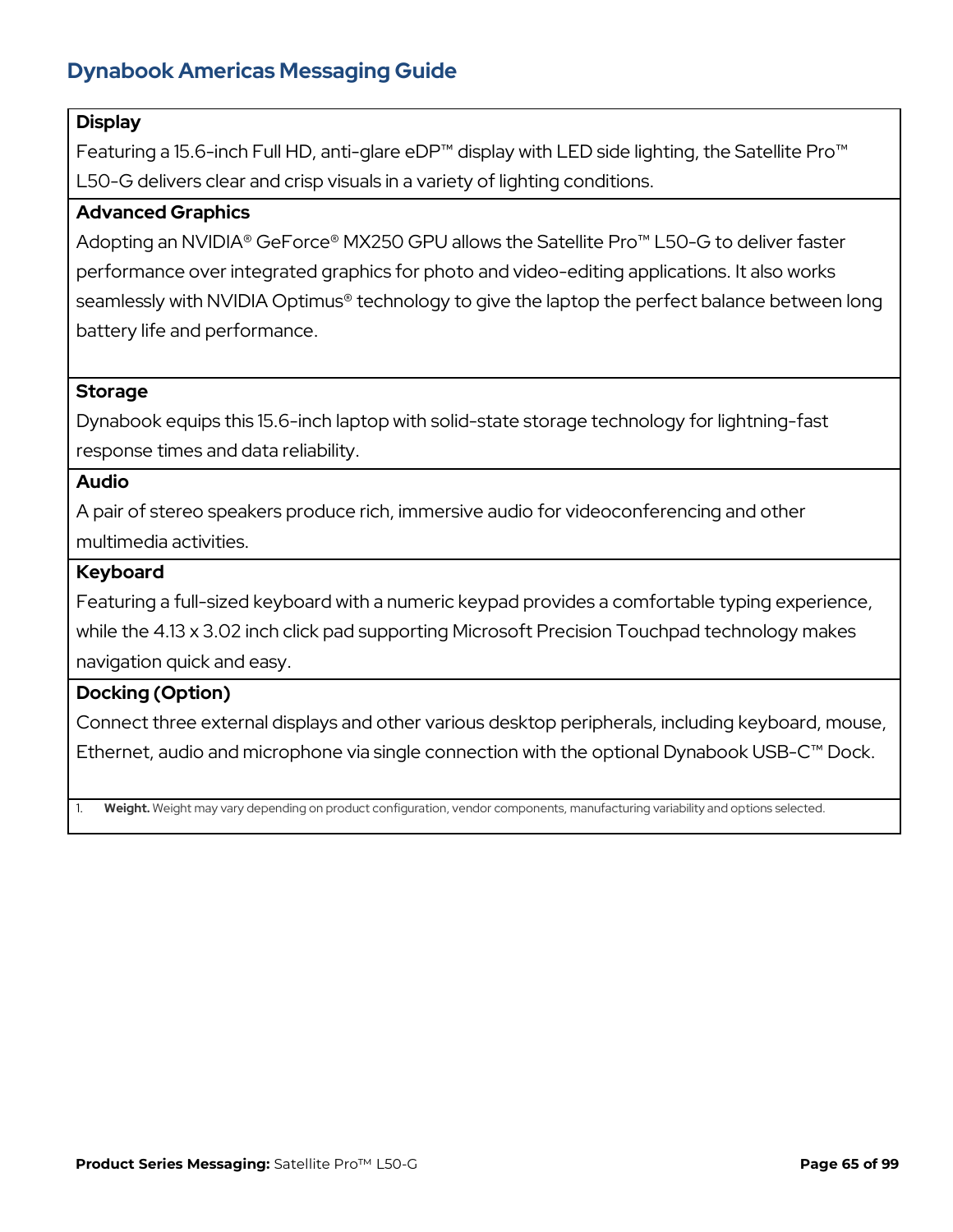**Display**

Featuring a 15.6-inch Full HD, anti-glare eDP™ display with LED side lighting, the Satellite Pro™ L50-G delivers clear and crisp visuals in a variety of lighting conditions.

**Advanced Graphics**

Adopting an NVIDIA® GeForce® MX250 GPU allows the Satellite Pro™ L50-G to deliver faster performance over integrated graphics for photo and video-editing applications. It also works seamlessly with NVIDIA Optimus® technology to give the laptop the perfect balance between long battery life and performance.

**Storage**

Dynabook equips this 15.6-inch laptop with solid-state storage technology for lightning-fast response times and data reliability.

**Audio**

A pair of stereo speakers produce rich, immersive audio for videoconferencing and other multimedia activities.

**Keyboard**

Featuring a full-sized keyboard with a numeric keypad provides a comfortable typing experience, while the 4.13 x 3.02 inch click pad supporting Microsoft Precision Touchpad technology makes navigation quick and easy.

**Docking (Option)**

Connect three external displays and other various desktop peripherals, including keyboard, mouse, Ethernet, audio and microphone via single connection with the optional Dynabook USB-C™ Dock.

1. **Weight.** Weight may vary depending on product configuration, vendor components, manufacturing variability and options selected.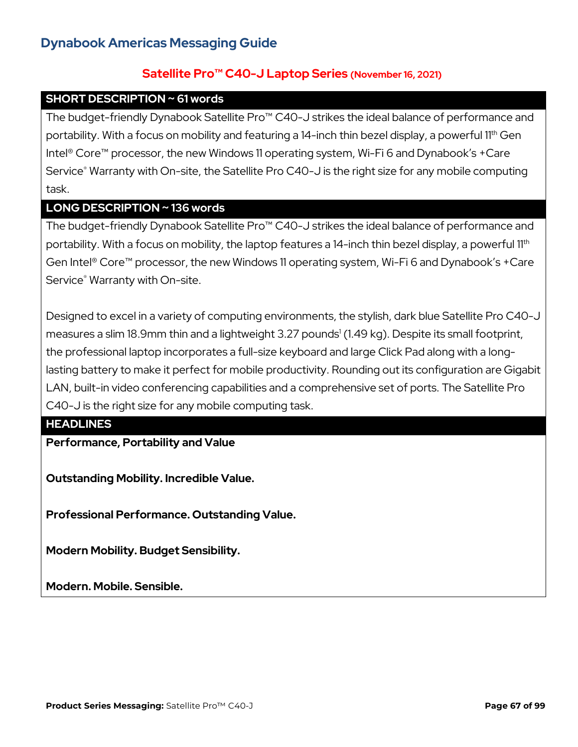## Dynabook Americas Messaging Guide

### Satellite Pro™ C40-J Laptop Series (November 16, 2021)

**SHORT DESCRIPTION ~ 61 words**

The budget-friendly Dynabook Satellite Pro™ C40-J strikes the ideal balance of performance and portability. With a focus on mobility and featuring a 14-inch thin bezel display, a powerful 11th Gen Intel® Core™ processor, the new Windows 11 operating system, Wi-Fi 6 and Dynabook's +Care Service® Warranty with On-site, the Satellite Pro C40-J is the right size for any mobile computing task.

**LONG DESCRIPTION ~ 136 words**

The budget-friendly Dynabook Satellite Pro™ C40-J strikes the ideal balance of performance and portability. With a focus on mobility, the laptop features a 14-inch thin bezel display, a powerful 11th Gen Intel® Core™ processor, the new Windows 11 operating system, Wi-Fi 6 and Dynabook's +Care Service® Warranty with On-site.

Designed to excel in a variety of computing environments, the stylish, dark blue Satellite Pro C40-J measures a slim 18.9mm thin and a lightweight 3.27 pounds[1] (1.49 kg). Despite its small footprint, the professional laptop incorporates a full-size keyboard and large Click Pad along with a long-lasting battery to make it perfect for mobile productivity. Rounding out its configuration are Gigabit LAN, built-in video conferencing capabilities and a comprehensive set of ports. The Satellite Pro C40-J is the right size for any mobile computing task.

**HEADLINES**

**Performance, Portability and Value**

**Outstanding Mobility. Incredible Value.**

**Professional Performance. Outstanding Value.**

**Modern Mobility. Budget Sensibility.**

**Modern. Mobile. Sensible.**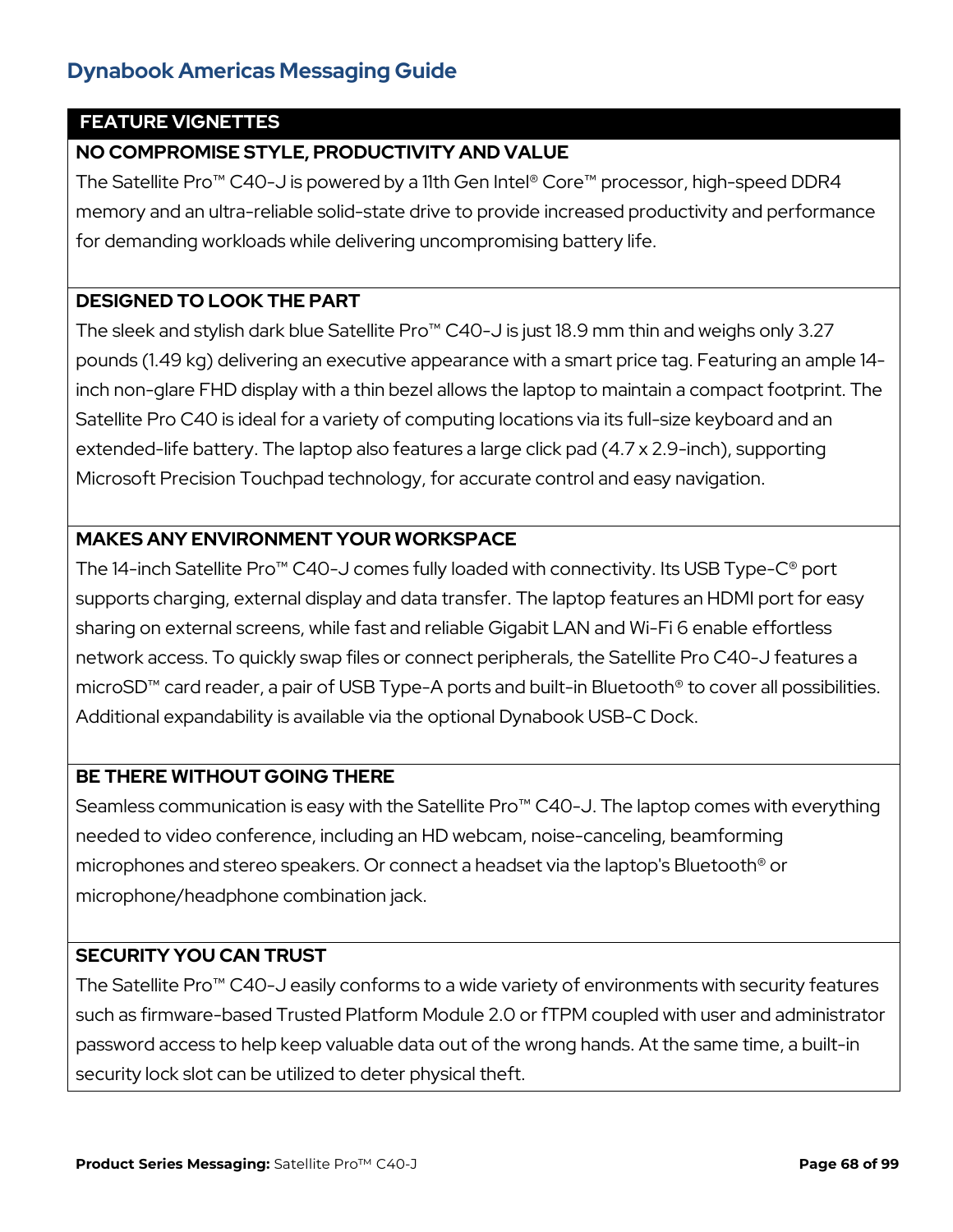# Dynabook Americas Messaging Guide

## FEATURE VIGNETTES

### NO COMPROMISE STYLE, PRODUCTIVITY AND VALUE

The Satellite Pro™ C40-J is powered by a 11th Gen Intel® Core™ processor, high-speed DDR4 memory and an ultra-reliable solid-state drive to provide increased productivity and performance for demanding workloads while delivering uncompromising battery life.

### DESIGNED TO LOOK THE PART

The sleek and stylish dark blue Satellite Pro™ C40-J is just 18.9 mm thin and weighs only 3.27 pounds (1.49 kg) delivering an executive appearance with a smart price tag. Featuring an ample 14-inch non-glare FHD display with a thin bezel allows the laptop to maintain a compact footprint. The Satellite Pro C40 is ideal for a variety of computing locations via its full-size keyboard and an extended-life battery. The laptop also features a large click pad (4.7 x 2.9-inch), supporting Microsoft Precision Touchpad technology, for accurate control and easy navigation.

### MAKES ANY ENVIRONMENT YOUR WORKSPACE

The 14-inch Satellite Pro™ C40-J comes fully loaded with connectivity. Its USB Type-C® port supports charging, external display and data transfer. The laptop features an HDMI port for easy sharing on external screens, while fast and reliable Gigabit LAN and Wi-Fi 6 enable effortless network access. To quickly swap files or connect peripherals, the Satellite Pro C40-J features a microSD™ card reader, a pair of USB Type-A ports and built-in Bluetooth® to cover all possibilities. Additional expandability is available via the optional Dynabook USB-C Dock.

### BE THERE WITHOUT GOING THERE

Seamless communication is easy with the Satellite Pro™ C40-J. The laptop comes with everything needed to video conference, including an HD webcam, noise-canceling, beamforming microphones and stereo speakers. Or connect a headset via the laptop's Bluetooth® or microphone/headphone combination jack.

### SECURITY YOU CAN TRUST

The Satellite Pro™ C40-J easily conforms to a wide variety of environments with security features such as firmware-based Trusted Platform Module 2.0 or fTPM coupled with user and administrator password access to help keep valuable data out of the wrong hands. At the same time, a built-in security lock slot can be utilized to deter physical theft.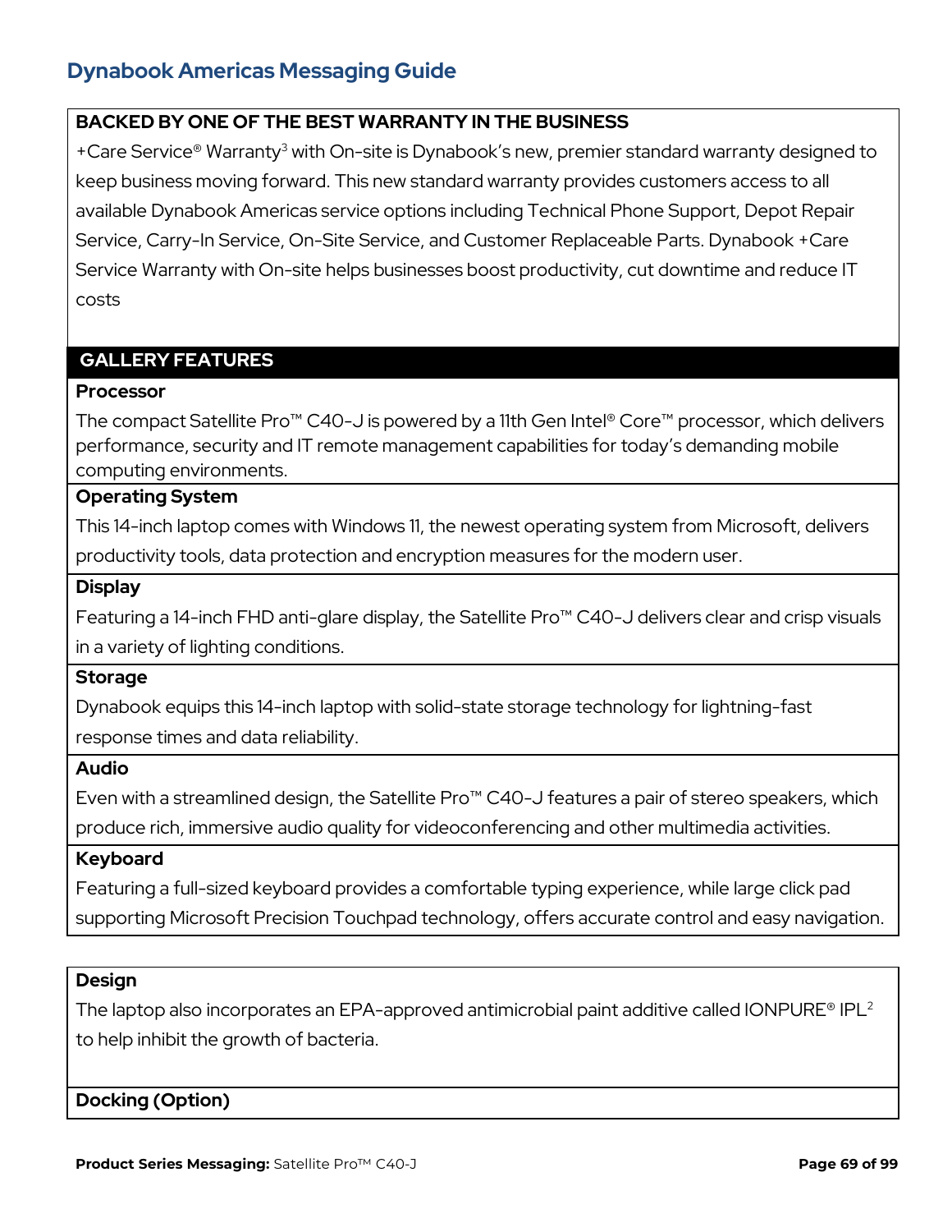## Dynabook Americas Messaging Guide

**BACKED BY ONE OF THE BEST WARRANTY IN THE BUSINESS**

+Care Service® Warranty[3] with On-site is Dynabook's new, premier standard warranty designed to keep business moving forward. This new standard warranty provides customers access to all available Dynabook Americas service options including Technical Phone Support, Depot Repair Service, Carry-In Service, On-Site Service, and Customer Replaceable Parts. Dynabook +Care Service Warranty with On-site helps businesses boost productivity, cut downtime and reduce IT costs

**GALLERY FEATURES**

**Processor**

The compact Satellite Pro™ C40-J is powered by a 11th Gen Intel® Core™ processor, which delivers performance, security and IT remote management capabilities for today's demanding mobile computing environments.

**Operating System**

This 14-inch laptop comes with Windows 11, the newest operating system from Microsoft, delivers productivity tools, data protection and encryption measures for the modern user.

**Display**

Featuring a 14-inch FHD anti-glare display, the Satellite Pro™ C40-J delivers clear and crisp visuals in a variety of lighting conditions.

**Storage**

Dynabook equips this 14-inch laptop with solid-state storage technology for lightning-fast response times and data reliability.

**Audio**

Even with a streamlined design, the Satellite Pro™ C40-J features a pair of stereo speakers, which produce rich, immersive audio quality for videoconferencing and other multimedia activities.

**Keyboard**

Featuring a full-sized keyboard provides a comfortable typing experience, while large click pad supporting Microsoft Precision Touchpad technology, offers accurate control and easy navigation.

**Design**

The laptop also incorporates an EPA-approved antimicrobial paint additive called IONPURE® IPL[2] to help inhibit the growth of bacteria.

**Docking (Option)**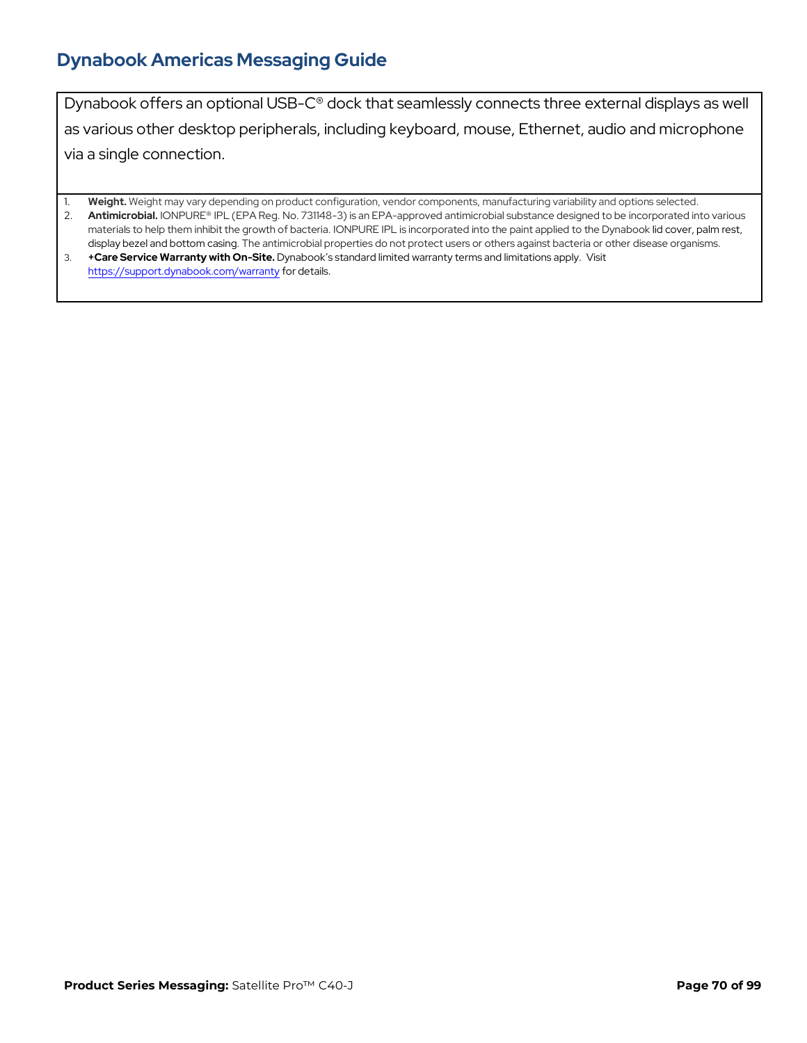Dynabook offers an optional USB-C® dock that seamlessly connects three external displays as well as various other desktop peripherals, including keyboard, mouse, Ethernet, audio and microphone via a single connection.

1. **Weight.** Weight may vary depending on product configuration, vendor components, manufacturing variability and options selected.
2. **Antimicrobial.** IONPURE® IPL (EPA Reg. No. 731148-3) is an EPA-approved antimicrobial substance designed to be incorporated into various materials to help them inhibit the growth of bacteria. IONPURE IPL is incorporated into the paint applied to the Dynabook lid cover, palm rest, display bezel and bottom casing. The antimicrobial properties do not protect users or others against bacteria or other disease organisms.
3. **+Care Service Warranty with On-Site.** Dynabook's standard limited warranty terms and limitations apply. Visit https://support.dynabook.com/warranty for details.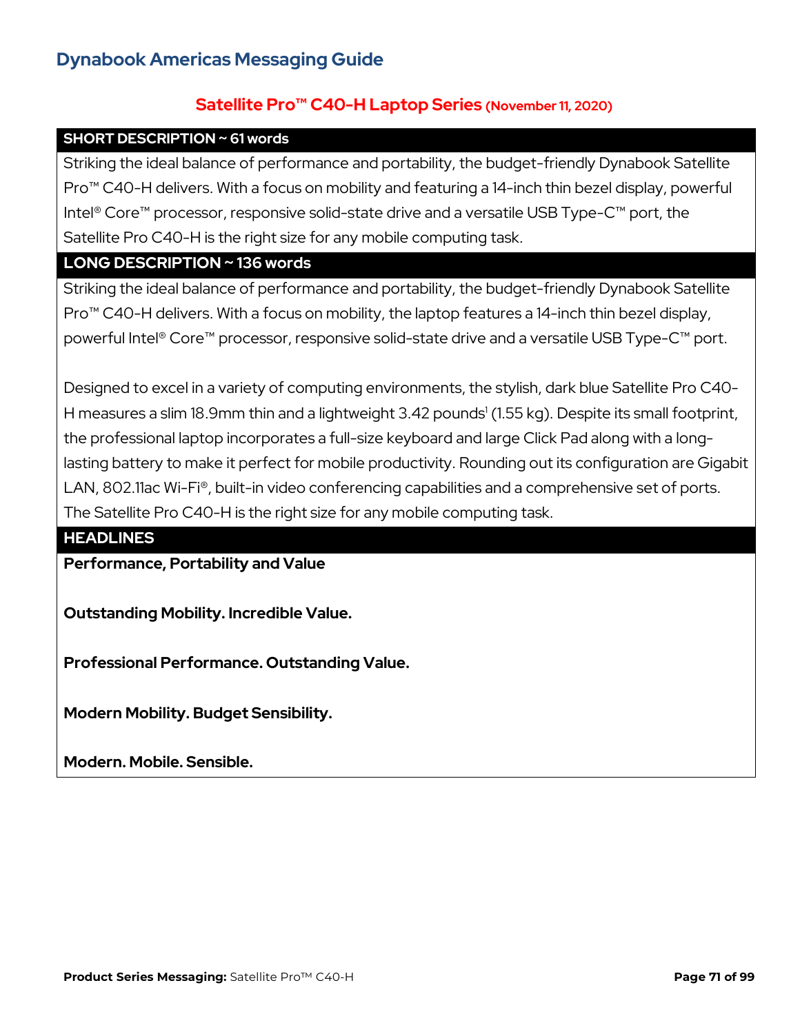## Dynabook Americas Messaging Guide

### Satellite Pro™ C40-H Laptop Series (November 11, 2020)

**SHORT DESCRIPTION ~ 61 words**

Striking the ideal balance of performance and portability, the budget-friendly Dynabook Satellite Pro™ C40-H delivers. With a focus on mobility and featuring a 14-inch thin bezel display, powerful Intel® Core™ processor, responsive solid-state drive and a versatile USB Type-C™ port, the Satellite Pro C40-H is the right size for any mobile computing task.

**LONG DESCRIPTION ~ 136 words**

Striking the ideal balance of performance and portability, the budget-friendly Dynabook Satellite Pro™ C40-H delivers. With a focus on mobility, the laptop features a 14-inch thin bezel display, powerful Intel® Core™ processor, responsive solid-state drive and a versatile USB Type-C™ port.

Designed to excel in a variety of computing environments, the stylish, dark blue Satellite Pro C40-H measures a slim 18.9mm thin and a lightweight 3.42 pounds[1] (1.55 kg). Despite its small footprint, the professional laptop incorporates a full-size keyboard and large Click Pad along with a long-lasting battery to make it perfect for mobile productivity. Rounding out its configuration are Gigabit LAN, 802.11ac Wi-Fi®, built-in video conferencing capabilities and a comprehensive set of ports. The Satellite Pro C40-H is the right size for any mobile computing task.

**HEADLINES**

**Performance, Portability and Value**

**Outstanding Mobility. Incredible Value.**

**Professional Performance. Outstanding Value.**

**Modern Mobility. Budget Sensibility.**

**Modern. Mobile. Sensible.**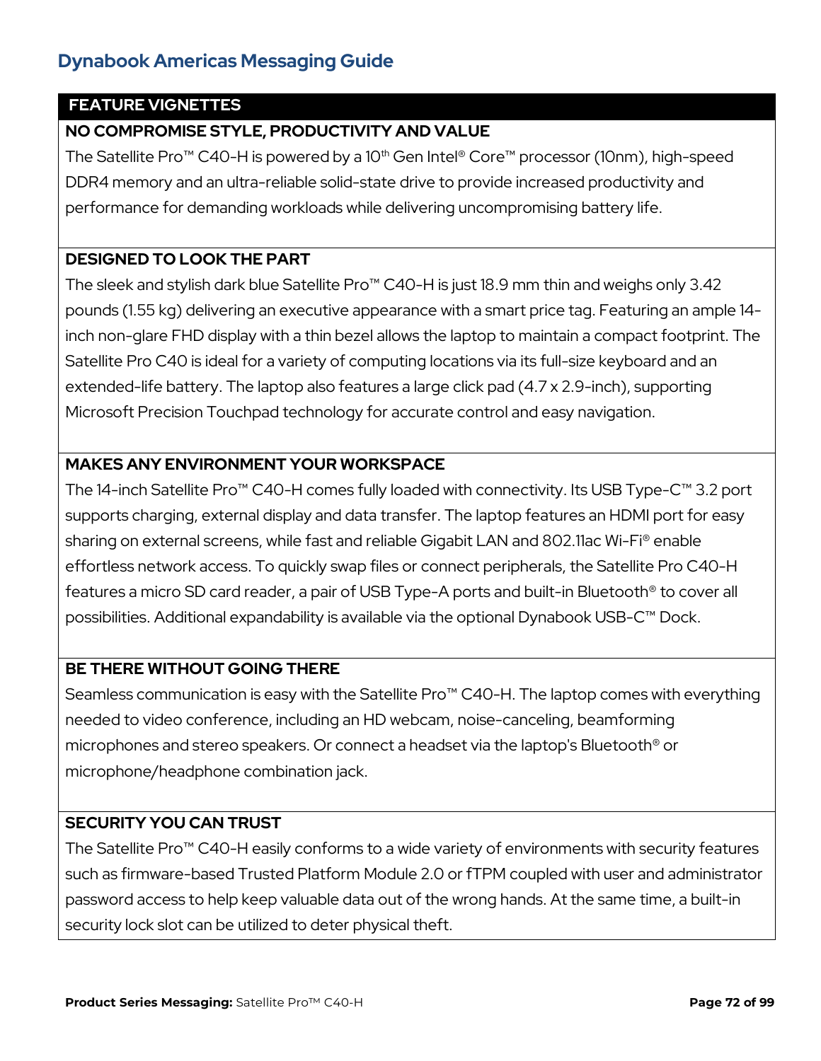## FEATURE VIGNETTES

### NO COMPROMISE STYLE, PRODUCTIVITY AND VALUE

The Satellite Pro™ C40-H is powered by a 10th Gen Intel® Core™ processor (10nm), high-speed DDR4 memory and an ultra-reliable solid-state drive to provide increased productivity and performance for demanding workloads while delivering uncompromising battery life.

### DESIGNED TO LOOK THE PART

The sleek and stylish dark blue Satellite Pro™ C40-H is just 18.9 mm thin and weighs only 3.42 pounds (1.55 kg) delivering an executive appearance with a smart price tag. Featuring an ample 14-inch non-glare FHD display with a thin bezel allows the laptop to maintain a compact footprint. The Satellite Pro C40 is ideal for a variety of computing locations via its full-size keyboard and an extended-life battery. The laptop also features a large click pad (4.7 x 2.9-inch), supporting Microsoft Precision Touchpad technology for accurate control and easy navigation.

### MAKES ANY ENVIRONMENT YOUR WORKSPACE

The 14-inch Satellite Pro™ C40-H comes fully loaded with connectivity. Its USB Type-C™ 3.2 port supports charging, external display and data transfer. The laptop features an HDMI port for easy sharing on external screens, while fast and reliable Gigabit LAN and 802.11ac Wi-Fi® enable effortless network access. To quickly swap files or connect peripherals, the Satellite Pro C40-H features a micro SD card reader, a pair of USB Type-A ports and built-in Bluetooth® to cover all possibilities. Additional expandability is available via the optional Dynabook USB-C™ Dock.

### BE THERE WITHOUT GOING THERE

Seamless communication is easy with the Satellite Pro™ C40-H. The laptop comes with everything needed to video conference, including an HD webcam, noise-canceling, beamforming microphones and stereo speakers. Or connect a headset via the laptop's Bluetooth® or microphone/headphone combination jack.

### SECURITY YOU CAN TRUST

The Satellite Pro™ C40-H easily conforms to a wide variety of environments with security features such as firmware-based Trusted Platform Module 2.0 or fTPM coupled with user and administrator password access to help keep valuable data out of the wrong hands. At the same time, a built-in security lock slot can be utilized to deter physical theft.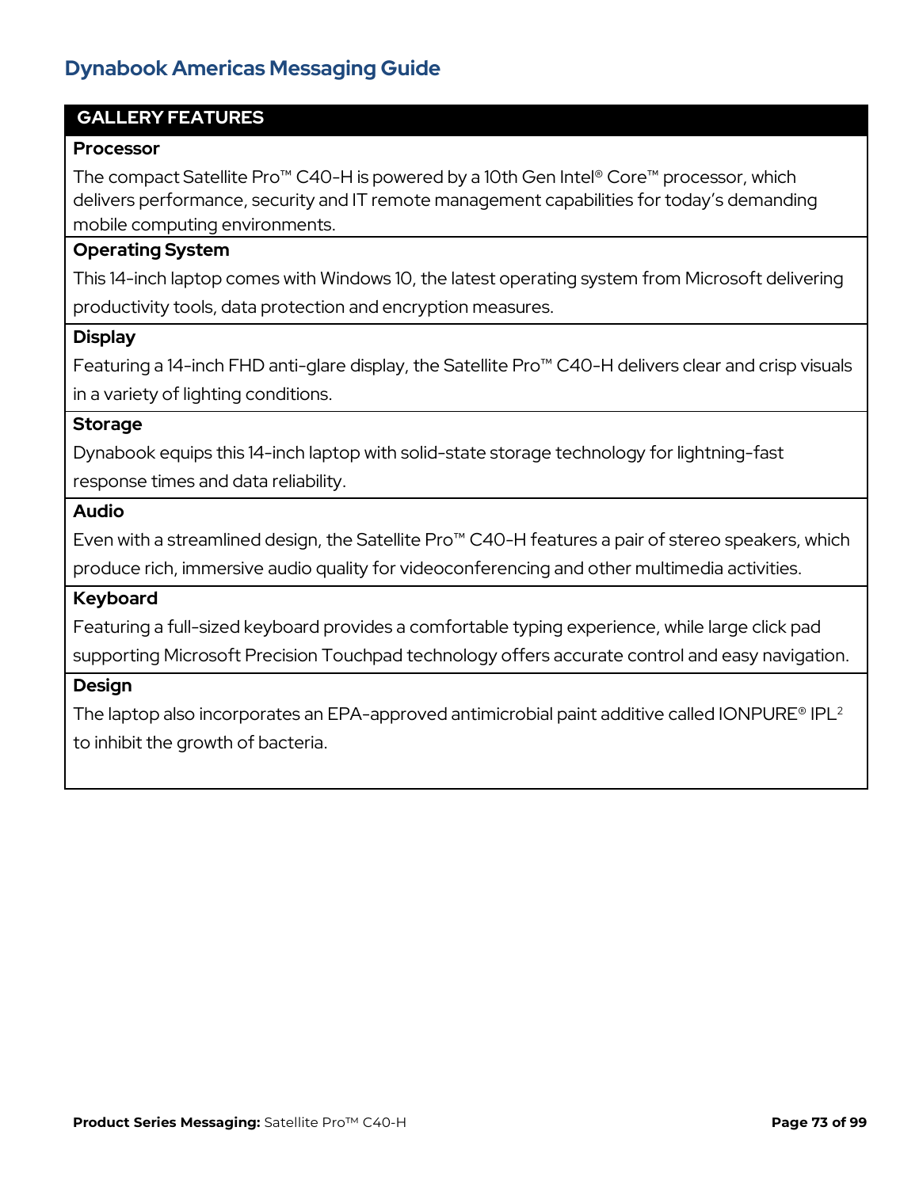## GALLERY FEATURES

### Processor

The compact Satellite Pro™ C40-H is powered by a 10th Gen Intel® Core™ processor, which delivers performance, security and IT remote management capabilities for today's demanding mobile computing environments.

### Operating System

This 14-inch laptop comes with Windows 10, the latest operating system from Microsoft delivering productivity tools, data protection and encryption measures.

### Display

Featuring a 14-inch FHD anti-glare display, the Satellite Pro™ C40-H delivers clear and crisp visuals in a variety of lighting conditions.

### Storage

Dynabook equips this 14-inch laptop with solid-state storage technology for lightning-fast response times and data reliability.

### Audio

Even with a streamlined design, the Satellite Pro™ C40-H features a pair of stereo speakers, which produce rich, immersive audio quality for videoconferencing and other multimedia activities.

### Keyboard

Featuring a full-sized keyboard provides a comfortable typing experience, while large click pad supporting Microsoft Precision Touchpad technology offers accurate control and easy navigation.

### Design

The laptop also incorporates an EPA-approved antimicrobial paint additive called IONPURE® IPL[2] to inhibit the growth of bacteria.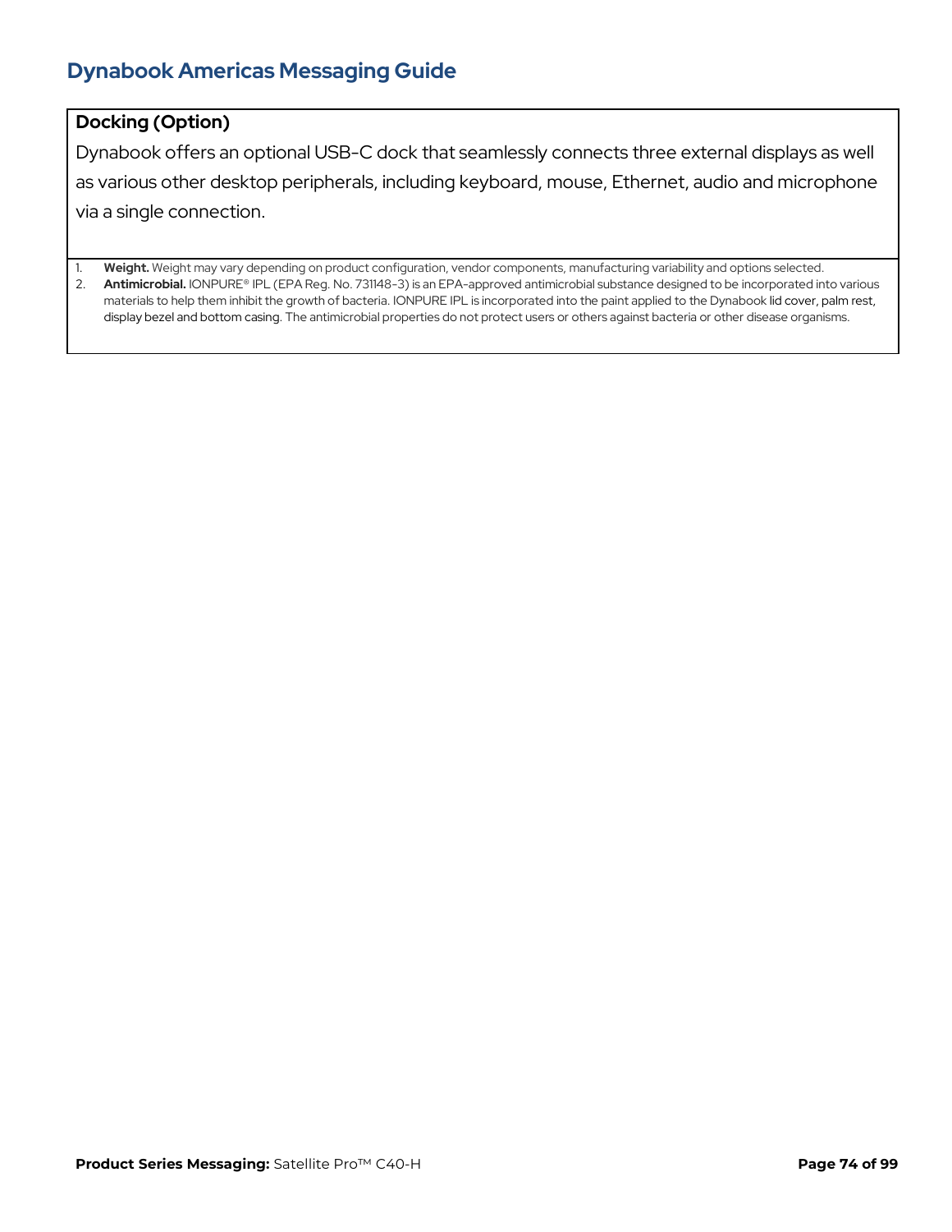**Docking (Option)**

Dynabook offers an optional USB-C dock that seamlessly connects three external displays as well as various other desktop peripherals, including keyboard, mouse, Ethernet, audio and microphone via a single connection.

1. **Weight.** Weight may vary depending on product configuration, vendor components, manufacturing variability and options selected.
2. **Antimicrobial.** IONPURE® IPL (EPA Reg. No. 731148-3) is an EPA-approved antimicrobial substance designed to be incorporated into various materials to help them inhibit the growth of bacteria. IONPURE IPL is incorporated into the paint applied to the Dynabook lid cover, palm rest, display bezel and bottom casing. The antimicrobial properties do not protect users or others against bacteria or other disease organisms.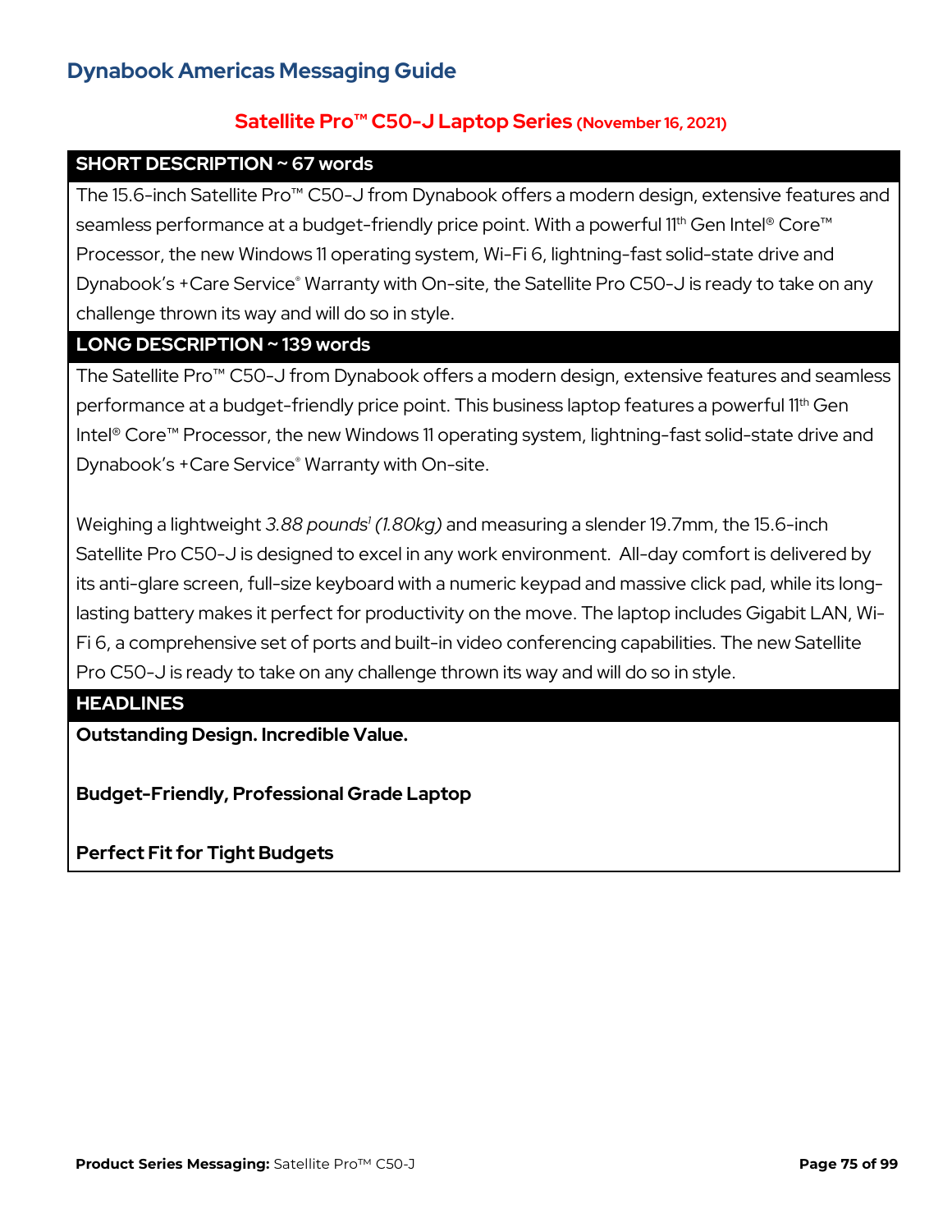# Dynabook Americas Messaging Guide

## Satellite Pro™ C50-J Laptop Series (November 16, 2021)

### SHORT DESCRIPTION ~ 67 words

The 15.6-inch Satellite Pro™ C50-J from Dynabook offers a modern design, extensive features and seamless performance at a budget-friendly price point. With a powerful 11th Gen Intel® Core™ Processor, the new Windows 11 operating system, Wi-Fi 6, lightning-fast solid-state drive and Dynabook's +Care Service® Warranty with On-site, the Satellite Pro C50-J is ready to take on any challenge thrown its way and will do so in style.

### LONG DESCRIPTION ~ 139 words

The Satellite Pro™ C50-J from Dynabook offers a modern design, extensive features and seamless performance at a budget-friendly price point. This business laptop features a powerful 11th Gen Intel® Core™ Processor, the new Windows 11 operating system, lightning-fast solid-state drive and Dynabook's +Care Service® Warranty with On-site.

Weighing a lightweight *3.88 pounds[1] (1.80kg)* and measuring a slender 19.7mm, the 15.6-inch Satellite Pro C50-J is designed to excel in any work environment. All-day comfort is delivered by its anti-glare screen, full-size keyboard with a numeric keypad and massive click pad, while its long-lasting battery makes it perfect for productivity on the move. The laptop includes Gigabit LAN, Wi-Fi 6, a comprehensive set of ports and built-in video conferencing capabilities. The new Satellite Pro C50-J is ready to take on any challenge thrown its way and will do so in style.

### HEADLINES

**Outstanding Design. Incredible Value.**

**Budget-Friendly, Professional Grade Laptop**

**Perfect Fit for Tight Budgets**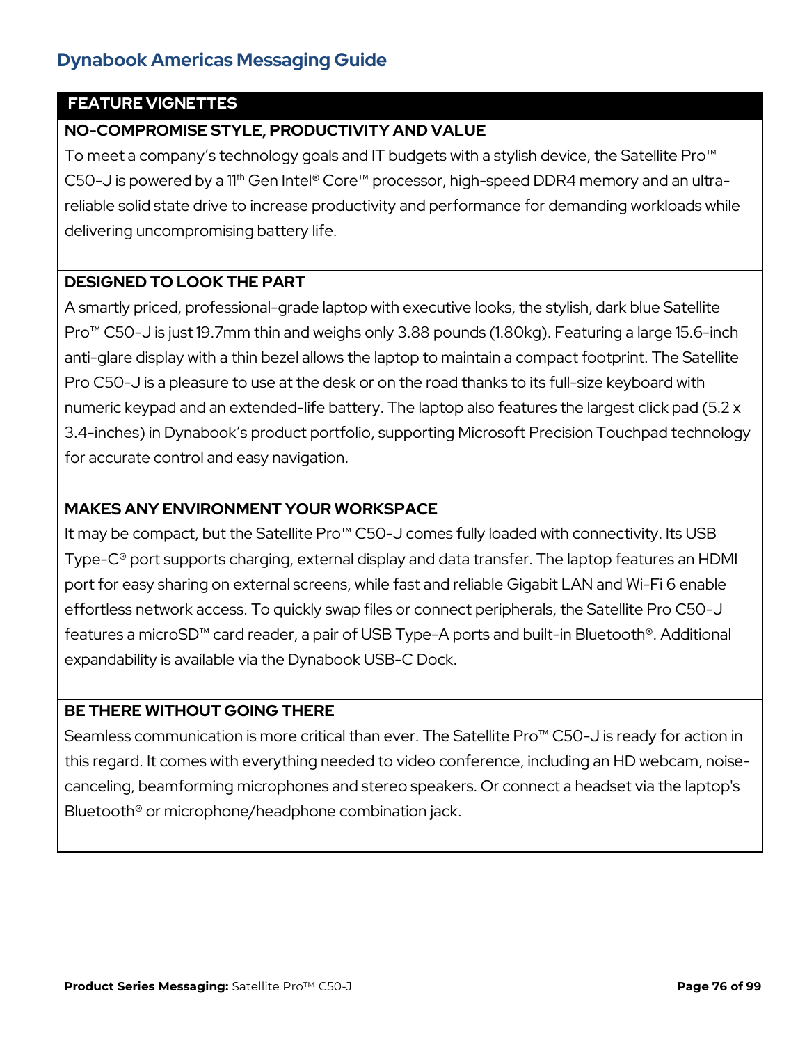## FEATURE VIGNETTES

### NO-COMPROMISE STYLE, PRODUCTIVITY AND VALUE

To meet a company's technology goals and IT budgets with a stylish device, the Satellite Pro™ C50-J is powered by a 11th Gen Intel® Core™ processor, high-speed DDR4 memory and an ultra-reliable solid state drive to increase productivity and performance for demanding workloads while delivering uncompromising battery life.

### DESIGNED TO LOOK THE PART

A smartly priced, professional-grade laptop with executive looks, the stylish, dark blue Satellite Pro™ C50-J is just 19.7mm thin and weighs only 3.88 pounds (1.80kg). Featuring a large 15.6-inch anti-glare display with a thin bezel allows the laptop to maintain a compact footprint. The Satellite Pro C50-J is a pleasure to use at the desk or on the road thanks to its full-size keyboard with numeric keypad and an extended-life battery. The laptop also features the largest click pad (5.2 x 3.4-inches) in Dynabook's product portfolio, supporting Microsoft Precision Touchpad technology for accurate control and easy navigation.

### MAKES ANY ENVIRONMENT YOUR WORKSPACE

It may be compact, but the Satellite Pro™ C50-J comes fully loaded with connectivity. Its USB Type-C® port supports charging, external display and data transfer. The laptop features an HDMI port for easy sharing on external screens, while fast and reliable Gigabit LAN and Wi-Fi 6 enable effortless network access. To quickly swap files or connect peripherals, the Satellite Pro C50-J features a microSD™ card reader, a pair of USB Type-A ports and built-in Bluetooth®. Additional expandability is available via the Dynabook USB-C Dock.

### BE THERE WITHOUT GOING THERE

Seamless communication is more critical than ever. The Satellite Pro™ C50-J is ready for action in this regard. It comes with everything needed to video conference, including an HD webcam, noise-canceling, beamforming microphones and stereo speakers. Or connect a headset via the laptop's Bluetooth® or microphone/headphone combination jack.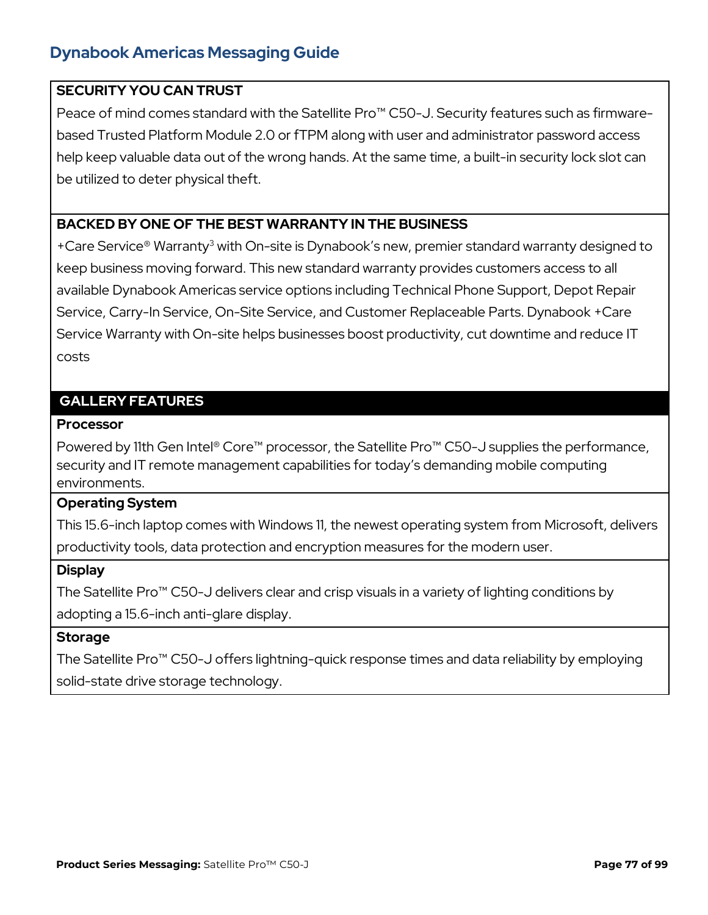## SECURITY YOU CAN TRUST

Peace of mind comes standard with the Satellite Pro™ C50-J. Security features such as firmware-based Trusted Platform Module 2.0 or fTPM along with user and administrator password access help keep valuable data out of the wrong hands. At the same time, a built-in security lock slot can be utilized to deter physical theft.

## BACKED BY ONE OF THE BEST WARRANTY IN THE BUSINESS

+Care Service® Warranty[3] with On-site is Dynabook's new, premier standard warranty designed to keep business moving forward. This new standard warranty provides customers access to all available Dynabook Americas service options including Technical Phone Support, Depot Repair Service, Carry-In Service, On-Site Service, and Customer Replaceable Parts. Dynabook +Care Service Warranty with On-site helps businesses boost productivity, cut downtime and reduce IT costs

## GALLERY FEATURES

### Processor

Powered by 11th Gen Intel® Core™ processor, the Satellite Pro™ C50-J supplies the performance, security and IT remote management capabilities for today's demanding mobile computing environments.

### Operating System

This 15.6-inch laptop comes with Windows 11, the newest operating system from Microsoft, delivers productivity tools, data protection and encryption measures for the modern user.

### Display

The Satellite Pro™ C50-J delivers clear and crisp visuals in a variety of lighting conditions by adopting a 15.6-inch anti-glare display.

### Storage

The Satellite Pro™ C50-J offers lightning-quick response times and data reliability by employing solid-state drive storage technology.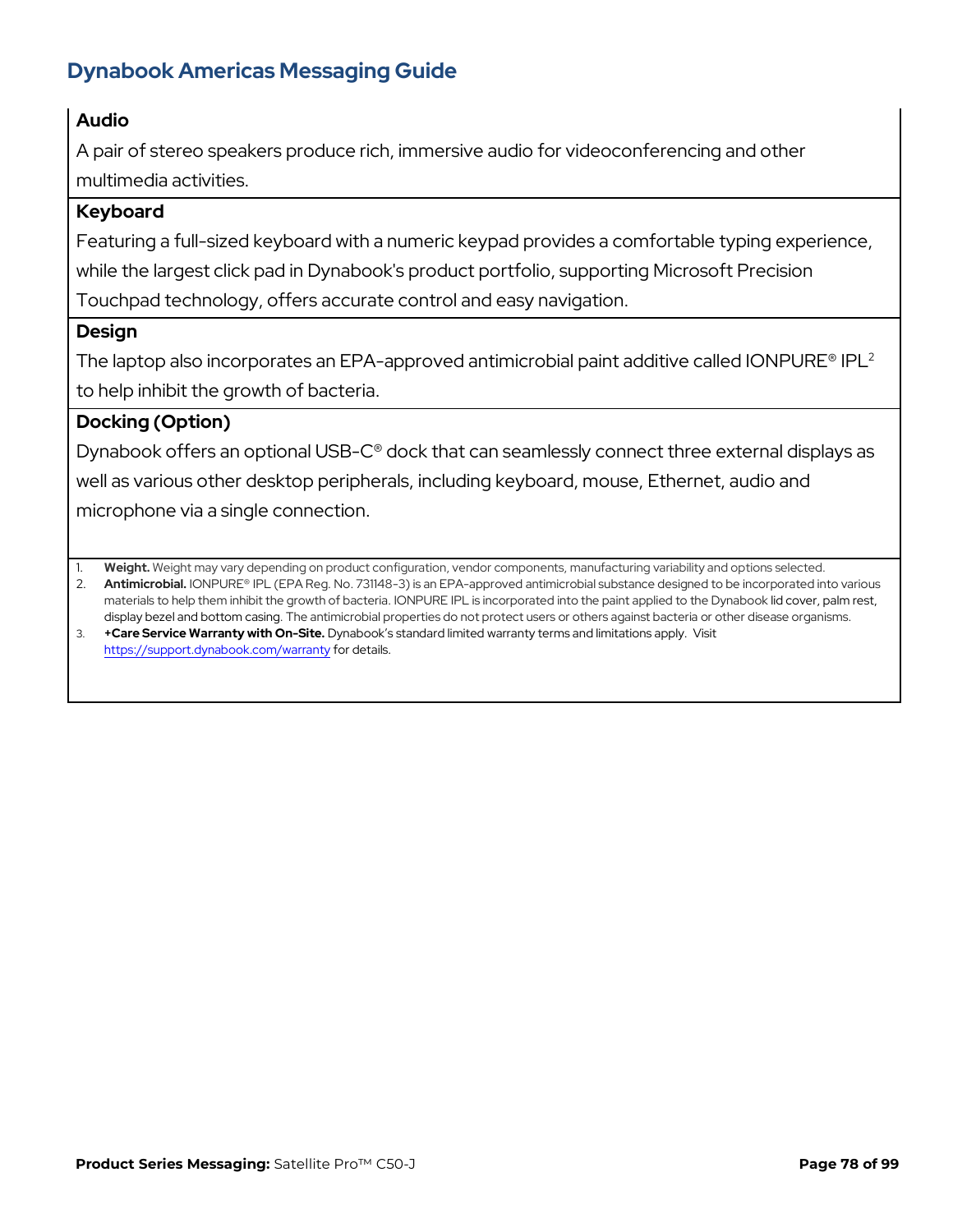### Audio

A pair of stereo speakers produce rich, immersive audio for videoconferencing and other multimedia activities.

### Keyboard

Featuring a full-sized keyboard with a numeric keypad provides a comfortable typing experience, while the largest click pad in Dynabook's product portfolio, supporting Microsoft Precision Touchpad technology, offers accurate control and easy navigation.

### Design

The laptop also incorporates an EPA-approved antimicrobial paint additive called IONPURE® IPL[2] to help inhibit the growth of bacteria.

### Docking (Option)

Dynabook offers an optional USB-C® dock that can seamlessly connect three external displays as well as various other desktop peripherals, including keyboard, mouse, Ethernet, audio and microphone via a single connection.

---

1. **Weight.** Weight may vary depending on product configuration, vendor components, manufacturing variability and options selected.
2. **Antimicrobial.** IONPURE® IPL (EPA Reg. No. 731148-3) is an EPA-approved antimicrobial substance designed to be incorporated into various materials to help them inhibit the growth of bacteria. IONPURE IPL is incorporated into the paint applied to the Dynabook lid cover, palm rest, display bezel and bottom casing. The antimicrobial properties do not protect users or others against bacteria or other disease organisms.
3. **+Care Service Warranty with On-Site.** Dynabook's standard limited warranty terms and limitations apply. Visit https://support.dynabook.com/warranty for details.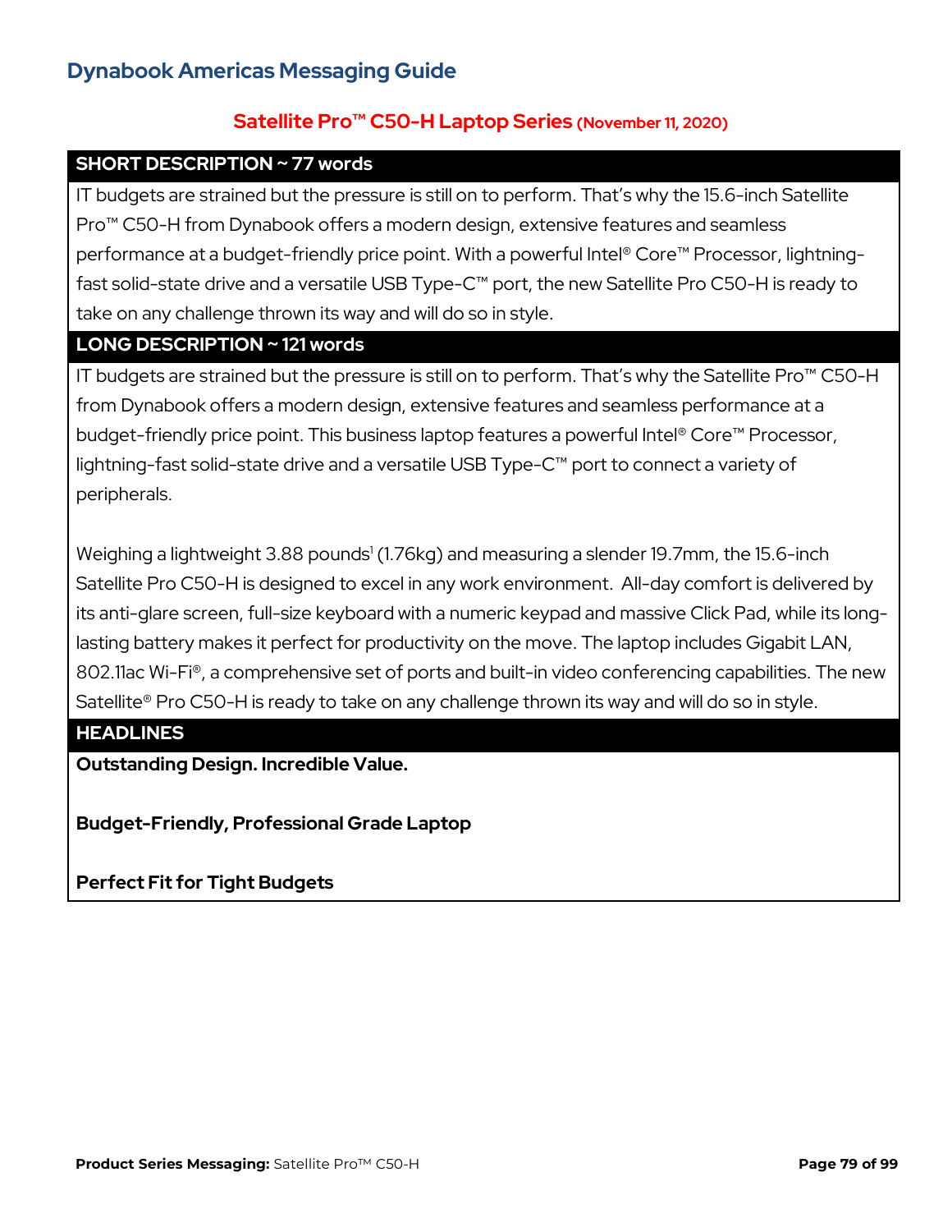## Dynabook Americas Messaging Guide

### Satellite Pro™ C50-H Laptop Series (November 11, 2020)

**SHORT DESCRIPTION ~ 77 words**

IT budgets are strained but the pressure is still on to perform. That's why the 15.6-inch Satellite Pro™ C50-H from Dynabook offers a modern design, extensive features and seamless performance at a budget-friendly price point. With a powerful Intel® Core™ Processor, lightning-fast solid-state drive and a versatile USB Type-C™ port, the new Satellite Pro C50-H is ready to take on any challenge thrown its way and will do so in style.

**LONG DESCRIPTION ~ 121 words**

IT budgets are strained but the pressure is still on to perform. That's why the Satellite Pro™ C50-H from Dynabook offers a modern design, extensive features and seamless performance at a budget-friendly price point. This business laptop features a powerful Intel® Core™ Processor, lightning-fast solid-state drive and a versatile USB Type-C™ port to connect a variety of peripherals.

Weighing a lightweight 3.88 pounds[1] (1.76kg) and measuring a slender 19.7mm, the 15.6-inch Satellite Pro C50-H is designed to excel in any work environment. All-day comfort is delivered by its anti-glare screen, full-size keyboard with a numeric keypad and massive Click Pad, while its long-lasting battery makes it perfect for productivity on the move. The laptop includes Gigabit LAN, 802.11ac Wi-Fi®, a comprehensive set of ports and built-in video conferencing capabilities. The new Satellite® Pro C50-H is ready to take on any challenge thrown its way and will do so in style.

**HEADLINES**

**Outstanding Design. Incredible Value.**

**Budget-Friendly, Professional Grade Laptop**

**Perfect Fit for Tight Budgets**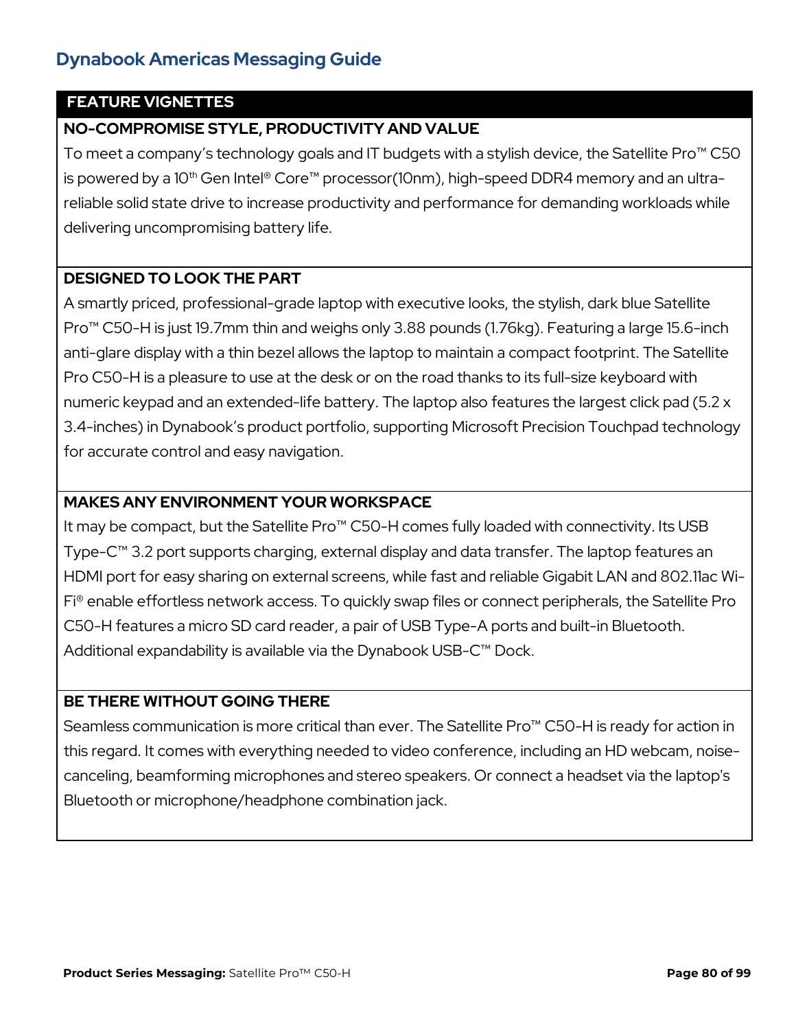## FEATURE VIGNETTES

### NO-COMPROMISE STYLE, PRODUCTIVITY AND VALUE

To meet a company's technology goals and IT budgets with a stylish device, the Satellite Pro™ C50 is powered by a 10th Gen Intel® Core™ processor(10nm), high-speed DDR4 memory and an ultra-reliable solid state drive to increase productivity and performance for demanding workloads while delivering uncompromising battery life.

### DESIGNED TO LOOK THE PART

A smartly priced, professional-grade laptop with executive looks, the stylish, dark blue Satellite Pro™ C50-H is just 19.7mm thin and weighs only 3.88 pounds (1.76kg). Featuring a large 15.6-inch anti-glare display with a thin bezel allows the laptop to maintain a compact footprint. The Satellite Pro C50-H is a pleasure to use at the desk or on the road thanks to its full-size keyboard with numeric keypad and an extended-life battery. The laptop also features the largest click pad (5.2 x 3.4-inches) in Dynabook's product portfolio, supporting Microsoft Precision Touchpad technology for accurate control and easy navigation.

### MAKES ANY ENVIRONMENT YOUR WORKSPACE

It may be compact, but the Satellite Pro™ C50-H comes fully loaded with connectivity. Its USB Type-C™ 3.2 port supports charging, external display and data transfer. The laptop features an HDMI port for easy sharing on external screens, while fast and reliable Gigabit LAN and 802.11ac Wi-Fi® enable effortless network access. To quickly swap files or connect peripherals, the Satellite Pro C50-H features a micro SD card reader, a pair of USB Type-A ports and built-in Bluetooth. Additional expandability is available via the Dynabook USB-C™ Dock.

### BE THERE WITHOUT GOING THERE

Seamless communication is more critical than ever. The Satellite Pro™ C50-H is ready for action in this regard. It comes with everything needed to video conference, including an HD webcam, noise-canceling, beamforming microphones and stereo speakers. Or connect a headset via the laptop's Bluetooth or microphone/headphone combination jack.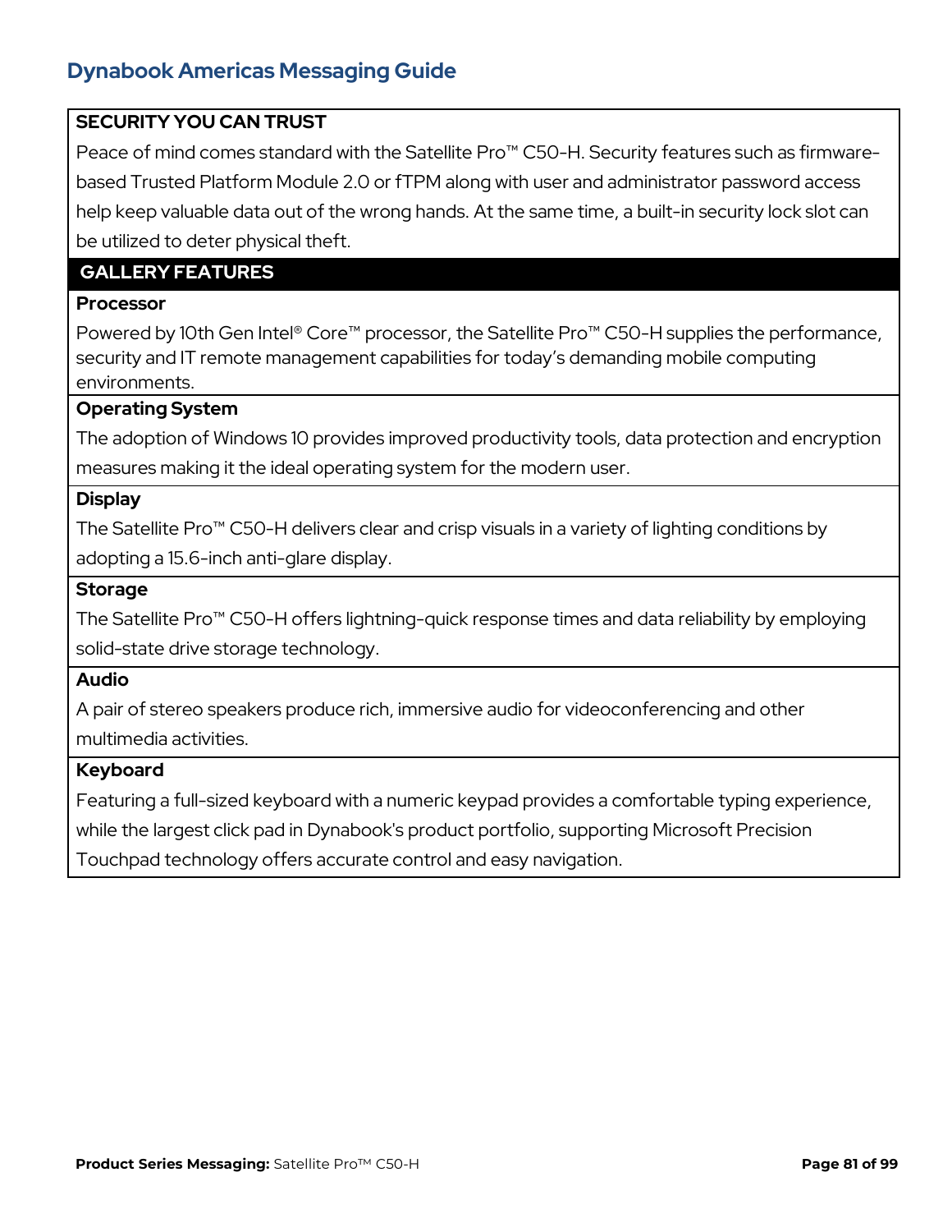## SECURITY YOU CAN TRUST

Peace of mind comes standard with the Satellite Pro™ C50-H. Security features such as firmware-based Trusted Platform Module 2.0 or fTPM along with user and administrator password access help keep valuable data out of the wrong hands. At the same time, a built-in security lock slot can be utilized to deter physical theft.

## GALLERY FEATURES

### Processor

Powered by 10th Gen Intel® Core™ processor, the Satellite Pro™ C50-H supplies the performance, security and IT remote management capabilities for today's demanding mobile computing environments.

### Operating System

The adoption of Windows 10 provides improved productivity tools, data protection and encryption measures making it the ideal operating system for the modern user.

### Display

The Satellite Pro™ C50-H delivers clear and crisp visuals in a variety of lighting conditions by adopting a 15.6-inch anti-glare display.

### Storage

The Satellite Pro™ C50-H offers lightning-quick response times and data reliability by employing solid-state drive storage technology.

### Audio

A pair of stereo speakers produce rich, immersive audio for videoconferencing and other multimedia activities.

### Keyboard

Featuring a full-sized keyboard with a numeric keypad provides a comfortable typing experience, while the largest click pad in Dynabook's product portfolio, supporting Microsoft Precision Touchpad technology offers accurate control and easy navigation.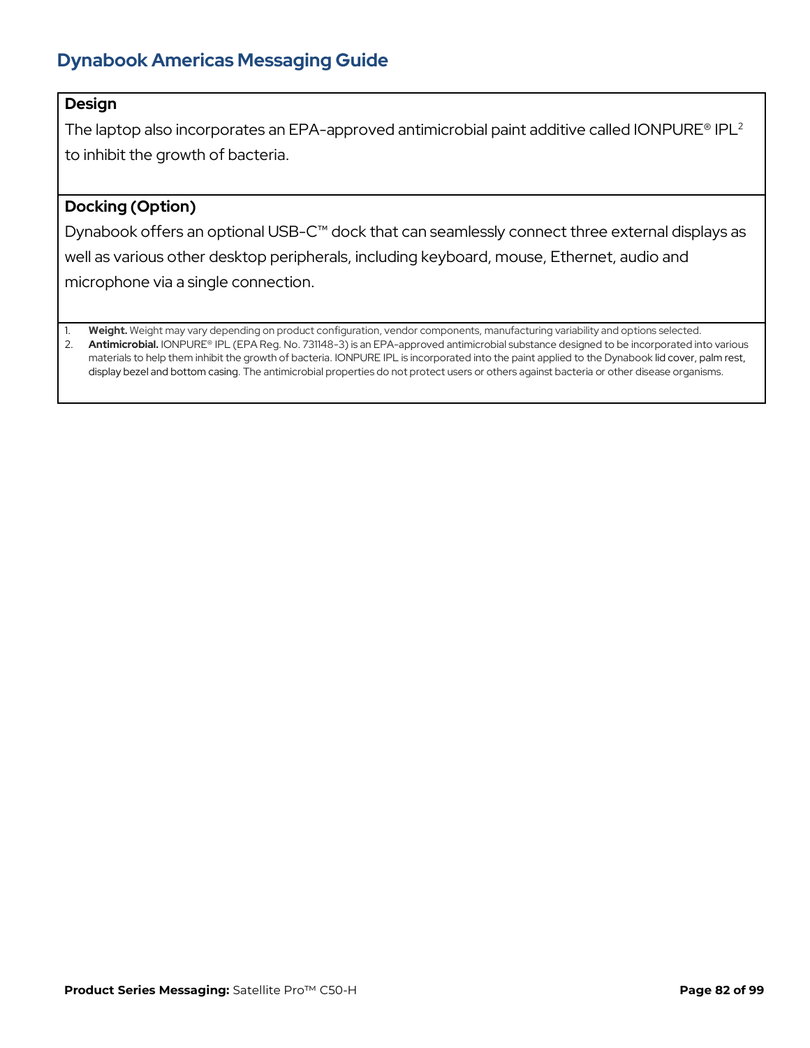# Dynabook Americas Messaging Guide

**Design**

The laptop also incorporates an EPA-approved antimicrobial paint additive called IONPURE® IPL[2] to inhibit the growth of bacteria.

**Docking (Option)**

Dynabook offers an optional USB-C™ dock that can seamlessly connect three external displays as well as various other desktop peripherals, including keyboard, mouse, Ethernet, audio and microphone via a single connection.

1. **Weight.** Weight may vary depending on product configuration, vendor components, manufacturing variability and options selected.
2. **Antimicrobial.** IONPURE® IPL (EPA Reg. No. 731148-3) is an EPA-approved antimicrobial substance designed to be incorporated into various materials to help them inhibit the growth of bacteria. IONPURE IPL is incorporated into the paint applied to the Dynabook lid cover, palm rest, display bezel and bottom casing. The antimicrobial properties do not protect users or others against bacteria or other disease organisms.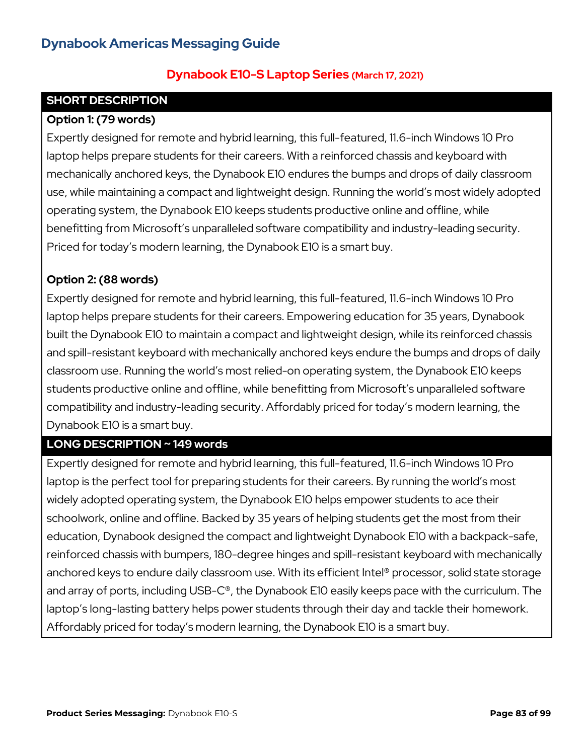## Dynabook Americas Messaging Guide

### Dynabook E10-S Laptop Series (March 17, 2021)

#### SHORT DESCRIPTION

**Option 1: (79 words)**

Expertly designed for remote and hybrid learning, this full-featured, 11.6-inch Windows 10 Pro laptop helps prepare students for their careers. With a reinforced chassis and keyboard with mechanically anchored keys, the Dynabook E10 endures the bumps and drops of daily classroom use, while maintaining a compact and lightweight design. Running the world's most widely adopted operating system, the Dynabook E10 keeps students productive online and offline, while benefitting from Microsoft's unparalleled software compatibility and industry-leading security. Priced for today's modern learning, the Dynabook E10 is a smart buy.

**Option 2: (88 words)**

Expertly designed for remote and hybrid learning, this full-featured, 11.6-inch Windows 10 Pro laptop helps prepare students for their careers. Empowering education for 35 years, Dynabook built the Dynabook E10 to maintain a compact and lightweight design, while its reinforced chassis and spill-resistant keyboard with mechanically anchored keys endure the bumps and drops of daily classroom use. Running the world's most relied-on operating system, the Dynabook E10 keeps students productive online and offline, while benefitting from Microsoft's unparalleled software compatibility and industry-leading security. Affordably priced for today's modern learning, the Dynabook E10 is a smart buy.

#### LONG DESCRIPTION ~ 149 words

Expertly designed for remote and hybrid learning, this full-featured, 11.6-inch Windows 10 Pro laptop is the perfect tool for preparing students for their careers. By running the world's most widely adopted operating system, the Dynabook E10 helps empower students to ace their schoolwork, online and offline. Backed by 35 years of helping students get the most from their education, Dynabook designed the compact and lightweight Dynabook E10 with a backpack-safe, reinforced chassis with bumpers, 180-degree hinges and spill-resistant keyboard with mechanically anchored keys to endure daily classroom use. With its efficient Intel® processor, solid state storage and array of ports, including USB-C®, the Dynabook E10 easily keeps pace with the curriculum. The laptop's long-lasting battery helps power students through their day and tackle their homework. Affordably priced for today's modern learning, the Dynabook E10 is a smart buy.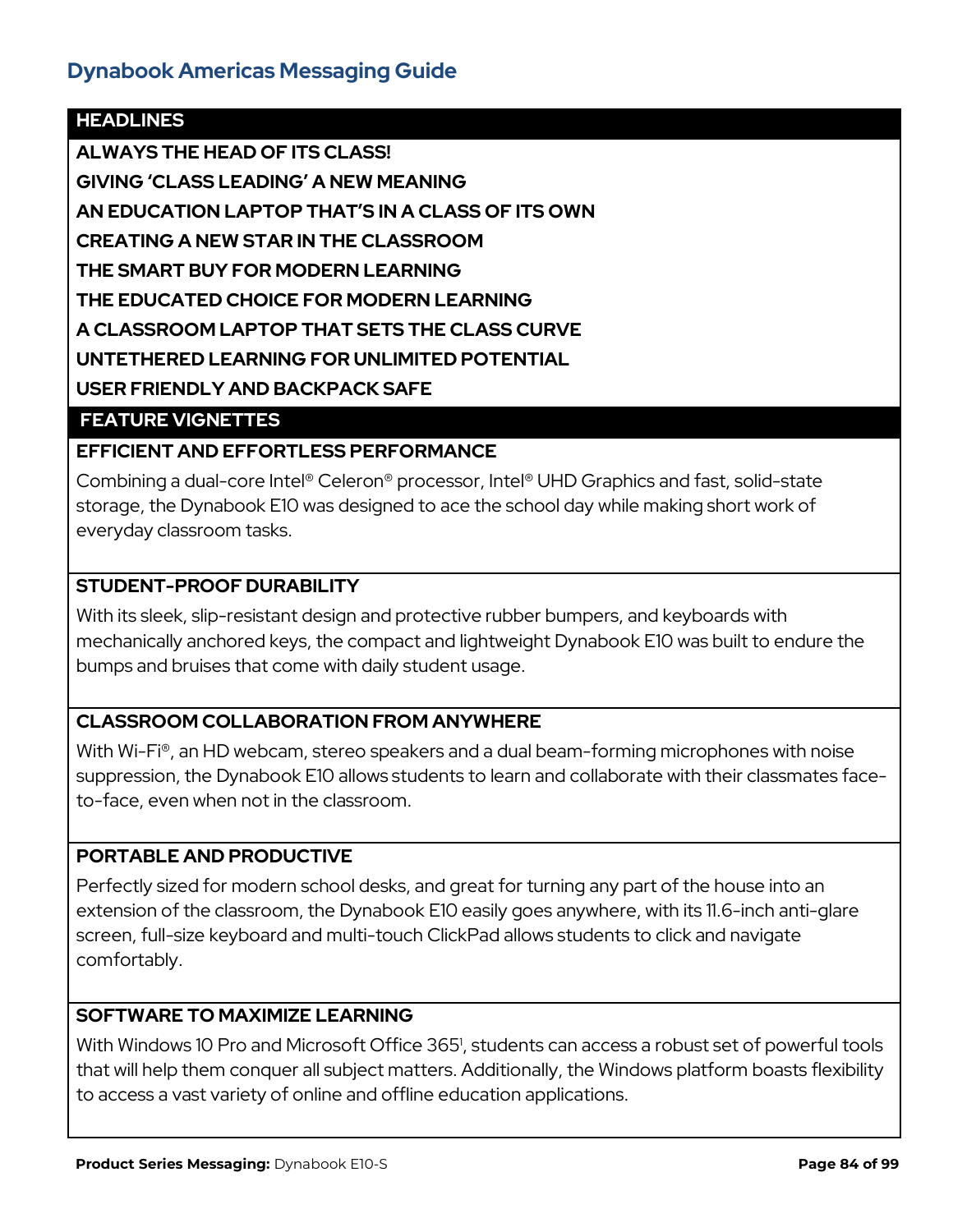## Dynabook Americas Messaging Guide

### HEADLINES

**ALWAYS THE HEAD OF ITS CLASS!**

**GIVING 'CLASS LEADING' A NEW MEANING**

**AN EDUCATION LAPTOP THAT'S IN A CLASS OF ITS OWN**

**CREATING A NEW STAR IN THE CLASSROOM**

**THE SMART BUY FOR MODERN LEARNING**

**THE EDUCATED CHOICE FOR MODERN LEARNING**

**A CLASSROOM LAPTOP THAT SETS THE CLASS CURVE**

**UNTETHERED LEARNING FOR UNLIMITED POTENTIAL**

**USER FRIENDLY AND BACKPACK SAFE**

### FEATURE VIGNETTES

**EFFICIENT AND EFFORTLESS PERFORMANCE**

Combining a dual-core Intel® Celeron® processor, Intel® UHD Graphics and fast, solid-state storage, the Dynabook E10 was designed to ace the school day while making short work of everyday classroom tasks.

**STUDENT-PROOF DURABILITY**

With its sleek, slip-resistant design and protective rubber bumpers, and keyboards with mechanically anchored keys, the compact and lightweight Dynabook E10 was built to endure the bumps and bruises that come with daily student usage.

**CLASSROOM COLLABORATION FROM ANYWHERE**

With Wi-Fi®, an HD webcam, stereo speakers and a dual beam-forming microphones with noise suppression, the Dynabook E10 allows students to learn and collaborate with their classmates face-to-face, even when not in the classroom.

**PORTABLE AND PRODUCTIVE**

Perfectly sized for modern school desks, and great for turning any part of the house into an extension of the classroom, the Dynabook E10 easily goes anywhere, with its 11.6-inch anti-glare screen, full-size keyboard and multi-touch ClickPad allows students to click and navigate comfortably.

**SOFTWARE TO MAXIMIZE LEARNING**

With Windows 10 Pro and Microsoft Office 365[1], students can access a robust set of powerful tools that will help them conquer all subject matters. Additionally, the Windows platform boasts flexibility to access a vast variety of online and offline education applications.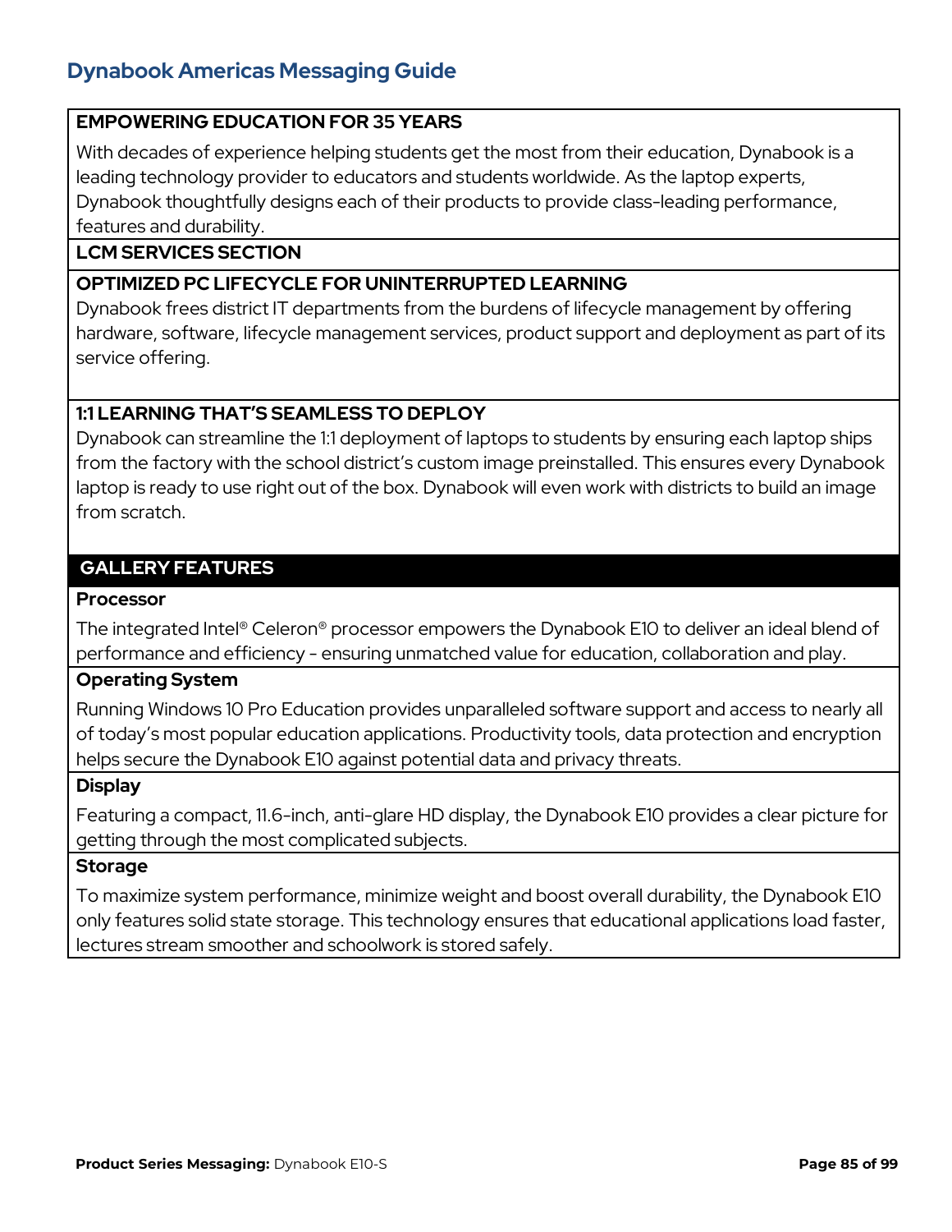## EMPOWERING EDUCATION FOR 35 YEARS

With decades of experience helping students get the most from their education, Dynabook is a leading technology provider to educators and students worldwide. As the laptop experts, Dynabook thoughtfully designs each of their products to provide class-leading performance, features and durability.

## LCM SERVICES SECTION

### OPTIMIZED PC LIFECYCLE FOR UNINTERRUPTED LEARNING

Dynabook frees district IT departments from the burdens of lifecycle management by offering hardware, software, lifecycle management services, product support and deployment as part of its service offering.

### 1:1 LEARNING THAT'S SEAMLESS TO DEPLOY

Dynabook can streamline the 1:1 deployment of laptops to students by ensuring each laptop ships from the factory with the school district's custom image preinstalled. This ensures every Dynabook laptop is ready to use right out of the box. Dynabook will even work with districts to build an image from scratch.

## GALLERY FEATURES

### Processor

The integrated Intel® Celeron® processor empowers the Dynabook E10 to deliver an ideal blend of performance and efficiency - ensuring unmatched value for education, collaboration and play.

### Operating System

Running Windows 10 Pro Education provides unparalleled software support and access to nearly all of today's most popular education applications. Productivity tools, data protection and encryption helps secure the Dynabook E10 against potential data and privacy threats.

### Display

Featuring a compact, 11.6-inch, anti-glare HD display, the Dynabook E10 provides a clear picture for getting through the most complicated subjects.

### Storage

To maximize system performance, minimize weight and boost overall durability, the Dynabook E10 only features solid state storage. This technology ensures that educational applications load faster, lectures stream smoother and schoolwork is stored safely.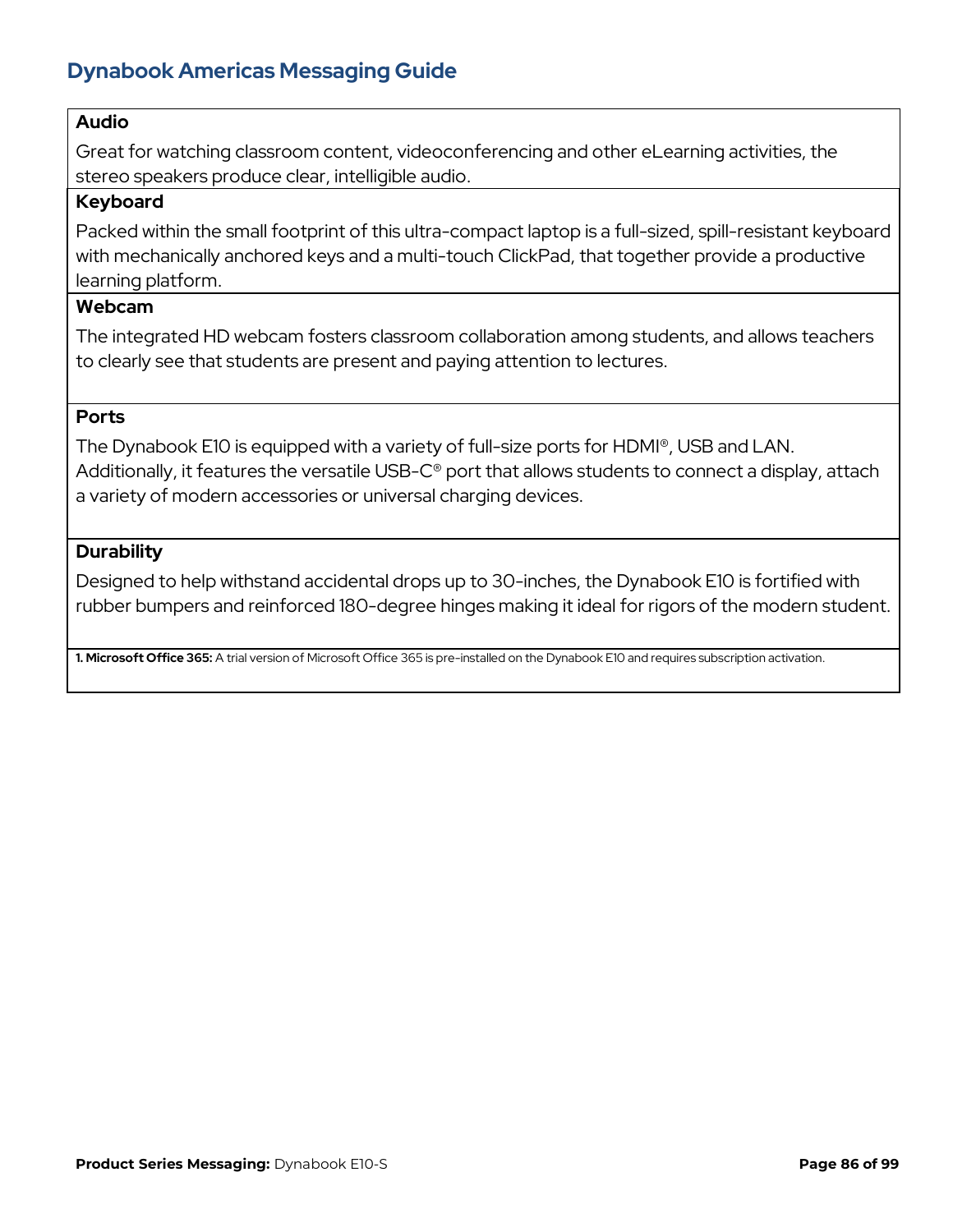**Audio**

Great for watching classroom content, videoconferencing and other eLearning activities, the stereo speakers produce clear, intelligible audio.

**Keyboard**

Packed within the small footprint of this ultra-compact laptop is a full-sized, spill-resistant keyboard with mechanically anchored keys and a multi-touch ClickPad, that together provide a productive learning platform.

**Webcam**

The integrated HD webcam fosters classroom collaboration among students, and allows teachers to clearly see that students are present and paying attention to lectures.

**Ports**

The Dynabook E10 is equipped with a variety of full-size ports for HDMI®, USB and LAN. Additionally, it features the versatile USB-C® port that allows students to connect a display, attach a variety of modern accessories or universal charging devices.

**Durability**

Designed to help withstand accidental drops up to 30-inches, the Dynabook E10 is fortified with rubber bumpers and reinforced 180-degree hinges making it ideal for rigors of the modern student.

**1. Microsoft Office 365:** A trial version of Microsoft Office 365 is pre-installed on the Dynabook E10 and requires subscription activation.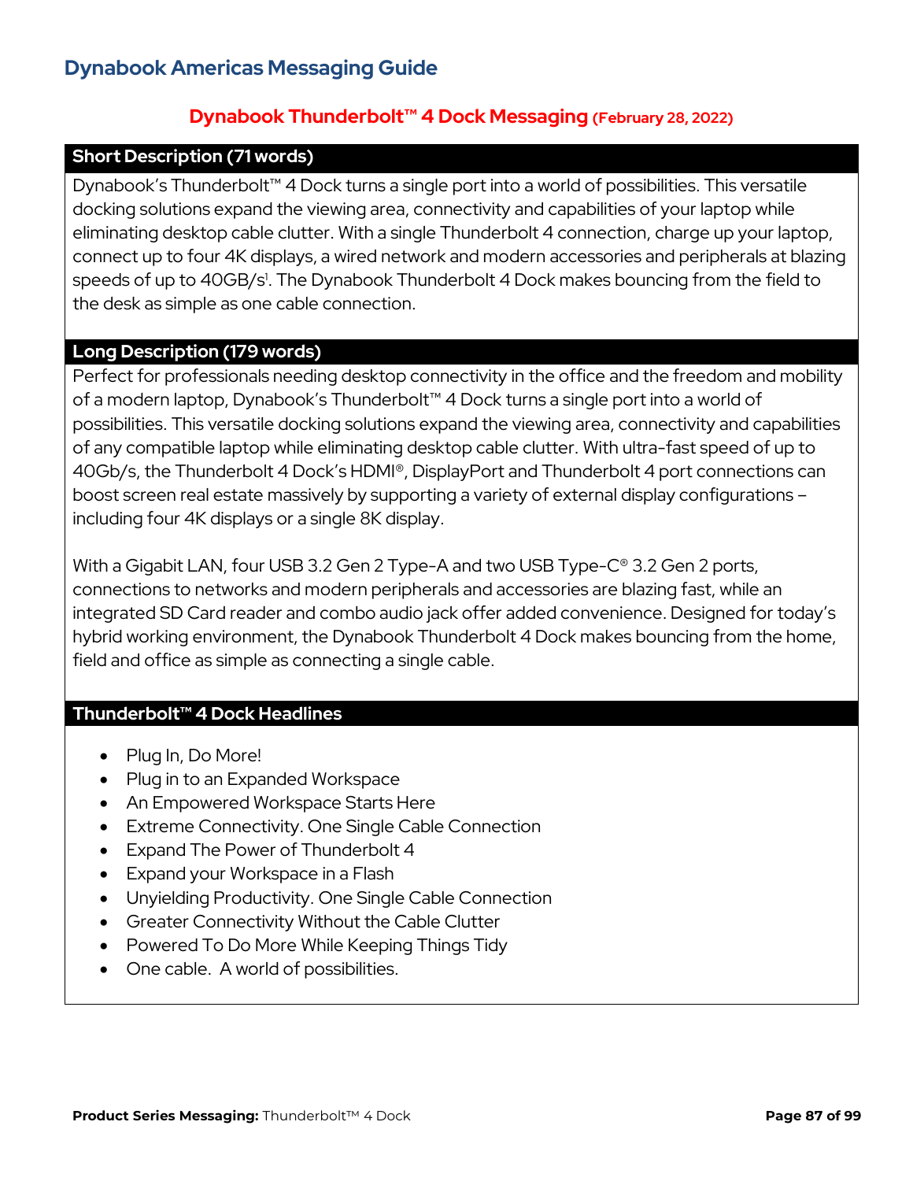# Dynabook Americas Messaging Guide

## Dynabook Thunderbolt™ 4 Dock Messaging (February 28, 2022)

### Short Description (71 words)

Dynabook's Thunderbolt™ 4 Dock turns a single port into a world of possibilities. This versatile docking solutions expand the viewing area, connectivity and capabilities of your laptop while eliminating desktop cable clutter. With a single Thunderbolt 4 connection, charge up your laptop, connect up to four 4K displays, a wired network and modern accessories and peripherals at blazing speeds of up to 40GB/s[1]. The Dynabook Thunderbolt 4 Dock makes bouncing from the field to the desk as simple as one cable connection.

### Long Description (179 words)

Perfect for professionals needing desktop connectivity in the office and the freedom and mobility of a modern laptop, Dynabook's Thunderbolt™ 4 Dock turns a single port into a world of possibilities. This versatile docking solutions expand the viewing area, connectivity and capabilities of any compatible laptop while eliminating desktop cable clutter. With ultra-fast speed of up to 40Gb/s, the Thunderbolt 4 Dock's HDMI®, DisplayPort and Thunderbolt 4 port connections can boost screen real estate massively by supporting a variety of external display configurations – including four 4K displays or a single 8K display.

With a Gigabit LAN, four USB 3.2 Gen 2 Type-A and two USB Type-C® 3.2 Gen 2 ports, connections to networks and modern peripherals and accessories are blazing fast, while an integrated SD Card reader and combo audio jack offer added convenience. Designed for today's hybrid working environment, the Dynabook Thunderbolt 4 Dock makes bouncing from the home, field and office as simple as connecting a single cable.

### Thunderbolt™ 4 Dock Headlines

- Plug In, Do More!
- Plug in to an Expanded Workspace
- An Empowered Workspace Starts Here
- Extreme Connectivity. One Single Cable Connection
- Expand The Power of Thunderbolt 4
- Expand your Workspace in a Flash
- Unyielding Productivity. One Single Cable Connection
- Greater Connectivity Without the Cable Clutter
- Powered To Do More While Keeping Things Tidy
- One cable. A world of possibilities.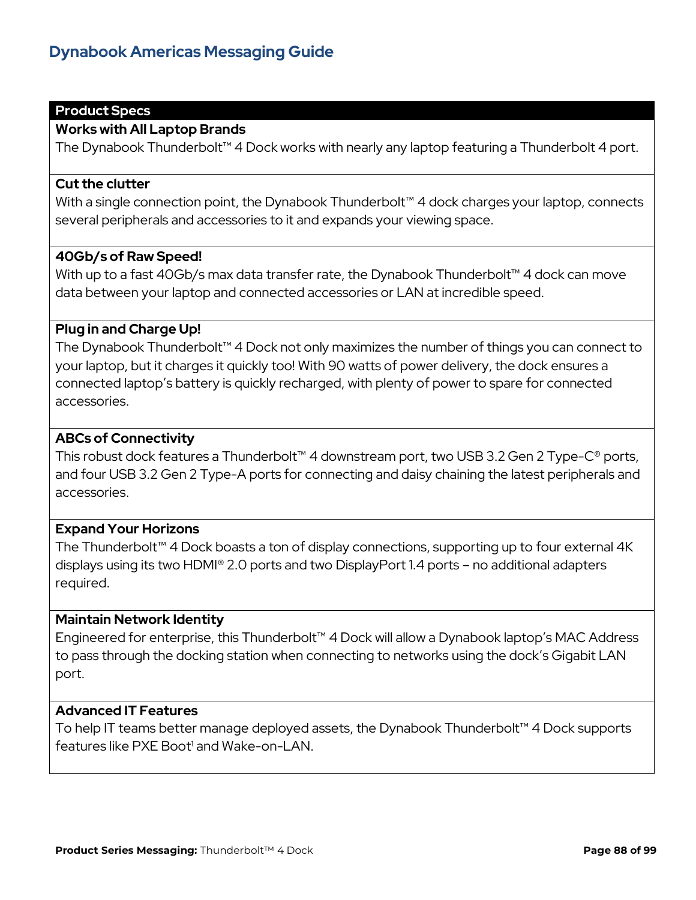## Dynabook Americas Messaging Guide

| Product Specs |
|---|
| **Works with All Laptop Brands**<br>The Dynabook Thunderbolt™ 4 Dock works with nearly any laptop featuring a Thunderbolt 4 port. |
| **Cut the clutter**<br>With a single connection point, the Dynabook Thunderbolt™ 4 dock charges your laptop, connects several peripherals and accessories to it and expands your viewing space. |
| **40Gb/s of Raw Speed!**<br>With up to a fast 40Gb/s max data transfer rate, the Dynabook Thunderbolt™ 4 dock can move data between your laptop and connected accessories or LAN at incredible speed. |
| **Plug in and Charge Up!**<br>The Dynabook Thunderbolt™ 4 Dock not only maximizes the number of things you can connect to your laptop, but it charges it quickly too! With 90 watts of power delivery, the dock ensures a connected laptop's battery is quickly recharged, with plenty of power to spare for connected accessories. |
| **ABCs of Connectivity**<br>This robust dock features a Thunderbolt™ 4 downstream port, two USB 3.2 Gen 2 Type-C® ports, and four USB 3.2 Gen 2 Type-A ports for connecting and daisy chaining the latest peripherals and accessories. |
| **Expand Your Horizons**<br>The Thunderbolt™ 4 Dock boasts a ton of display connections, supporting up to four external 4K displays using its two HDMI® 2.0 ports and two DisplayPort 1.4 ports – no additional adapters required. |
| **Maintain Network Identity**<br>Engineered for enterprise, this Thunderbolt™ 4 Dock will allow a Dynabook laptop's MAC Address to pass through the docking station when connecting to networks using the dock's Gigabit LAN port. |
| **Advanced IT Features**<br>To help IT teams better manage deployed assets, the Dynabook Thunderbolt™ 4 Dock supports features like PXE Boot[1] and Wake-on-LAN. |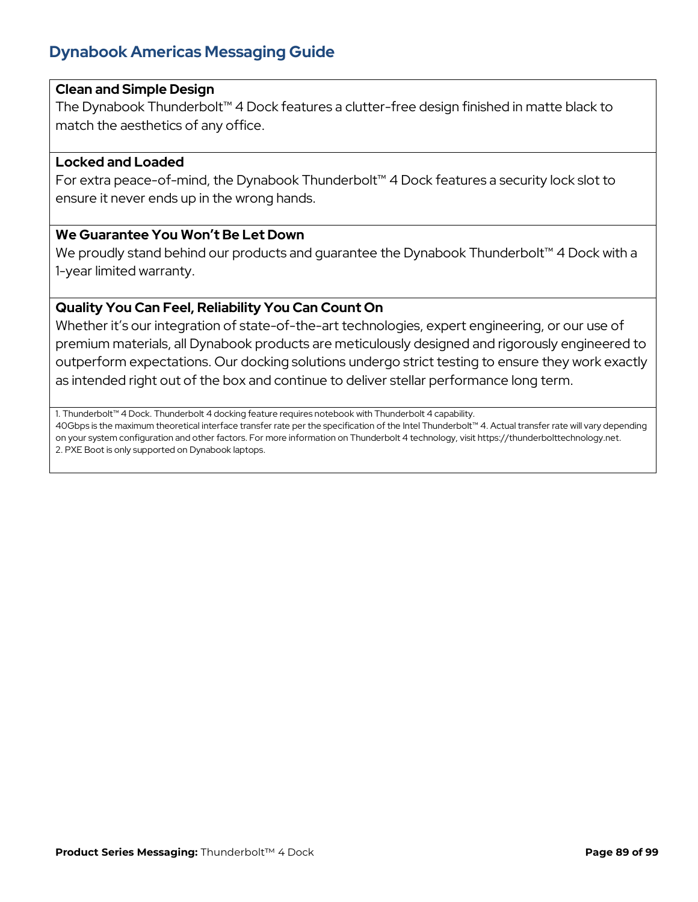**Clean and Simple Design**

The Dynabook Thunderbolt™ 4 Dock features a clutter-free design finished in matte black to match the aesthetics of any office.

**Locked and Loaded**

For extra peace-of-mind, the Dynabook Thunderbolt™ 4 Dock features a security lock slot to ensure it never ends up in the wrong hands.

**We Guarantee You Won't Be Let Down**

We proudly stand behind our products and guarantee the Dynabook Thunderbolt™ 4 Dock with a 1-year limited warranty.

**Quality You Can Feel, Reliability You Can Count On**

Whether it's our integration of state-of-the-art technologies, expert engineering, or our use of premium materials, all Dynabook products are meticulously designed and rigorously engineered to outperform expectations. Our docking solutions undergo strict testing to ensure they work exactly as intended right out of the box and continue to deliver stellar performance long term.

1. Thunderbolt™ 4 Dock. Thunderbolt 4 docking feature requires notebook with Thunderbolt 4 capability.
40Gbps is the maximum theoretical interface transfer rate per the specification of the Intel Thunderbolt™ 4. Actual transfer rate will vary depending on your system configuration and other factors. For more information on Thunderbolt 4 technology, visit https://thunderbolttechnology.net.
2. PXE Boot is only supported on Dynabook laptops.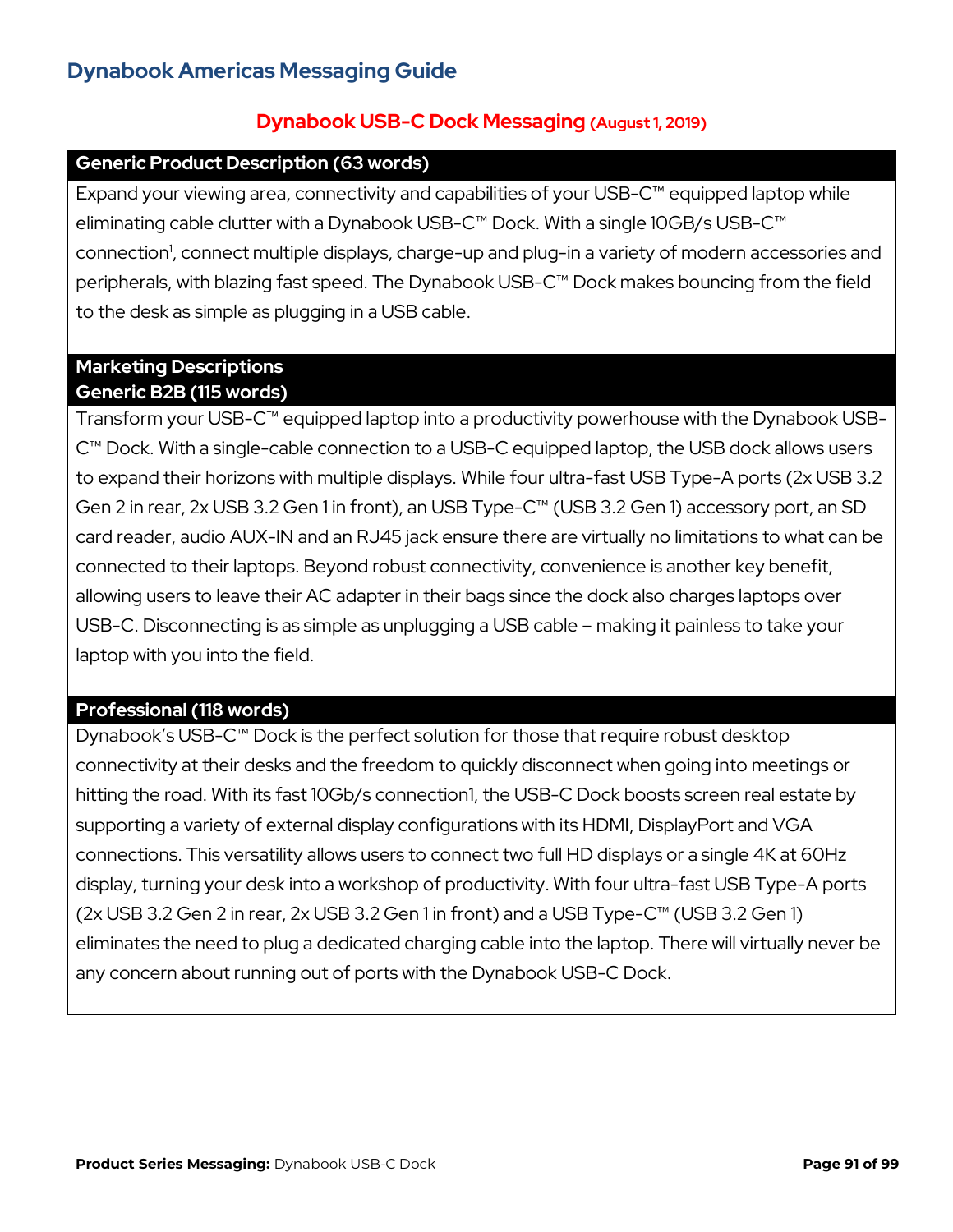## Dynabook Americas Messaging Guide

### Dynabook USB-C Dock Messaging (August 1, 2019)

**Generic Product Description (63 words)**

Expand your viewing area, connectivity and capabilities of your USB-C™ equipped laptop while eliminating cable clutter with a Dynabook USB-C™ Dock. With a single 10GB/s USB-C™ connection[1], connect multiple displays, charge-up and plug-in a variety of modern accessories and peripherals, with blazing fast speed. The Dynabook USB-C™ Dock makes bouncing from the field to the desk as simple as plugging in a USB cable.

**Marketing Descriptions**
**Generic B2B (115 words)**

Transform your USB-C™ equipped laptop into a productivity powerhouse with the Dynabook USB-C™ Dock. With a single-cable connection to a USB-C equipped laptop, the USB dock allows users to expand their horizons with multiple displays. While four ultra-fast USB Type-A ports (2x USB 3.2 Gen 2 in rear, 2x USB 3.2 Gen 1 in front), an USB Type-C™ (USB 3.2 Gen 1) accessory port, an SD card reader, audio AUX-IN and an RJ45 jack ensure there are virtually no limitations to what can be connected to their laptops. Beyond robust connectivity, convenience is another key benefit, allowing users to leave their AC adapter in their bags since the dock also charges laptops over USB-C. Disconnecting is as simple as unplugging a USB cable – making it painless to take your laptop with you into the field.

**Professional (118 words)**

Dynabook's USB-C™ Dock is the perfect solution for those that require robust desktop connectivity at their desks and the freedom to quickly disconnect when going into meetings or hitting the road. With its fast 10Gb/s connection1, the USB-C Dock boosts screen real estate by supporting a variety of external display configurations with its HDMI, DisplayPort and VGA connections. This versatility allows users to connect two full HD displays or a single 4K at 60Hz display, turning your desk into a workshop of productivity. With four ultra-fast USB Type-A ports (2x USB 3.2 Gen 2 in rear, 2x USB 3.2 Gen 1 in front) and a USB Type-C™ (USB 3.2 Gen 1) eliminates the need to plug a dedicated charging cable into the laptop. There will virtually never be any concern about running out of ports with the Dynabook USB-C Dock.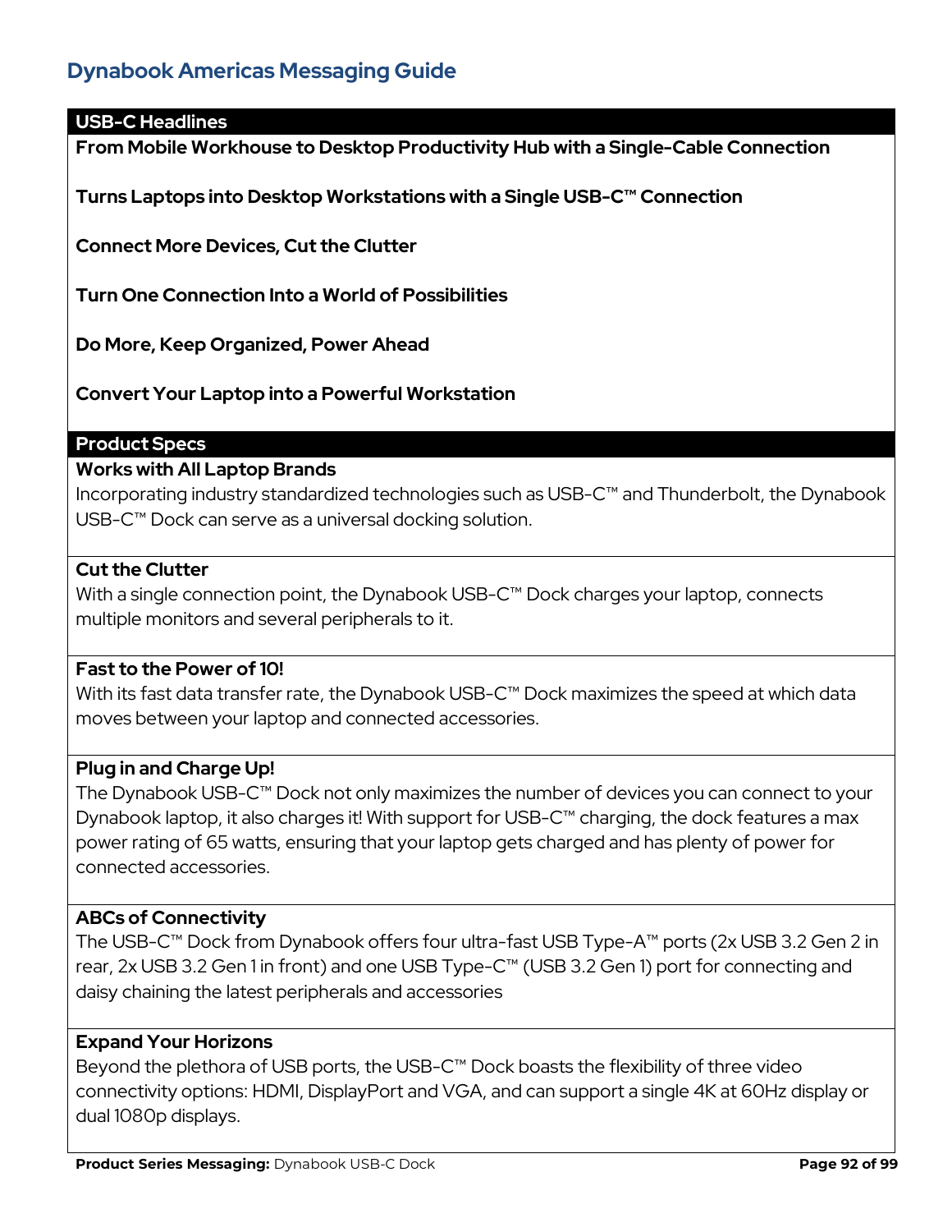# Dynabook Americas Messaging Guide

## USB-C Headlines

**From Mobile Workhouse to Desktop Productivity Hub with a Single-Cable Connection**

**Turns Laptops into Desktop Workstations with a Single USB-C™ Connection**

**Connect More Devices, Cut the Clutter**

**Turn One Connection Into a World of Possibilities**

**Do More, Keep Organized, Power Ahead**

**Convert Your Laptop into a Powerful Workstation**

## Product Specs

**Works with All Laptop Brands**

Incorporating industry standardized technologies such as USB-C™ and Thunderbolt, the Dynabook USB-C™ Dock can serve as a universal docking solution.

**Cut the Clutter**

With a single connection point, the Dynabook USB-C™ Dock charges your laptop, connects multiple monitors and several peripherals to it.

**Fast to the Power of 10!**

With its fast data transfer rate, the Dynabook USB-C™ Dock maximizes the speed at which data moves between your laptop and connected accessories.

**Plug in and Charge Up!**

The Dynabook USB-C™ Dock not only maximizes the number of devices you can connect to your Dynabook laptop, it also charges it! With support for USB-C™ charging, the dock features a max power rating of 65 watts, ensuring that your laptop gets charged and has plenty of power for connected accessories.

**ABCs of Connectivity**

The USB-C™ Dock from Dynabook offers four ultra-fast USB Type-A™ ports (2x USB 3.2 Gen 2 in rear, 2x USB 3.2 Gen 1 in front) and one USB Type-C™ (USB 3.2 Gen 1) port for connecting and daisy chaining the latest peripherals and accessories

**Expand Your Horizons**

Beyond the plethora of USB ports, the USB-C™ Dock boasts the flexibility of three video connectivity options: HDMI, DisplayPort and VGA, and can support a single 4K at 60Hz display or dual 1080p displays.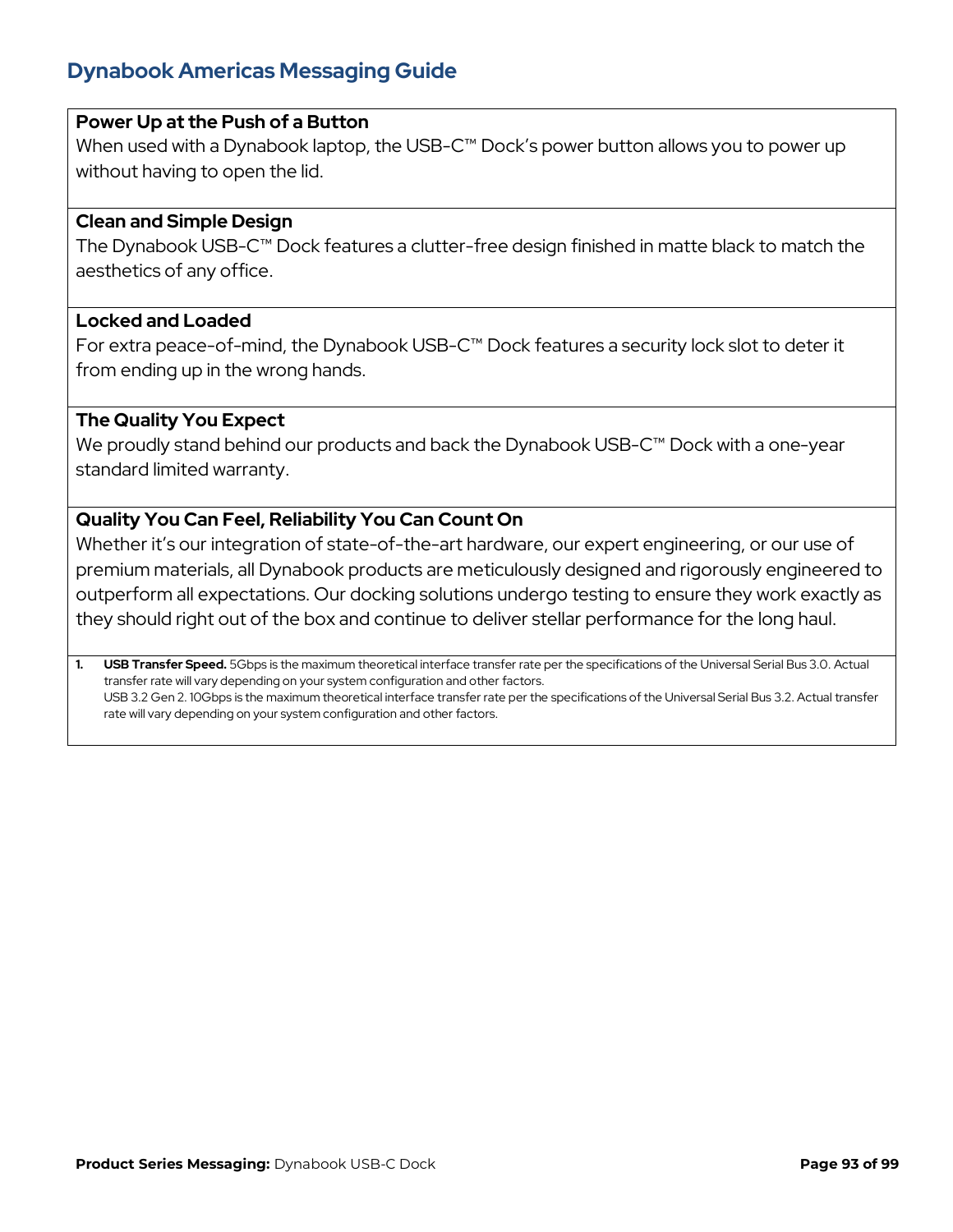**Power Up at the Push of a Button**
When used with a Dynabook laptop, the USB-C™ Dock's power button allows you to power up without having to open the lid.

**Clean and Simple Design**
The Dynabook USB-C™ Dock features a clutter-free design finished in matte black to match the aesthetics of any office.

**Locked and Loaded**
For extra peace-of-mind, the Dynabook USB-C™ Dock features a security lock slot to deter it from ending up in the wrong hands.

**The Quality You Expect**
We proudly stand behind our products and back the Dynabook USB-C™ Dock with a one-year standard limited warranty.

**Quality You Can Feel, Reliability You Can Count On**
Whether it's our integration of state-of-the-art hardware, our expert engineering, or our use of premium materials, all Dynabook products are meticulously designed and rigorously engineered to outperform all expectations. Our docking solutions undergo testing to ensure they work exactly as they should right out of the box and continue to deliver stellar performance for the long haul.

1. **USB Transfer Speed.** 5Gbps is the maximum theoretical interface transfer rate per the specifications of the Universal Serial Bus 3.0. Actual transfer rate will vary depending on your system configuration and other factors.
   USB 3.2 Gen 2. 10Gbps is the maximum theoretical interface transfer rate per the specifications of the Universal Serial Bus 3.2. Actual transfer rate will vary depending on your system configuration and other factors.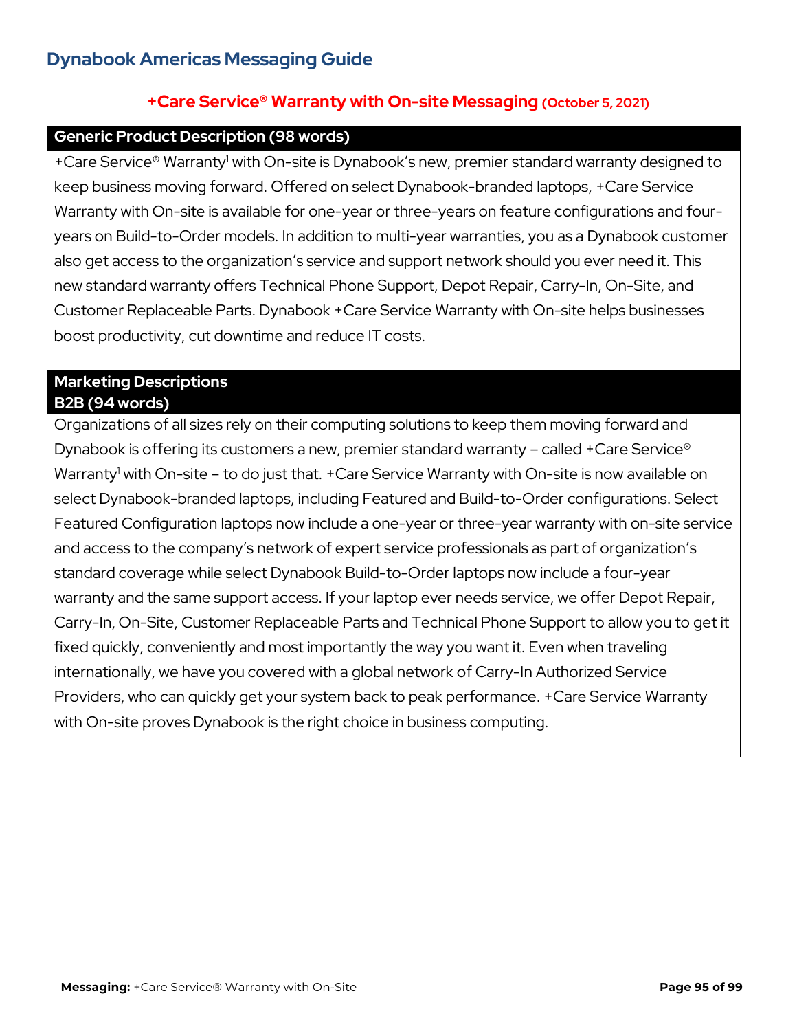## Dynabook Americas Messaging Guide

### +Care Service® Warranty with On-site Messaging (October 5, 2021)

**Generic Product Description (98 words)**

+Care Service® Warranty[1] with On-site is Dynabook's new, premier standard warranty designed to keep business moving forward. Offered on select Dynabook-branded laptops, +Care Service Warranty with On-site is available for one-year or three-years on feature configurations and four-years on Build-to-Order models. In addition to multi-year warranties, you as a Dynabook customer also get access to the organization's service and support network should you ever need it. This new standard warranty offers Technical Phone Support, Depot Repair, Carry-In, On-Site, and Customer Replaceable Parts. Dynabook +Care Service Warranty with On-site helps businesses boost productivity, cut downtime and reduce IT costs.

**Marketing Descriptions**
**B2B (94 words)**

Organizations of all sizes rely on their computing solutions to keep them moving forward and Dynabook is offering its customers a new, premier standard warranty – called +Care Service® Warranty[1] with On-site – to do just that. +Care Service Warranty with On-site is now available on select Dynabook-branded laptops, including Featured and Build-to-Order configurations. Select Featured Configuration laptops now include a one-year or three-year warranty with on-site service and access to the company's network of expert service professionals as part of organization's standard coverage while select Dynabook Build-to-Order laptops now include a four-year warranty and the same support access. If your laptop ever needs service, we offer Depot Repair, Carry-In, On-Site, Customer Replaceable Parts and Technical Phone Support to allow you to get it fixed quickly, conveniently and most importantly the way you want it. Even when traveling internationally, we have you covered with a global network of Carry-In Authorized Service Providers, who can quickly get your system back to peak performance. +Care Service Warranty with On-site proves Dynabook is the right choice in business computing.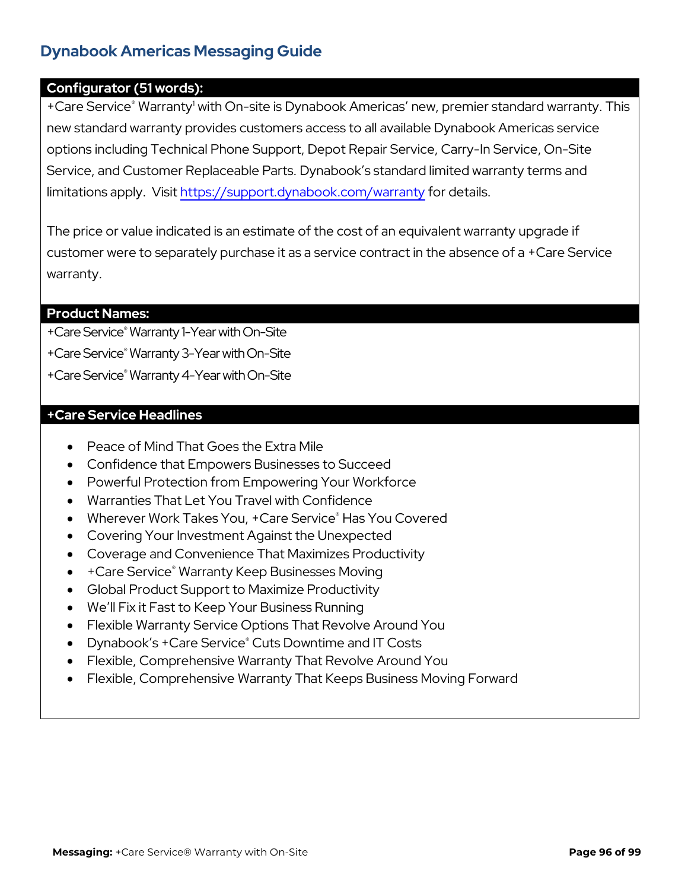## Dynabook Americas Messaging Guide

### Configurator (51 words):

+Care Service® Warranty[1] with On-site is Dynabook Americas' new, premier standard warranty. This new standard warranty provides customers access to all available Dynabook Americas service options including Technical Phone Support, Depot Repair Service, Carry-In Service, On-Site Service, and Customer Replaceable Parts. Dynabook's standard limited warranty terms and limitations apply. Visit https://support.dynabook.com/warranty for details.

The price or value indicated is an estimate of the cost of an equivalent warranty upgrade if customer were to separately purchase it as a service contract in the absence of a +Care Service warranty.

### Product Names:

+Care Service® Warranty 1-Year with On-Site

+Care Service® Warranty 3-Year with On-Site

+Care Service® Warranty 4-Year with On-Site

### +Care Service Headlines

- Peace of Mind That Goes the Extra Mile
- Confidence that Empowers Businesses to Succeed
- Powerful Protection from Empowering Your Workforce
- Warranties That Let You Travel with Confidence
- Wherever Work Takes You, +Care Service® Has You Covered
- Covering Your Investment Against the Unexpected
- Coverage and Convenience That Maximizes Productivity
- +Care Service® Warranty Keep Businesses Moving
- Global Product Support to Maximize Productivity
- We'll Fix it Fast to Keep Your Business Running
- Flexible Warranty Service Options That Revolve Around You
- Dynabook's +Care Service® Cuts Downtime and IT Costs
- Flexible, Comprehensive Warranty That Revolve Around You
- Flexible, Comprehensive Warranty That Keeps Business Moving Forward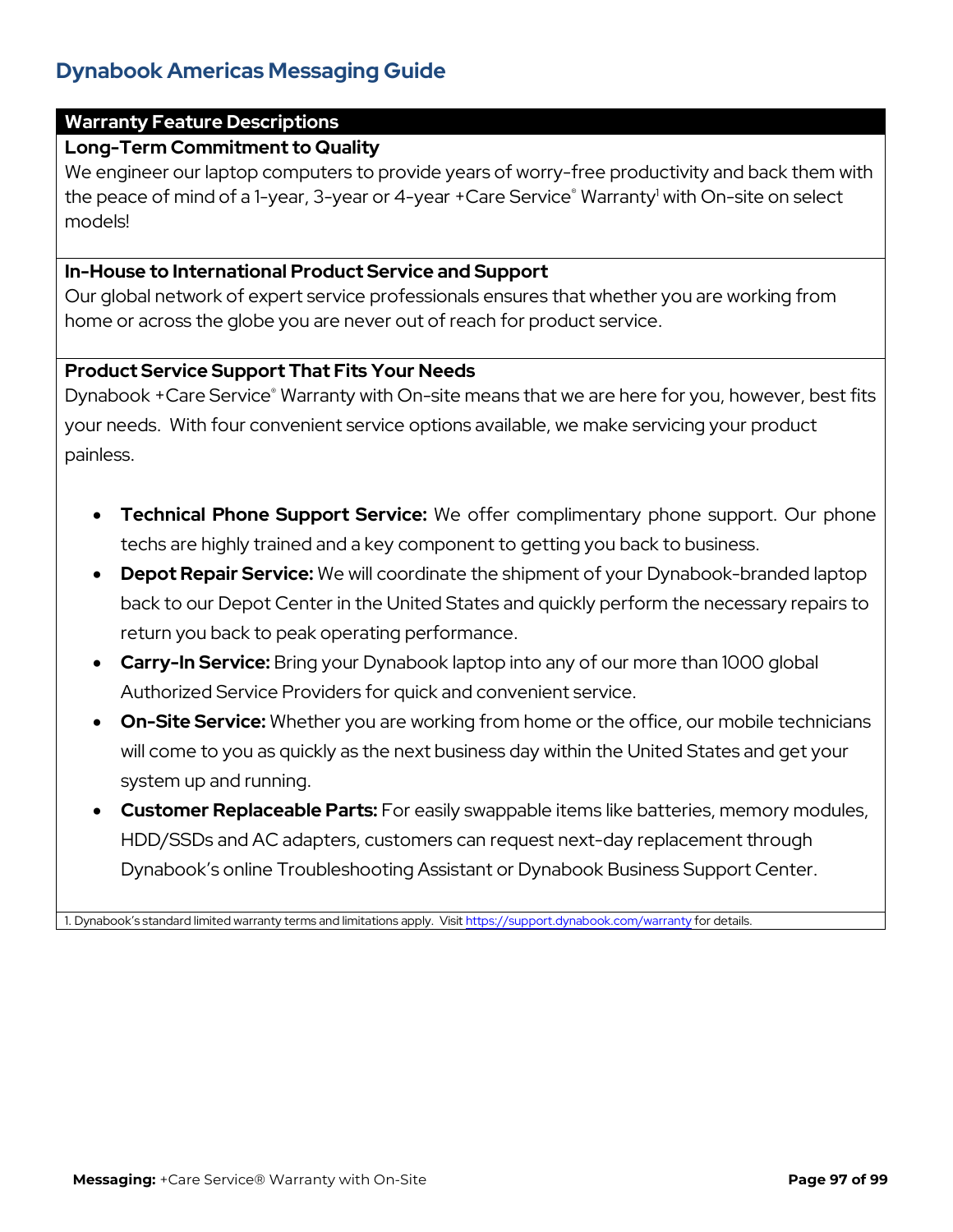# Dynabook Americas Messaging Guide

## Warranty Feature Descriptions

### Long-Term Commitment to Quality

We engineer our laptop computers to provide years of worry-free productivity and back them with the peace of mind of a 1-year, 3-year or 4-year +Care Service® Warranty[1] with On-site on select models!

### In-House to International Product Service and Support

Our global network of expert service professionals ensures that whether you are working from home or across the globe you are never out of reach for product service.

### Product Service Support That Fits Your Needs

Dynabook +Care Service® Warranty with On-site means that we are here for you, however, best fits your needs. With four convenient service options available, we make servicing your product painless.

- **Technical Phone Support Service:** We offer complimentary phone support. Our phone techs are highly trained and a key component to getting you back to business.
- **Depot Repair Service:** We will coordinate the shipment of your Dynabook-branded laptop back to our Depot Center in the United States and quickly perform the necessary repairs to return you back to peak operating performance.
- **Carry-In Service:** Bring your Dynabook laptop into any of our more than 1000 global Authorized Service Providers for quick and convenient service.
- **On-Site Service:** Whether you are working from home or the office, our mobile technicians will come to you as quickly as the next business day within the United States and get your system up and running.
- **Customer Replaceable Parts:** For easily swappable items like batteries, memory modules, HDD/SSDs and AC adapters, customers can request next-day replacement through Dynabook's online Troubleshooting Assistant or Dynabook Business Support Center.

1. Dynabook's standard limited warranty terms and limitations apply. Visit https://support.dynabook.com/warranty for details.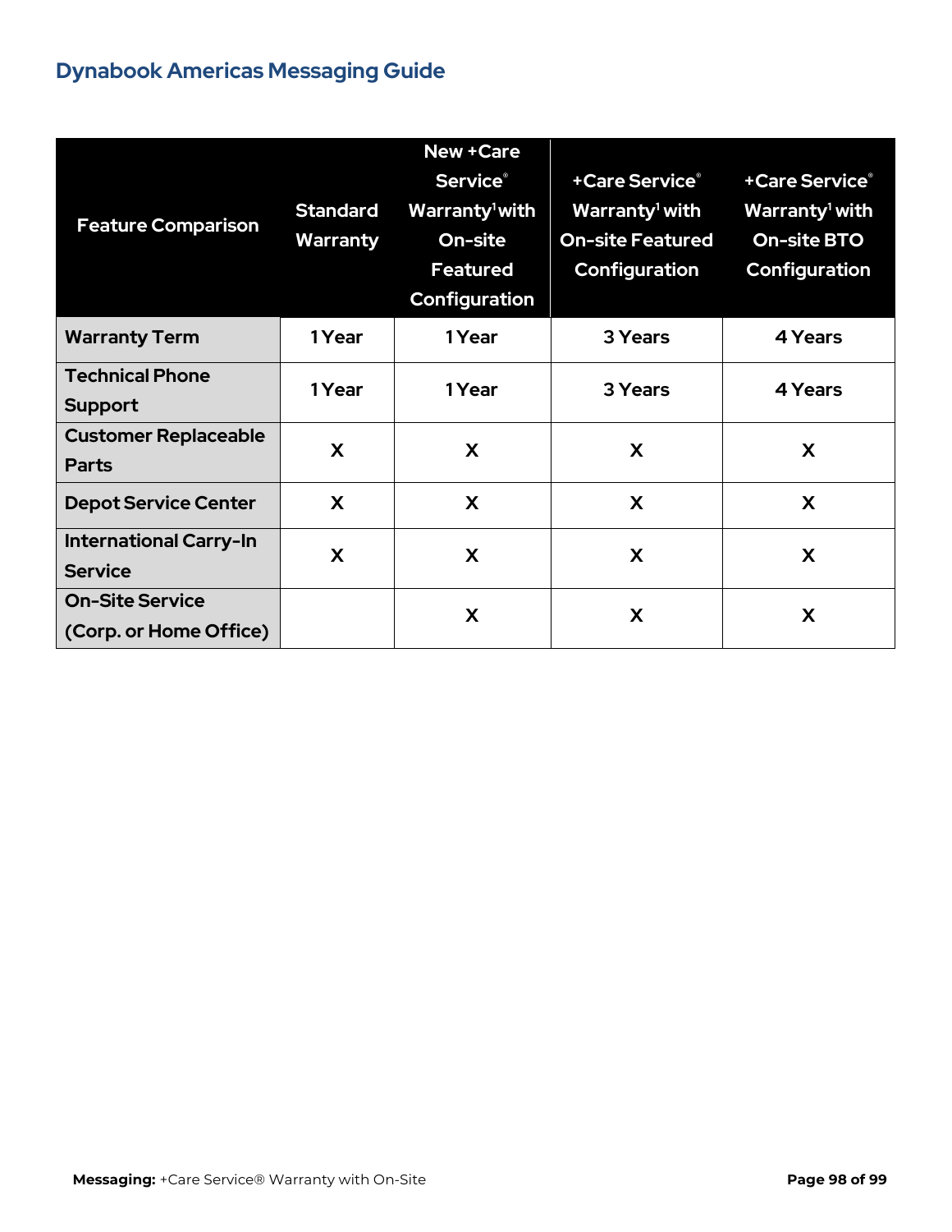| Feature Comparison | Standard Warranty | New +Care Service® Warranty[1] with On-site Featured Configuration | +Care Service® Warranty[1] with On-site Featured Configuration | +Care Service® Warranty[1] with On-site BTO Configuration |
|---|---|---|---|---|
| **Warranty Term** | 1 Year | 1 Year | 3 Years | 4 Years |
| **Technical Phone Support** | 1 Year | 1 Year | 3 Years | 4 Years |
| **Customer Replaceable Parts** | X | X | X | X |
| **Depot Service Center** | X | X | X | X |
| **International Carry-In Service** | X | X | X | X |
| **On-Site Service (Corp. or Home Office)** | | X | X | X |